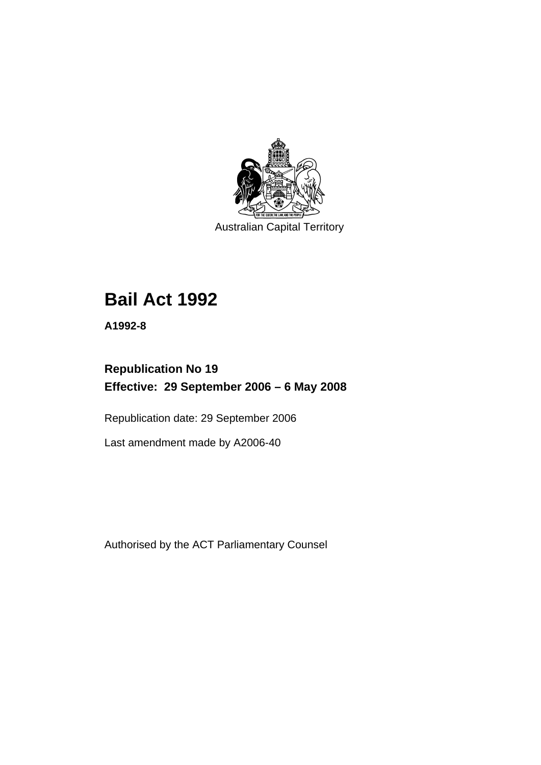Australian Capital Territory

# Bail Act 1992

**A1992-8**

## Republication No 19
## Effective: 29 September 2006 – 6 May 2008

Republication date: 29 September 2006

Last amendment made by A2006-40

Authorised by the ACT Parliamentary Counsel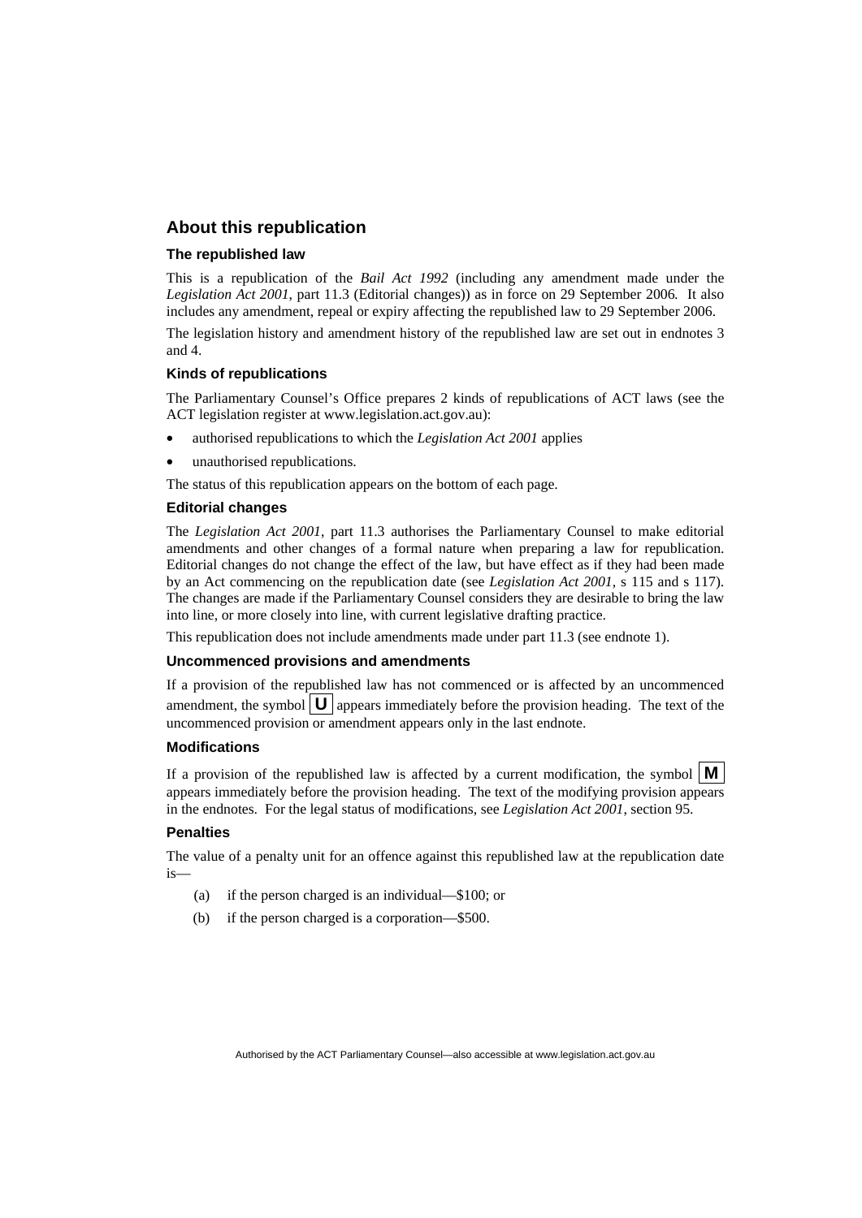## About this republication

### The republished law

This is a republication of the *Bail Act 1992* (including any amendment made under the *Legislation Act 2001*, part 11.3 (Editorial changes)) as in force on 29 September 2006*.* It also includes any amendment, repeal or expiry affecting the republished law to 29 September 2006.

The legislation history and amendment history of the republished law are set out in endnotes 3 and 4.

### Kinds of republications

The Parliamentary Counsel's Office prepares 2 kinds of republications of ACT laws (see the ACT legislation register at www.legislation.act.gov.au):

- authorised republications to which the *Legislation Act 2001* applies
- unauthorised republications.

The status of this republication appears on the bottom of each page.

### Editorial changes

The *Legislation Act 2001*, part 11.3 authorises the Parliamentary Counsel to make editorial amendments and other changes of a formal nature when preparing a law for republication. Editorial changes do not change the effect of the law, but have effect as if they had been made by an Act commencing on the republication date (see *Legislation Act 2001*, s 115 and s 117). The changes are made if the Parliamentary Counsel considers they are desirable to bring the law into line, or more closely into line, with current legislative drafting practice.

This republication does not include amendments made under part 11.3 (see endnote 1).

### Uncommenced provisions and amendments

If a provision of the republished law has not commenced or is affected by an uncommenced amendment, the symbol **U** appears immediately before the provision heading. The text of the uncommenced provision or amendment appears only in the last endnote.

### Modifications

If a provision of the republished law is affected by a current modification, the symbol **M** appears immediately before the provision heading. The text of the modifying provision appears in the endnotes. For the legal status of modifications, see *Legislation Act 2001*, section 95.

### Penalties

The value of a penalty unit for an offence against this republished law at the republication date is—

(a) if the person charged is an individual—\$100; or

(b) if the person charged is a corporation—\$500.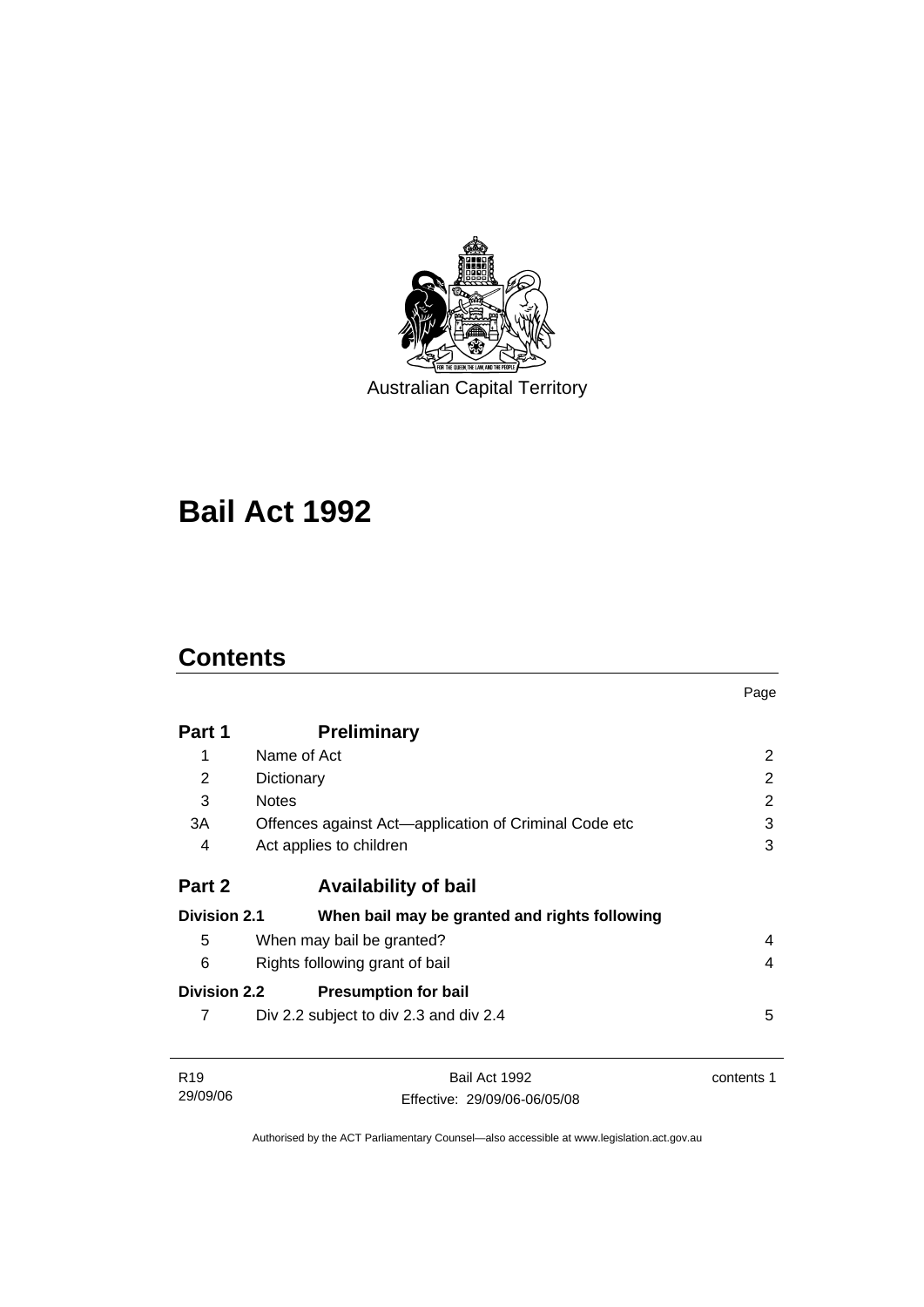Australian Capital Territory

# Bail Act 1992

## Contents

| | | Page |
|---|---|---|
| **Part 1** | **Preliminary** | |
| 1 | Name of Act | 2 |
| 2 | Dictionary | 2 |
| 3 | Notes | 2 |
| 3A | Offences against Act—application of Criminal Code etc | 3 |
| 4 | Act applies to children | 3 |
| **Part 2** | **Availability of bail** | |
| **Division 2.1** | **When bail may be granted and rights following** | |
| 5 | When may bail be granted? | 4 |
| 6 | Rights following grant of bail | 4 |
| **Division 2.2** | **Presumption for bail** | |
| 7 | Div 2.2 subject to div 2.3 and div 2.4 | 5 |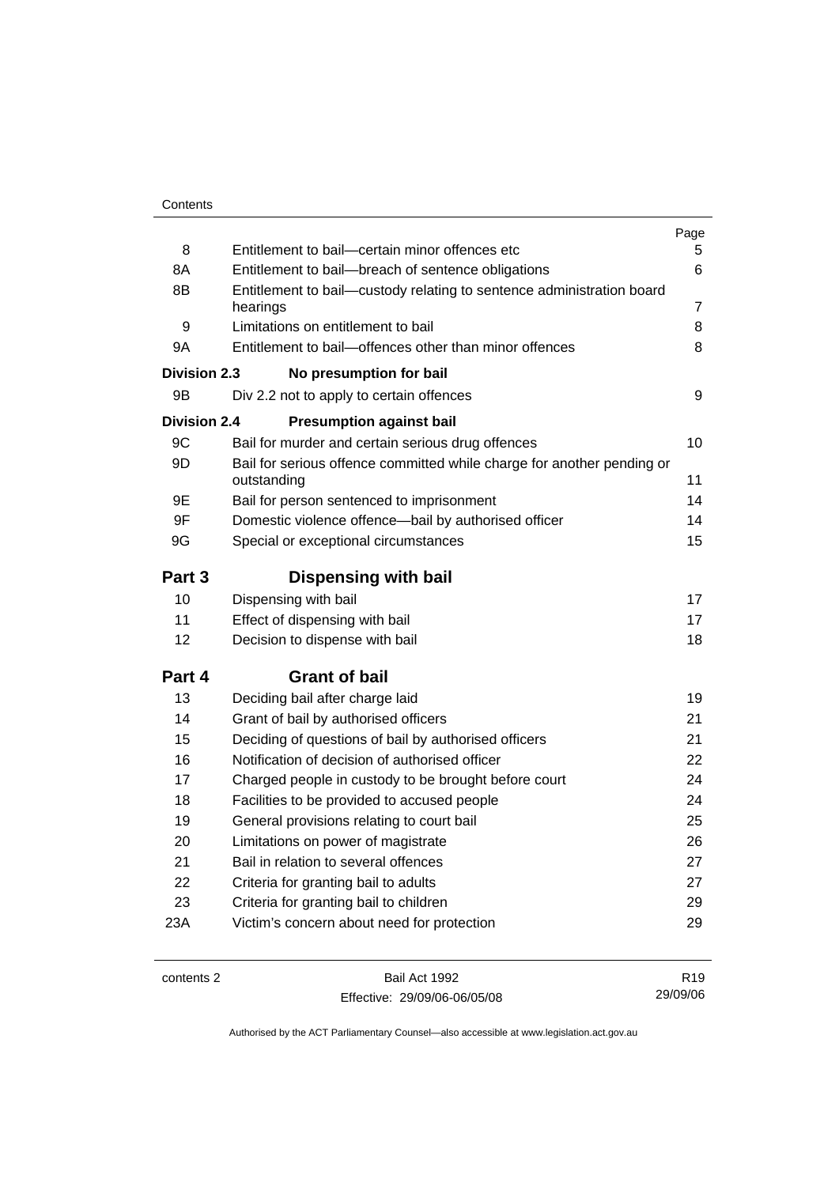| | | Page |
|---|---|---|
| 8 | Entitlement to bail—certain minor offences etc | 5 |
| 8A | Entitlement to bail—breach of sentence obligations | 6 |
| 8B | Entitlement to bail—custody relating to sentence administration board hearings | 7 |
| 9 | Limitations on entitlement to bail | 8 |
| 9A | Entitlement to bail—offences other than minor offences | 8 |
| **Division 2.3** | **No presumption for bail** | |
| 9B | Div 2.2 not to apply to certain offences | 9 |
| **Division 2.4** | **Presumption against bail** | |
| 9C | Bail for murder and certain serious drug offences | 10 |
| 9D | Bail for serious offence committed while charge for another pending or outstanding | 11 |
| 9E | Bail for person sentenced to imprisonment | 14 |
| 9F | Domestic violence offence—bail by authorised officer | 14 |
| 9G | Special or exceptional circumstances | 15 |
| **Part 3** | **Dispensing with bail** | |
| 10 | Dispensing with bail | 17 |
| 11 | Effect of dispensing with bail | 17 |
| 12 | Decision to dispense with bail | 18 |
| **Part 4** | **Grant of bail** | |
| 13 | Deciding bail after charge laid | 19 |
| 14 | Grant of bail by authorised officers | 21 |
| 15 | Deciding of questions of bail by authorised officers | 21 |
| 16 | Notification of decision of authorised officer | 22 |
| 17 | Charged people in custody to be brought before court | 24 |
| 18 | Facilities to be provided to accused people | 24 |
| 19 | General provisions relating to court bail | 25 |
| 20 | Limitations on power of magistrate | 26 |
| 21 | Bail in relation to several offences | 27 |
| 22 | Criteria for granting bail to adults | 27 |
| 23 | Criteria for granting bail to children | 29 |
| 23A | Victim's concern about need for protection | 29 |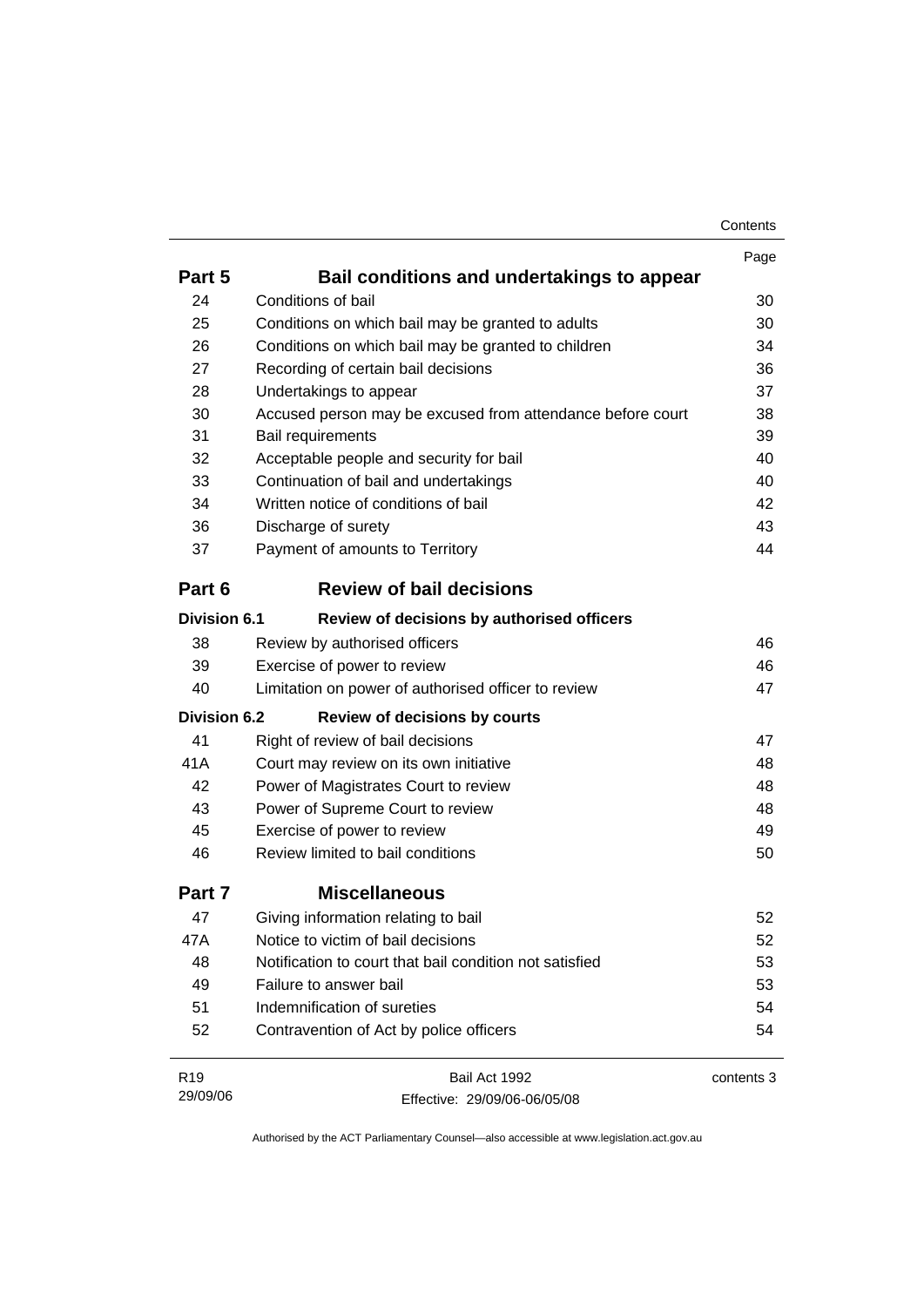| | | Page |
|---|---|---|
| **Part 5** | **Bail conditions and undertakings to appear** | |
| 24 | Conditions of bail | 30 |
| 25 | Conditions on which bail may be granted to adults | 30 |
| 26 | Conditions on which bail may be granted to children | 34 |
| 27 | Recording of certain bail decisions | 36 |
| 28 | Undertakings to appear | 37 |
| 30 | Accused person may be excused from attendance before court | 38 |
| 31 | Bail requirements | 39 |
| 32 | Acceptable people and security for bail | 40 |
| 33 | Continuation of bail and undertakings | 40 |
| 34 | Written notice of conditions of bail | 42 |
| 36 | Discharge of surety | 43 |
| 37 | Payment of amounts to Territory | 44 |
| **Part 6** | **Review of bail decisions** | |
| **Division 6.1** | **Review of decisions by authorised officers** | |
| 38 | Review by authorised officers | 46 |
| 39 | Exercise of power to review | 46 |
| 40 | Limitation on power of authorised officer to review | 47 |
| **Division 6.2** | **Review of decisions by courts** | |
| 41 | Right of review of bail decisions | 47 |
| 41A | Court may review on its own initiative | 48 |
| 42 | Power of Magistrates Court to review | 48 |
| 43 | Power of Supreme Court to review | 48 |
| 45 | Exercise of power to review | 49 |
| 46 | Review limited to bail conditions | 50 |
| **Part 7** | **Miscellaneous** | |
| 47 | Giving information relating to bail | 52 |
| 47A | Notice to victim of bail decisions | 52 |
| 48 | Notification to court that bail condition not satisfied | 53 |
| 49 | Failure to answer bail | 53 |
| 51 | Indemnification of sureties | 54 |
| 52 | Contravention of Act by police officers | 54 |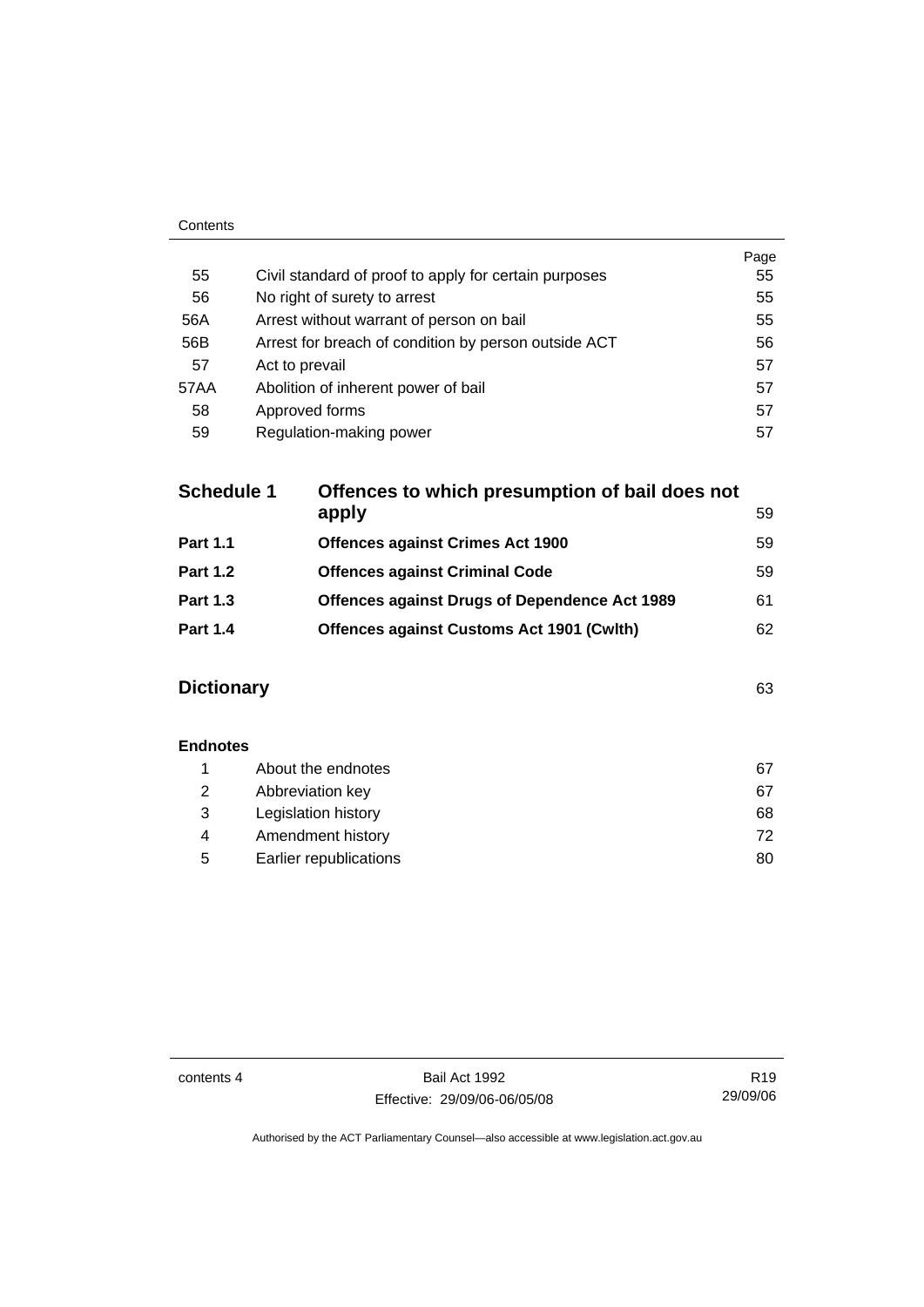| | | Page |
|---|---|---|
| 55 | Civil standard of proof to apply for certain purposes | 55 |
| 56 | No right of surety to arrest | 55 |
| 56A | Arrest without warrant of person on bail | 55 |
| 56B | Arrest for breach of condition by person outside ACT | 56 |
| 57 | Act to prevail | 57 |
| 57AA | Abolition of inherent power of bail | 57 |
| 58 | Approved forms | 57 |
| 59 | Regulation-making power | 57 |

| | | |
|---|---|---|
| **Schedule 1** | **Offences to which presumption of bail does not apply** | 59 |
| **Part 1.1** | **Offences against Crimes Act 1900** | 59 |
| **Part 1.2** | **Offences against Criminal Code** | 59 |
| **Part 1.3** | **Offences against Drugs of Dependence Act 1989** | 61 |
| **Part 1.4** | **Offences against Customs Act 1901 (Cwlth)** | 62 |

**Dictionary** 63

**Endnotes**

| | | |
|---|---|---|
| 1 | About the endnotes | 67 |
| 2 | Abbreviation key | 67 |
| 3 | Legislation history | 68 |
| 4 | Amendment history | 72 |
| 5 | Earlier republications | 80 |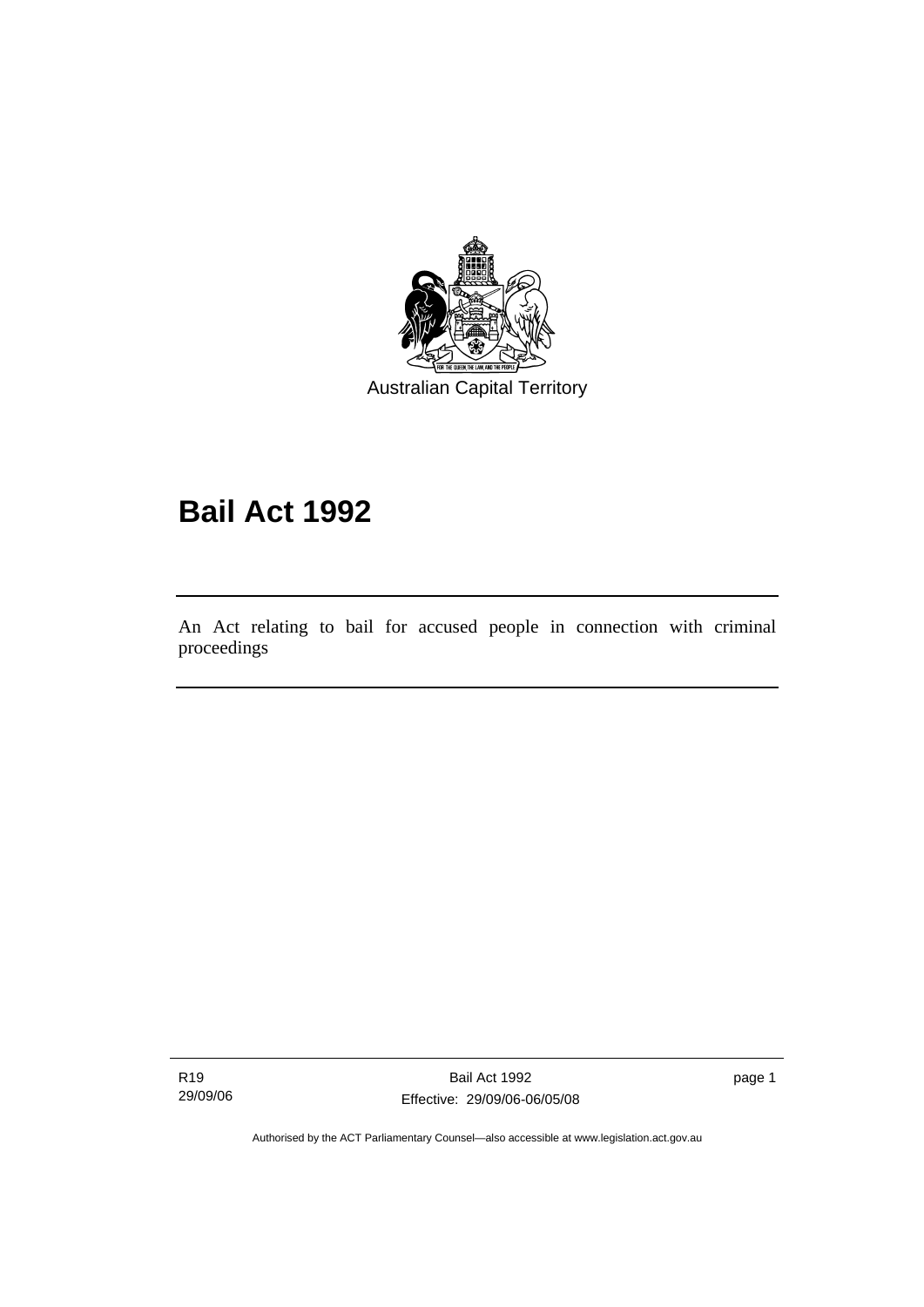Australian Capital Territory

# Bail Act 1992

An Act relating to bail for accused people in connection with criminal proceedings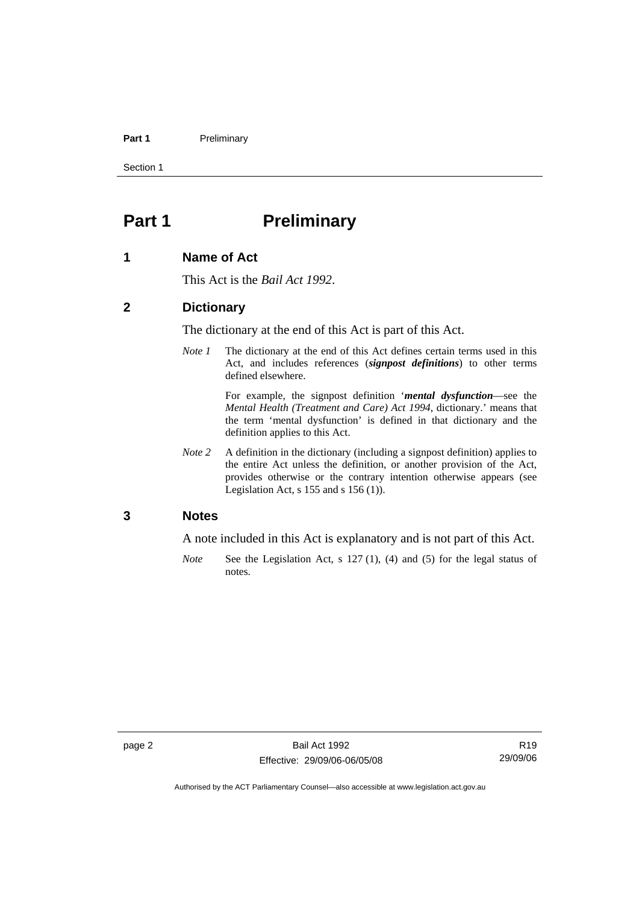# Part 1 Preliminary

## 1 Name of Act

This Act is the *Bail Act 1992*.

## 2 Dictionary

The dictionary at the end of this Act is part of this Act.

*Note 1* The dictionary at the end of this Act defines certain terms used in this Act, and includes references (***signpost definitions***) to other terms defined elsewhere.

For example, the signpost definition '***mental dysfunction***—see the *Mental Health (Treatment and Care) Act 1994*, dictionary.' means that the term 'mental dysfunction' is defined in that dictionary and the definition applies to this Act.

*Note 2* A definition in the dictionary (including a signpost definition) applies to the entire Act unless the definition, or another provision of the Act, provides otherwise or the contrary intention otherwise appears (see Legislation Act, s 155 and s 156 (1)).

## 3 Notes

A note included in this Act is explanatory and is not part of this Act.

*Note* See the Legislation Act, s 127 (1), (4) and (5) for the legal status of notes.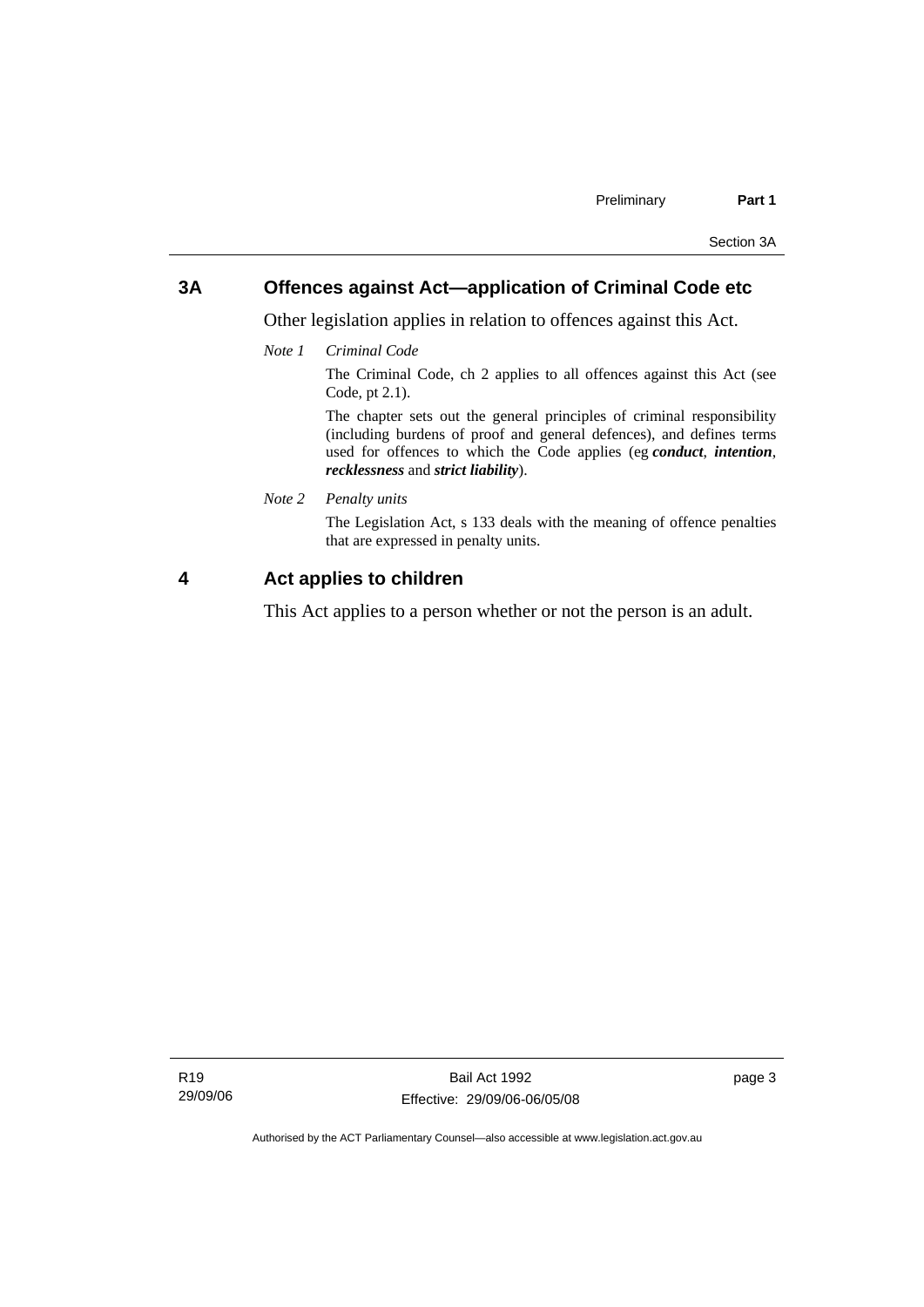## 3A Offences against Act—application of Criminal Code etc

Other legislation applies in relation to offences against this Act.

*Note 1 Criminal Code*

The Criminal Code, ch 2 applies to all offences against this Act (see Code, pt 2.1).

The chapter sets out the general principles of criminal responsibility (including burdens of proof and general defences), and defines terms used for offences to which the Code applies (eg ***conduct***, ***intention***, ***recklessness*** and ***strict liability***).

*Note 2 Penalty units*

The Legislation Act, s 133 deals with the meaning of offence penalties that are expressed in penalty units.

## 4 Act applies to children

This Act applies to a person whether or not the person is an adult.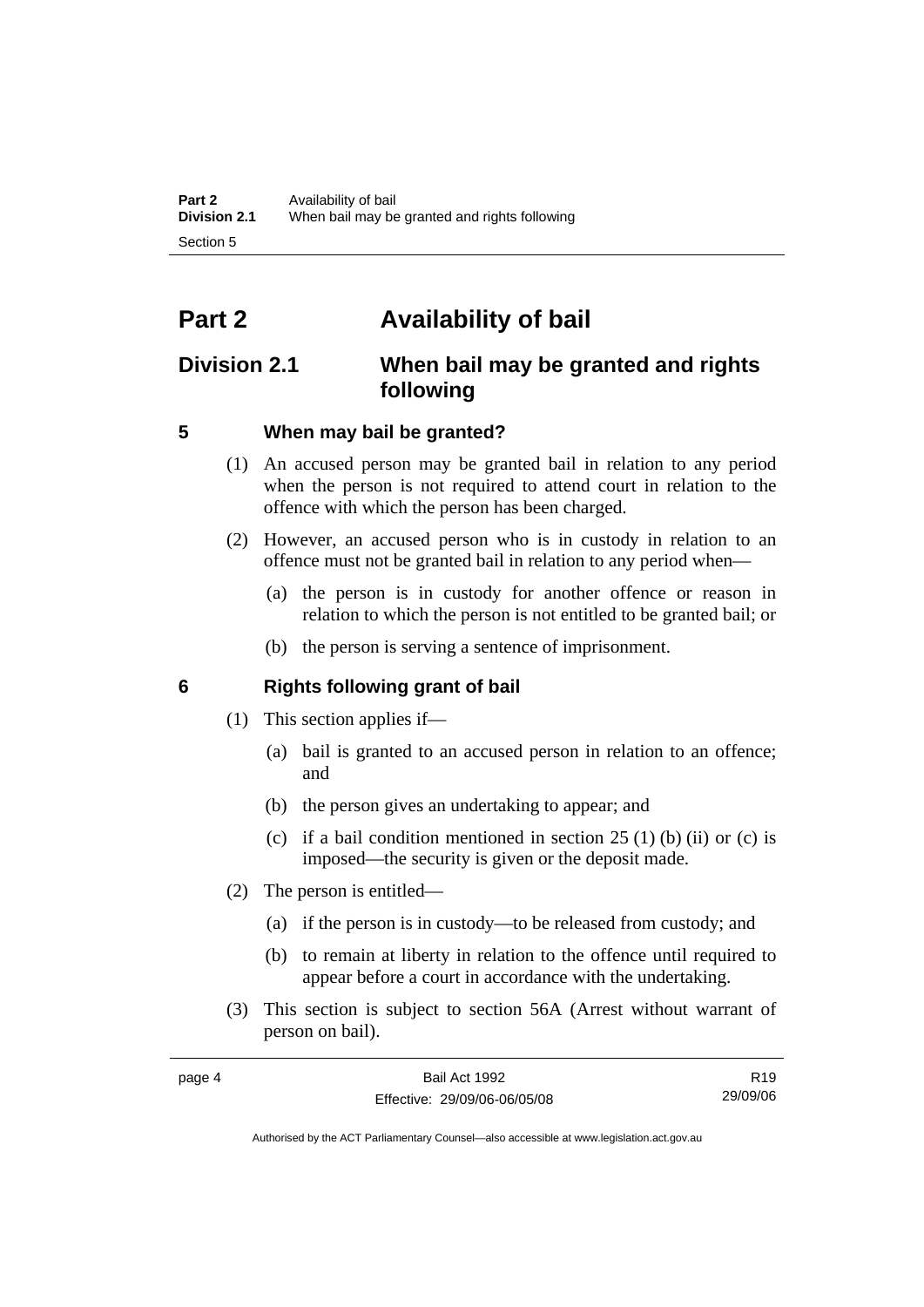# Part 2 Availability of bail

## Division 2.1 When bail may be granted and rights following

### 5 When may bail be granted?

(1) An accused person may be granted bail in relation to any period when the person is not required to attend court in relation to the offence with which the person has been charged.

(2) However, an accused person who is in custody in relation to an offence must not be granted bail in relation to any period when—

(a) the person is in custody for another offence or reason in relation to which the person is not entitled to be granted bail; or

(b) the person is serving a sentence of imprisonment.

### 6 Rights following grant of bail

(1) This section applies if—

(a) bail is granted to an accused person in relation to an offence; and

(b) the person gives an undertaking to appear; and

(c) if a bail condition mentioned in section 25 (1) (b) (ii) or (c) is imposed—the security is given or the deposit made.

(2) The person is entitled—

(a) if the person is in custody—to be released from custody; and

(b) to remain at liberty in relation to the offence until required to appear before a court in accordance with the undertaking.

(3) This section is subject to section 56A (Arrest without warrant of person on bail).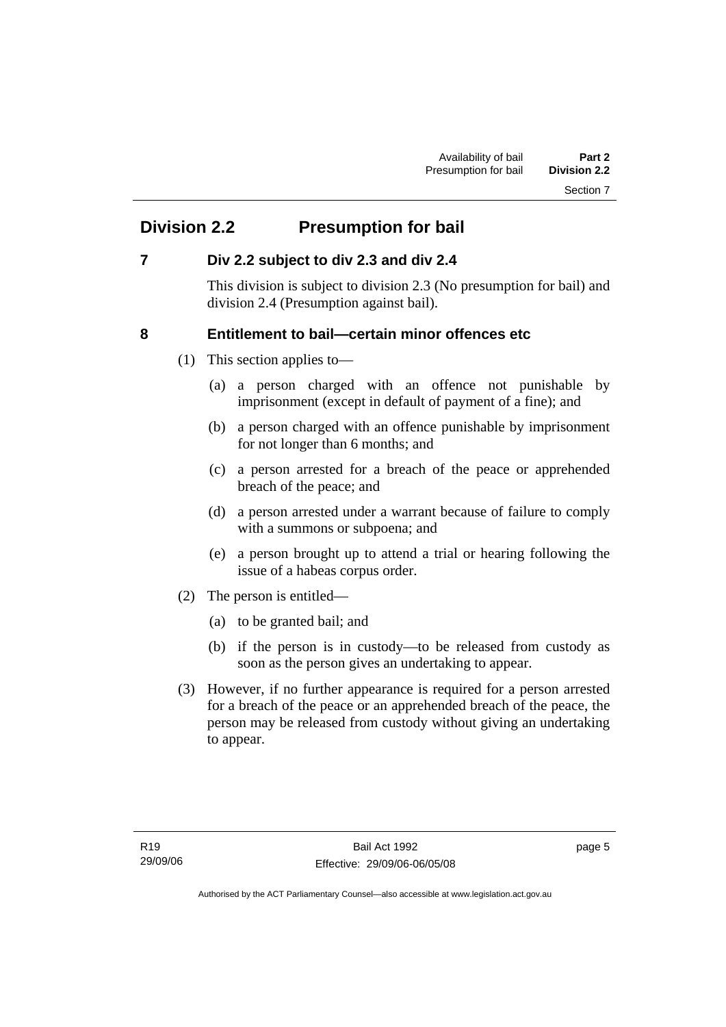## Division 2.2 Presumption for bail

### 7 Div 2.2 subject to div 2.3 and div 2.4

This division is subject to division 2.3 (No presumption for bail) and division 2.4 (Presumption against bail).

### 8 Entitlement to bail—certain minor offences etc

(1) This section applies to—

(a) a person charged with an offence not punishable by imprisonment (except in default of payment of a fine); and

(b) a person charged with an offence punishable by imprisonment for not longer than 6 months; and

(c) a person arrested for a breach of the peace or apprehended breach of the peace; and

(d) a person arrested under a warrant because of failure to comply with a summons or subpoena; and

(e) a person brought up to attend a trial or hearing following the issue of a habeas corpus order.

(2) The person is entitled—

(a) to be granted bail; and

(b) if the person is in custody—to be released from custody as soon as the person gives an undertaking to appear.

(3) However, if no further appearance is required for a person arrested for a breach of the peace or an apprehended breach of the peace, the person may be released from custody without giving an undertaking to appear.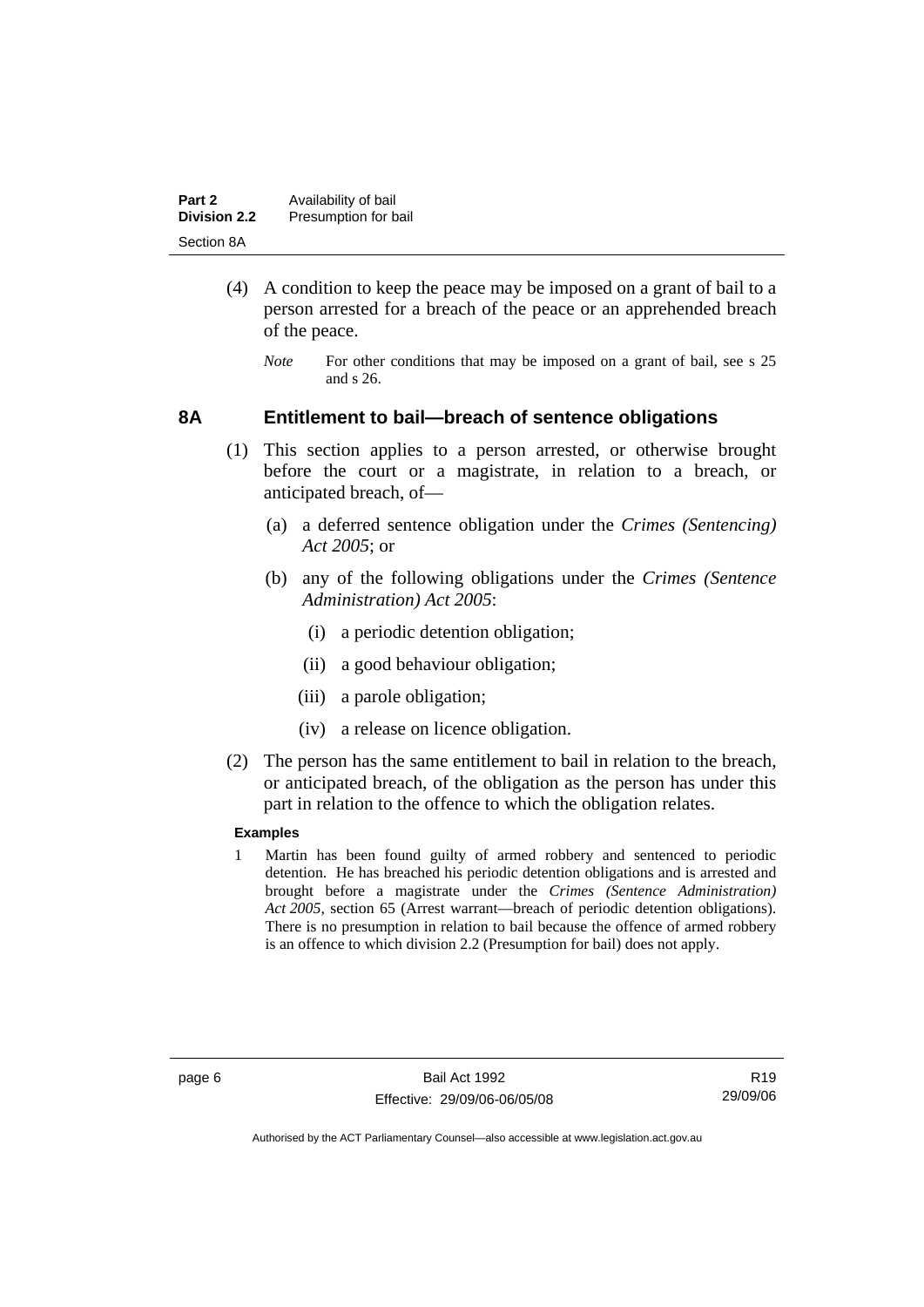(4) A condition to keep the peace may be imposed on a grant of bail to a person arrested for a breach of the peace or an apprehended breach of the peace.

*Note* For other conditions that may be imposed on a grant of bail, see s 25 and s 26.

## 8A Entitlement to bail—breach of sentence obligations

(1) This section applies to a person arrested, or otherwise brought before the court or a magistrate, in relation to a breach, or anticipated breach, of—

(a) a deferred sentence obligation under the *Crimes (Sentencing) Act 2005*; or

(b) any of the following obligations under the *Crimes (Sentence Administration) Act 2005*:

(i) a periodic detention obligation;

(ii) a good behaviour obligation;

(iii) a parole obligation;

(iv) a release on licence obligation.

(2) The person has the same entitlement to bail in relation to the breach, or anticipated breach, of the obligation as the person has under this part in relation to the offence to which the obligation relates.

**Examples**

1 Martin has been found guilty of armed robbery and sentenced to periodic detention. He has breached his periodic detention obligations and is arrested and brought before a magistrate under the *Crimes (Sentence Administration) Act 2005*, section 65 (Arrest warrant—breach of periodic detention obligations). There is no presumption in relation to bail because the offence of armed robbery is an offence to which division 2.2 (Presumption for bail) does not apply.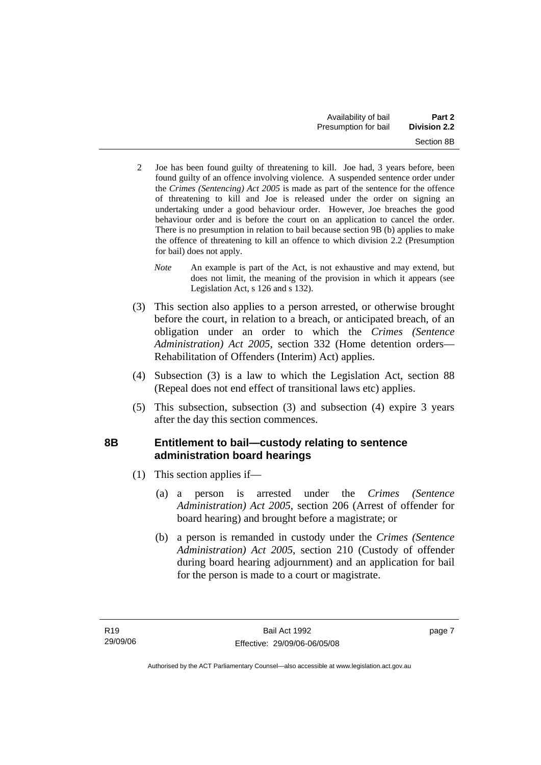2 Joe has been found guilty of threatening to kill. Joe had, 3 years before, been found guilty of an offence involving violence. A suspended sentence order under the *Crimes (Sentencing) Act 2005* is made as part of the sentence for the offence of threatening to kill and Joe is released under the order on signing an undertaking under a good behaviour order. However, Joe breaches the good behaviour order and is before the court on an application to cancel the order. There is no presumption in relation to bail because section 9B (b) applies to make the offence of threatening to kill an offence to which division 2.2 (Presumption for bail) does not apply.

*Note* An example is part of the Act, is not exhaustive and may extend, but does not limit, the meaning of the provision in which it appears (see Legislation Act, s 126 and s 132).

(3) This section also applies to a person arrested, or otherwise brought before the court, in relation to a breach, or anticipated breach, of an obligation under an order to which the *Crimes (Sentence Administration) Act 2005*, section 332 (Home detention orders—Rehabilitation of Offenders (Interim) Act) applies.

(4) Subsection (3) is a law to which the Legislation Act, section 88 (Repeal does not end effect of transitional laws etc) applies.

(5) This subsection, subsection (3) and subsection (4) expire 3 years after the day this section commences.

## 8B Entitlement to bail—custody relating to sentence administration board hearings

(1) This section applies if—

(a) a person is arrested under the *Crimes (Sentence Administration) Act 2005*, section 206 (Arrest of offender for board hearing) and brought before a magistrate; or

(b) a person is remanded in custody under the *Crimes (Sentence Administration) Act 2005*, section 210 (Custody of offender during board hearing adjournment) and an application for bail for the person is made to a court or magistrate.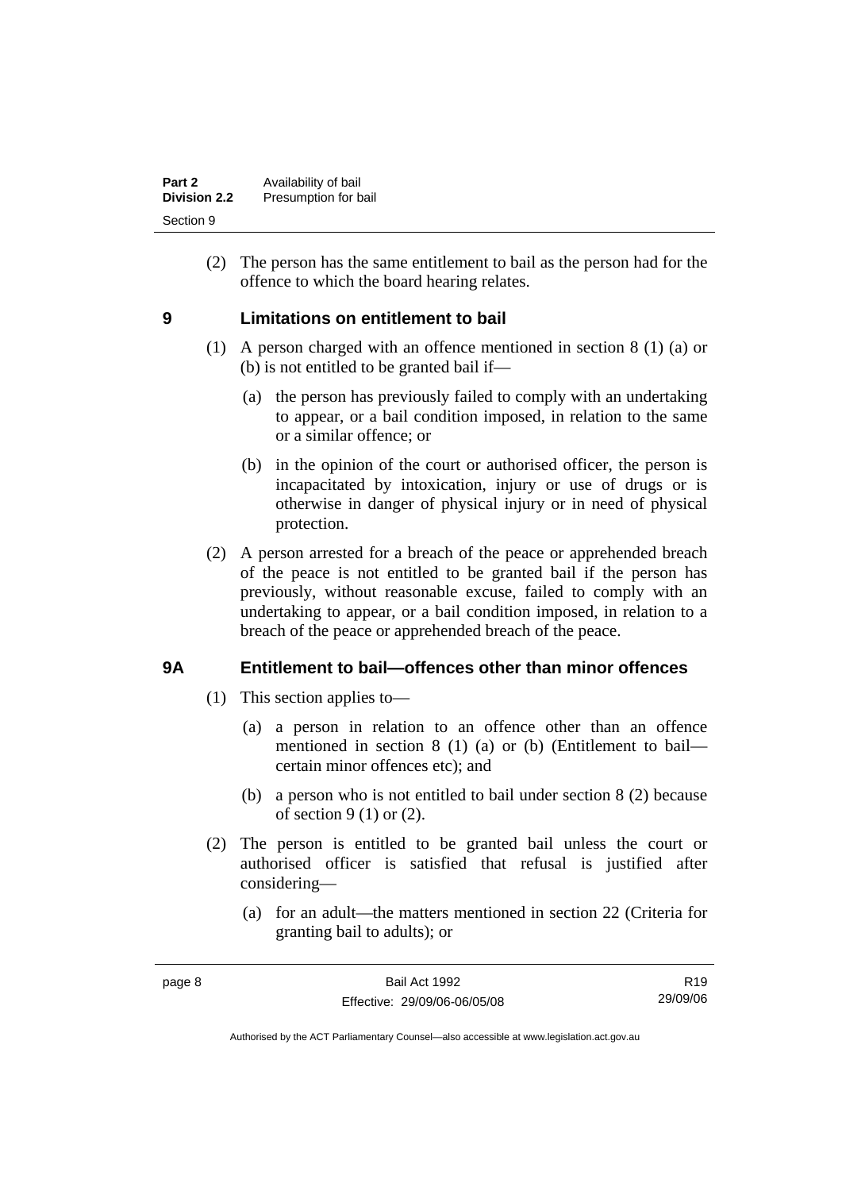(2) The person has the same entitlement to bail as the person had for the offence to which the board hearing relates.

## 9 Limitations on entitlement to bail

(1) A person charged with an offence mentioned in section 8 (1) (a) or (b) is not entitled to be granted bail if—

(a) the person has previously failed to comply with an undertaking to appear, or a bail condition imposed, in relation to the same or a similar offence; or

(b) in the opinion of the court or authorised officer, the person is incapacitated by intoxication, injury or use of drugs or is otherwise in danger of physical injury or in need of physical protection.

(2) A person arrested for a breach of the peace or apprehended breach of the peace is not entitled to be granted bail if the person has previously, without reasonable excuse, failed to comply with an undertaking to appear, or a bail condition imposed, in relation to a breach of the peace or apprehended breach of the peace.

## 9A Entitlement to bail—offences other than minor offences

(1) This section applies to—

(a) a person in relation to an offence other than an offence mentioned in section 8 (1) (a) or (b) (Entitlement to bail—certain minor offences etc); and

(b) a person who is not entitled to bail under section 8 (2) because of section 9 (1) or (2).

(2) The person is entitled to be granted bail unless the court or authorised officer is satisfied that refusal is justified after considering—

(a) for an adult—the matters mentioned in section 22 (Criteria for granting bail to adults); or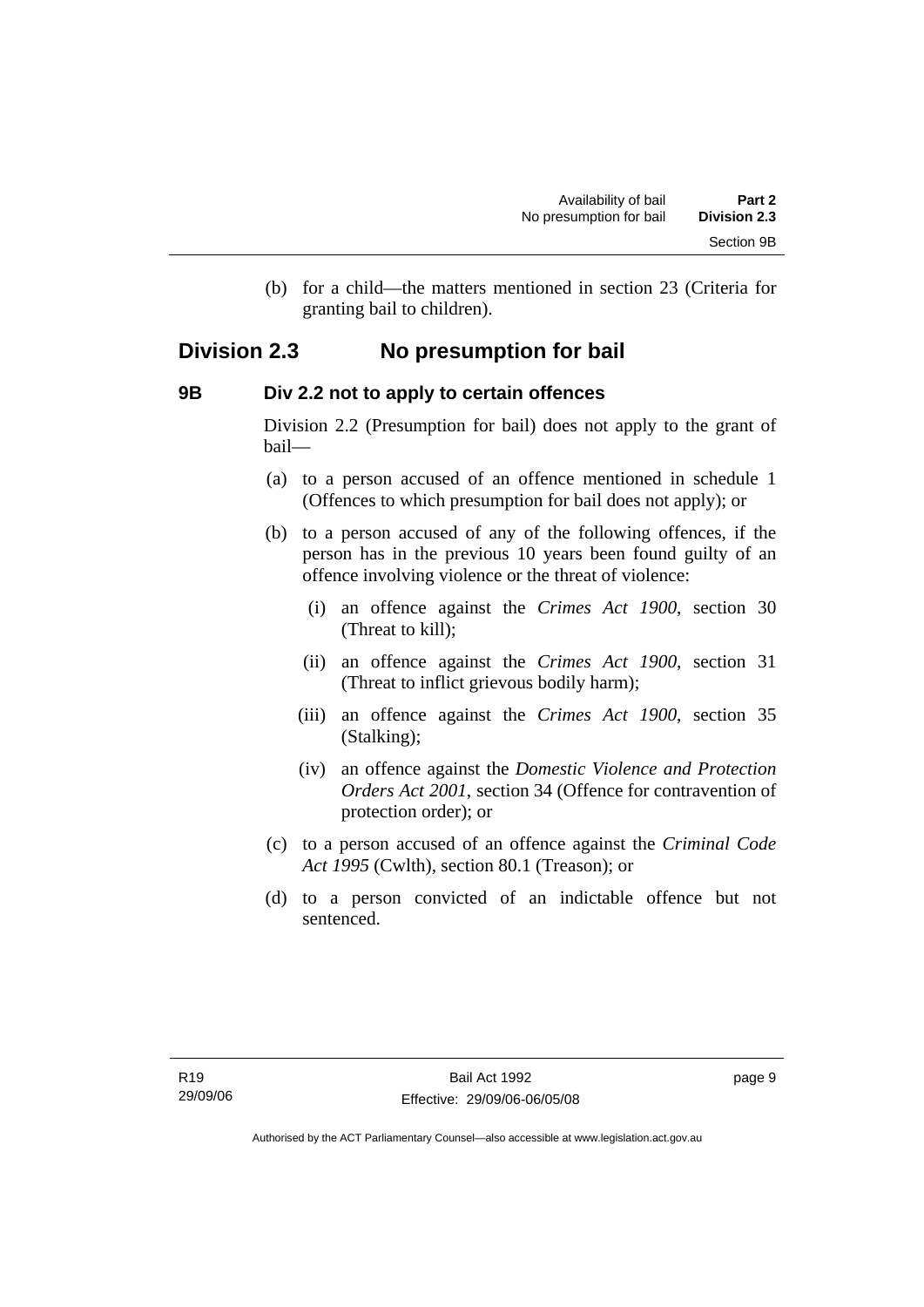(b) for a child—the matters mentioned in section 23 (Criteria for granting bail to children).

## Division 2.3 No presumption for bail

### 9B Div 2.2 not to apply to certain offences

Division 2.2 (Presumption for bail) does not apply to the grant of bail—

(a) to a person accused of an offence mentioned in schedule 1 (Offences to which presumption for bail does not apply); or

(b) to a person accused of any of the following offences, if the person has in the previous 10 years been found guilty of an offence involving violence or the threat of violence:

(i) an offence against the *Crimes Act 1900*, section 30 (Threat to kill);

(ii) an offence against the *Crimes Act 1900*, section 31 (Threat to inflict grievous bodily harm);

(iii) an offence against the *Crimes Act 1900*, section 35 (Stalking);

(iv) an offence against the *Domestic Violence and Protection Orders Act 2001*, section 34 (Offence for contravention of protection order); or

(c) to a person accused of an offence against the *Criminal Code Act 1995* (Cwlth), section 80.1 (Treason); or

(d) to a person convicted of an indictable offence but not sentenced.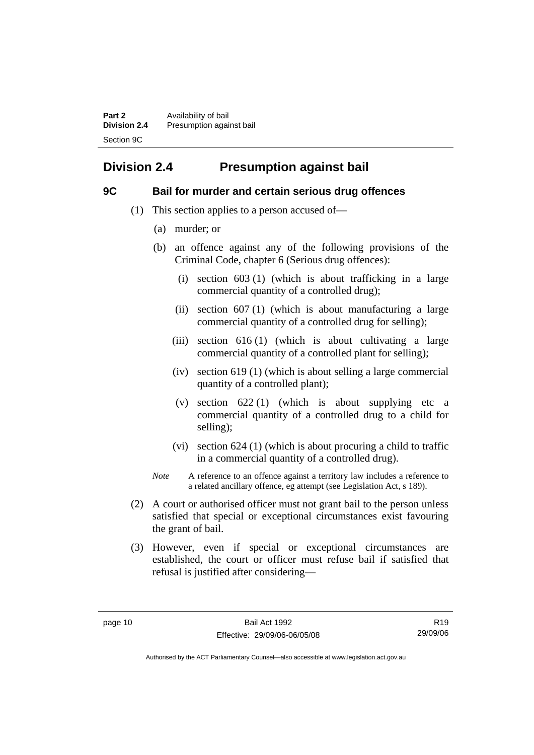## Division 2.4 Presumption against bail

### 9C Bail for murder and certain serious drug offences

(1) This section applies to a person accused of—

(a) murder; or

(b) an offence against any of the following provisions of the Criminal Code, chapter 6 (Serious drug offences):

(i) section 603 (1) (which is about trafficking in a large commercial quantity of a controlled drug);

(ii) section 607 (1) (which is about manufacturing a large commercial quantity of a controlled drug for selling);

(iii) section 616 (1) (which is about cultivating a large commercial quantity of a controlled plant for selling);

(iv) section 619 (1) (which is about selling a large commercial quantity of a controlled plant);

(v) section 622 (1) (which is about supplying etc a commercial quantity of a controlled drug to a child for selling);

(vi) section 624 (1) (which is about procuring a child to traffic in a commercial quantity of a controlled drug).

*Note* A reference to an offence against a territory law includes a reference to a related ancillary offence, eg attempt (see Legislation Act, s 189).

(2) A court or authorised officer must not grant bail to the person unless satisfied that special or exceptional circumstances exist favouring the grant of bail.

(3) However, even if special or exceptional circumstances are established, the court or officer must refuse bail if satisfied that refusal is justified after considering—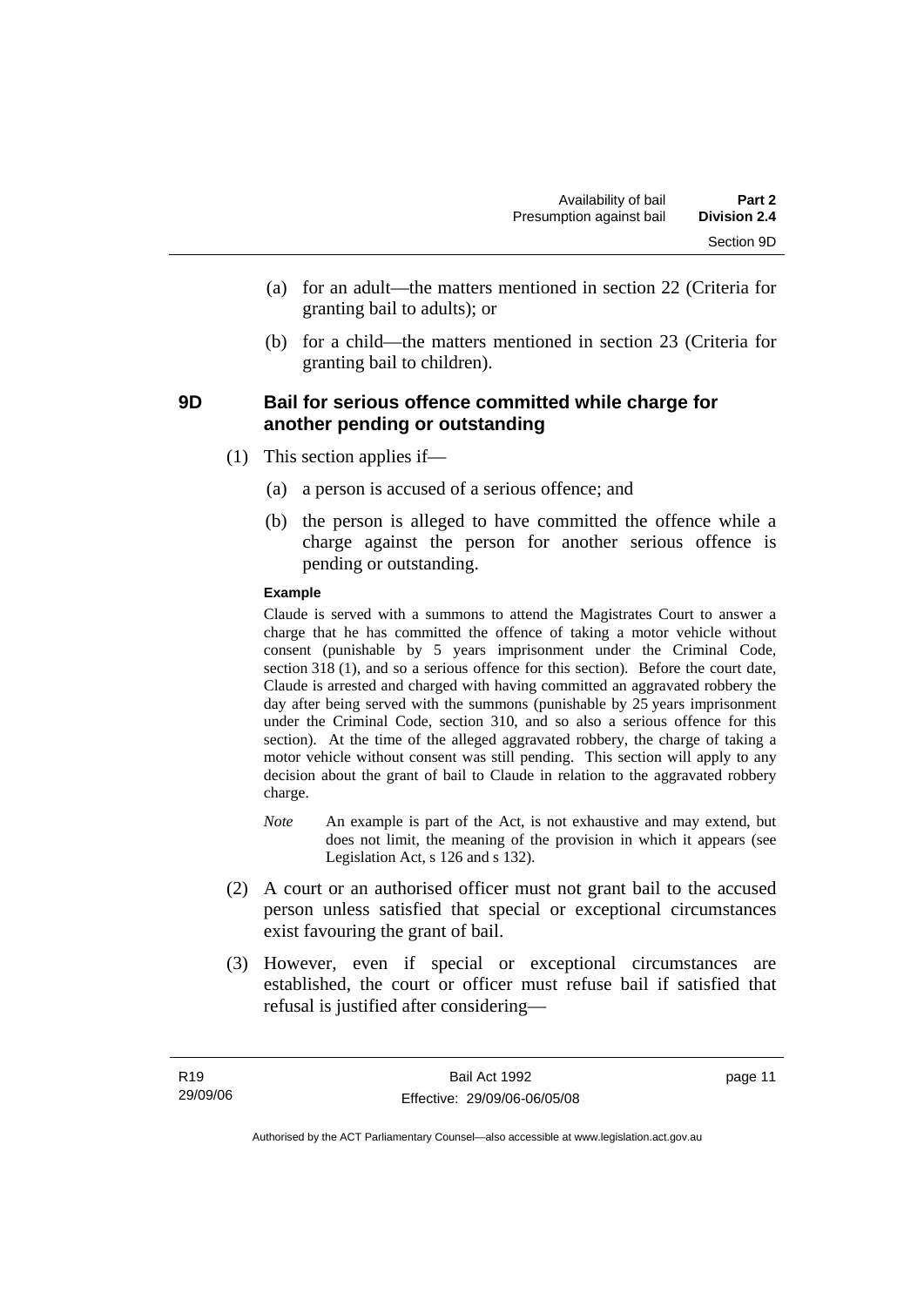(a) for an adult—the matters mentioned in section 22 (Criteria for granting bail to adults); or

(b) for a child—the matters mentioned in section 23 (Criteria for granting bail to children).

### 9D Bail for serious offence committed while charge for another pending or outstanding

(1) This section applies if—

(a) a person is accused of a serious offence; and

(b) the person is alleged to have committed the offence while a charge against the person for another serious offence is pending or outstanding.

**Example**

Claude is served with a summons to attend the Magistrates Court to answer a charge that he has committed the offence of taking a motor vehicle without consent (punishable by 5 years imprisonment under the Criminal Code, section 318 (1), and so a serious offence for this section). Before the court date, Claude is arrested and charged with having committed an aggravated robbery the day after being served with the summons (punishable by 25 years imprisonment under the Criminal Code, section 310, and so also a serious offence for this section). At the time of the alleged aggravated robbery, the charge of taking a motor vehicle without consent was still pending. This section will apply to any decision about the grant of bail to Claude in relation to the aggravated robbery charge.

*Note* An example is part of the Act, is not exhaustive and may extend, but does not limit, the meaning of the provision in which it appears (see Legislation Act, s 126 and s 132).

(2) A court or an authorised officer must not grant bail to the accused person unless satisfied that special or exceptional circumstances exist favouring the grant of bail.

(3) However, even if special or exceptional circumstances are established, the court or officer must refuse bail if satisfied that refusal is justified after considering—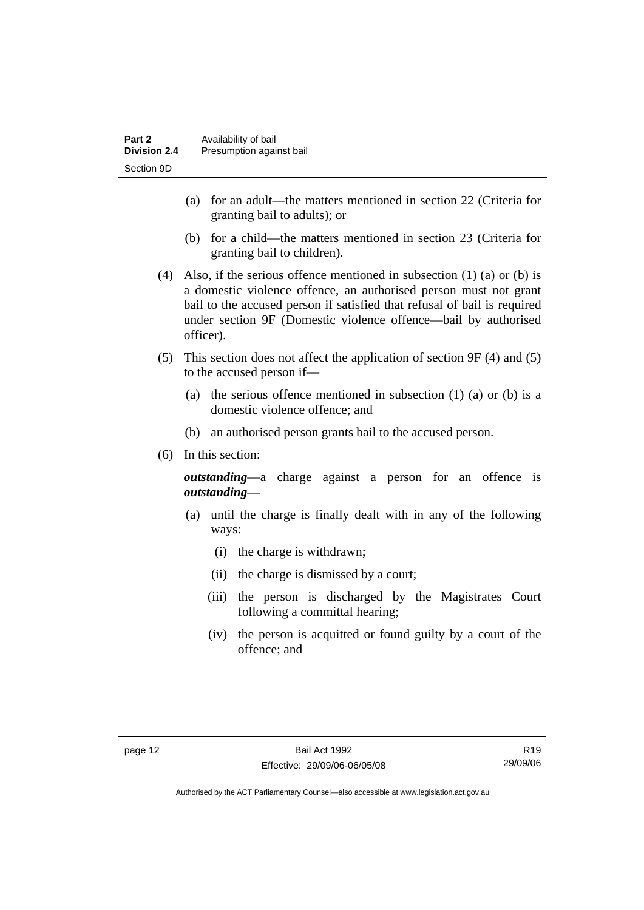(a) for an adult—the matters mentioned in section 22 (Criteria for granting bail to adults); or

(b) for a child—the matters mentioned in section 23 (Criteria for granting bail to children).

(4) Also, if the serious offence mentioned in subsection (1) (a) or (b) is a domestic violence offence, an authorised person must not grant bail to the accused person if satisfied that refusal of bail is required under section 9F (Domestic violence offence—bail by authorised officer).

(5) This section does not affect the application of section 9F (4) and (5) to the accused person if—

(a) the serious offence mentioned in subsection (1) (a) or (b) is a domestic violence offence; and

(b) an authorised person grants bail to the accused person.

(6) In this section:

***outstanding***—a charge against a person for an offence is ***outstanding***—

(a) until the charge is finally dealt with in any of the following ways:

(i) the charge is withdrawn;

(ii) the charge is dismissed by a court;

(iii) the person is discharged by the Magistrates Court following a committal hearing;

(iv) the person is acquitted or found guilty by a court of the offence; and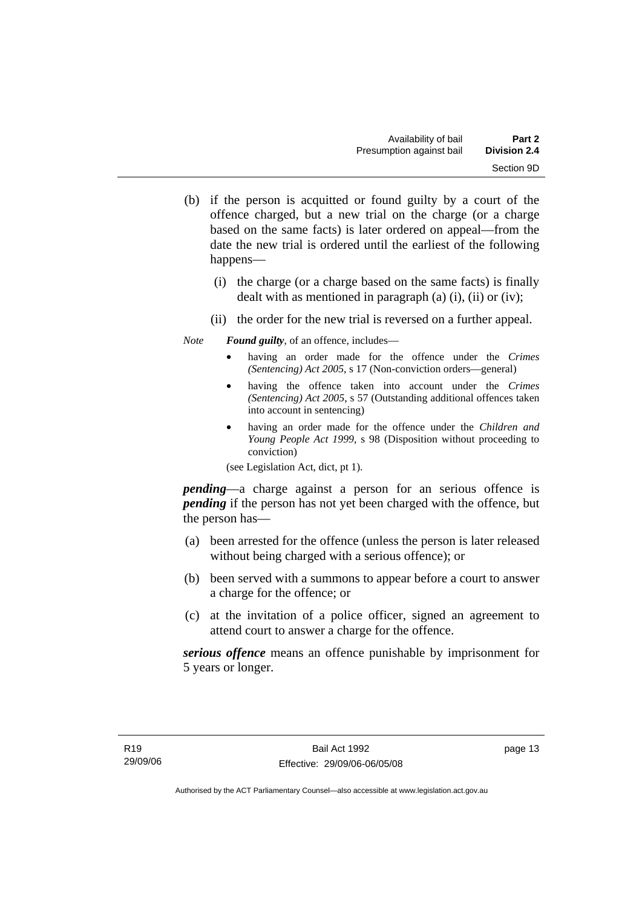(b) if the person is acquitted or found guilty by a court of the offence charged, but a new trial on the charge (or a charge based on the same facts) is later ordered on appeal—from the date the new trial is ordered until the earliest of the following happens—

  (i) the charge (or a charge based on the same facts) is finally dealt with as mentioned in paragraph (a) (i), (ii) or (iv);

  (ii) the order for the new trial is reversed on a further appeal.

*Note* ***Found guilty***, of an offence, includes—

- having an order made for the offence under the *Crimes (Sentencing) Act 2005*, s 17 (Non-conviction orders—general)
- having the offence taken into account under the *Crimes (Sentencing) Act 2005*, s 57 (Outstanding additional offences taken into account in sentencing)
- having an order made for the offence under the *Children and Young People Act 1999*, s 98 (Disposition without proceeding to conviction)

(see Legislation Act, dict, pt 1).

***pending***—a charge against a person for an serious offence is ***pending*** if the person has not yet been charged with the offence, but the person has—

(a) been arrested for the offence (unless the person is later released without being charged with a serious offence); or

(b) been served with a summons to appear before a court to answer a charge for the offence; or

(c) at the invitation of a police officer, signed an agreement to attend court to answer a charge for the offence.

***serious offence*** means an offence punishable by imprisonment for 5 years or longer.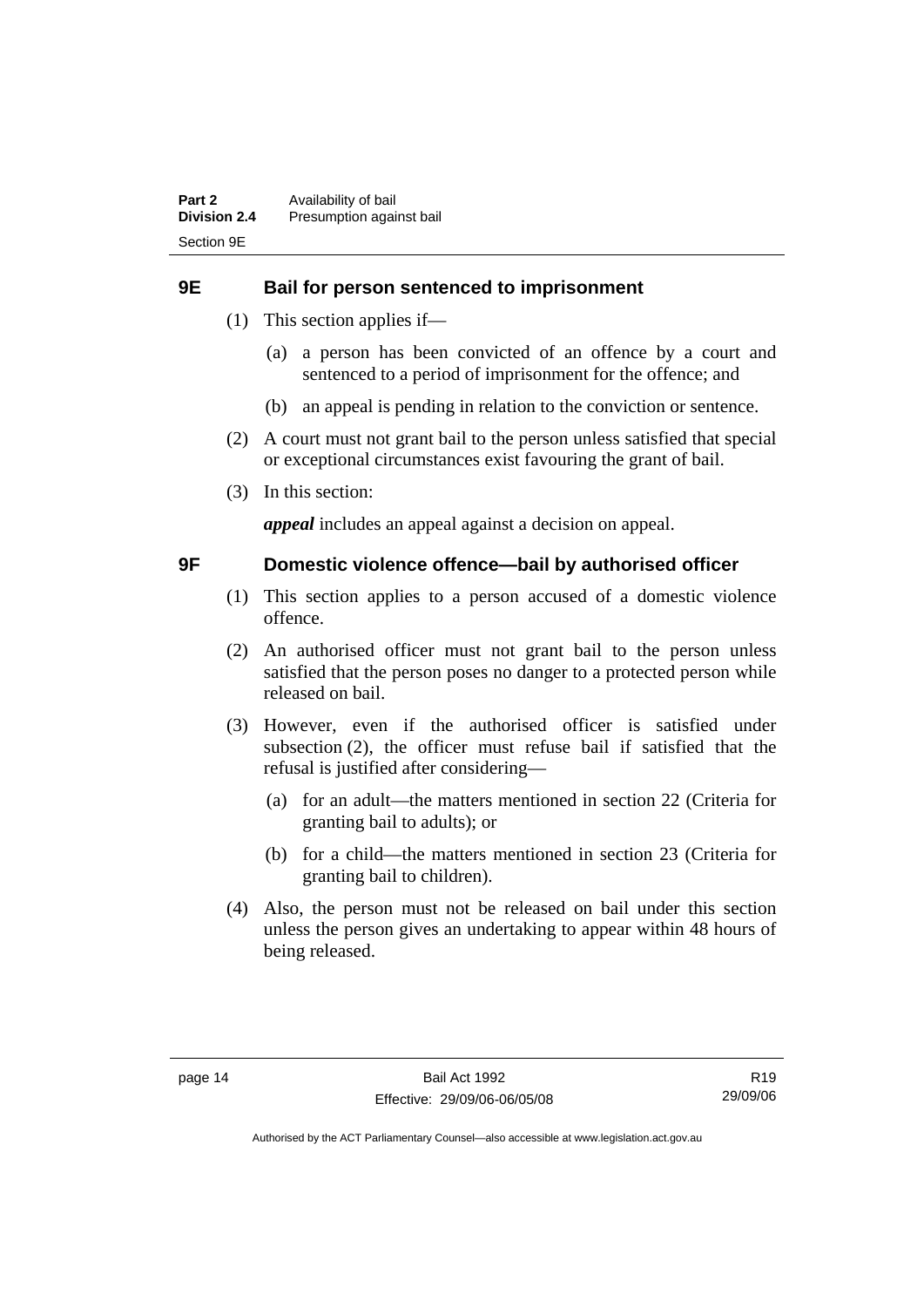## 9E Bail for person sentenced to imprisonment

(1) This section applies if—

(a) a person has been convicted of an offence by a court and sentenced to a period of imprisonment for the offence; and

(b) an appeal is pending in relation to the conviction or sentence.

(2) A court must not grant bail to the person unless satisfied that special or exceptional circumstances exist favouring the grant of bail.

(3) In this section:

***appeal*** includes an appeal against a decision on appeal.

## 9F Domestic violence offence—bail by authorised officer

(1) This section applies to a person accused of a domestic violence offence.

(2) An authorised officer must not grant bail to the person unless satisfied that the person poses no danger to a protected person while released on bail.

(3) However, even if the authorised officer is satisfied under subsection (2), the officer must refuse bail if satisfied that the refusal is justified after considering—

(a) for an adult—the matters mentioned in section 22 (Criteria for granting bail to adults); or

(b) for a child—the matters mentioned in section 23 (Criteria for granting bail to children).

(4) Also, the person must not be released on bail under this section unless the person gives an undertaking to appear within 48 hours of being released.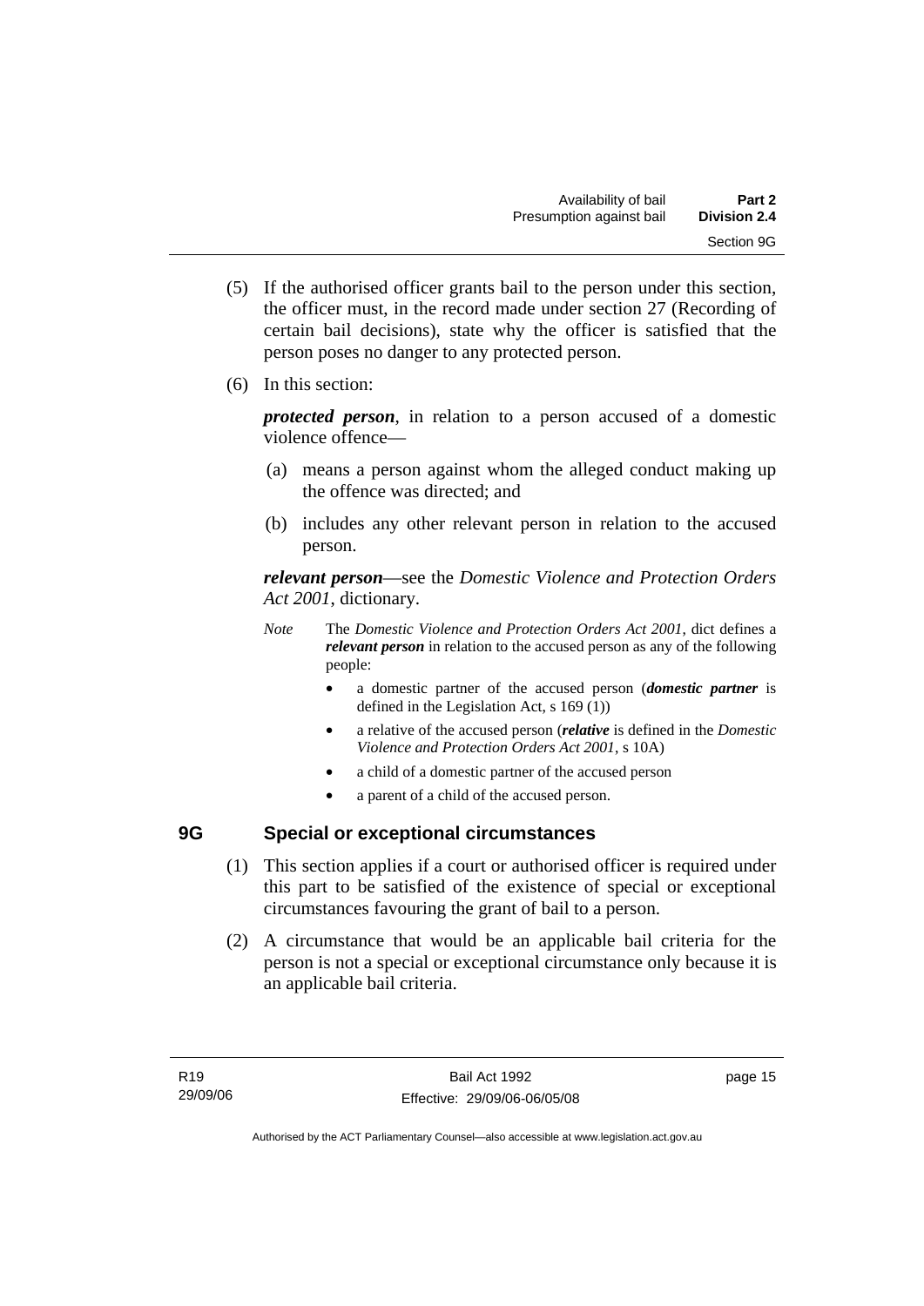(5) If the authorised officer grants bail to the person under this section, the officer must, in the record made under section 27 (Recording of certain bail decisions), state why the officer is satisfied that the person poses no danger to any protected person.

(6) In this section:

***protected person***, in relation to a person accused of a domestic violence offence—

(a) means a person against whom the alleged conduct making up the offence was directed; and

(b) includes any other relevant person in relation to the accused person.

***relevant person***—see the *Domestic Violence and Protection Orders Act 2001*, dictionary.

*Note* The *Domestic Violence and Protection Orders Act 2001*, dict defines a ***relevant person*** in relation to the accused person as any of the following people:

- a domestic partner of the accused person (***domestic partner*** is defined in the Legislation Act, s 169 (1))
- a relative of the accused person (***relative*** is defined in the *Domestic Violence and Protection Orders Act 2001*, s 10A)
- a child of a domestic partner of the accused person
- a parent of a child of the accused person.

## 9G Special or exceptional circumstances

(1) This section applies if a court or authorised officer is required under this part to be satisfied of the existence of special or exceptional circumstances favouring the grant of bail to a person.

(2) A circumstance that would be an applicable bail criteria for the person is not a special or exceptional circumstance only because it is an applicable bail criteria.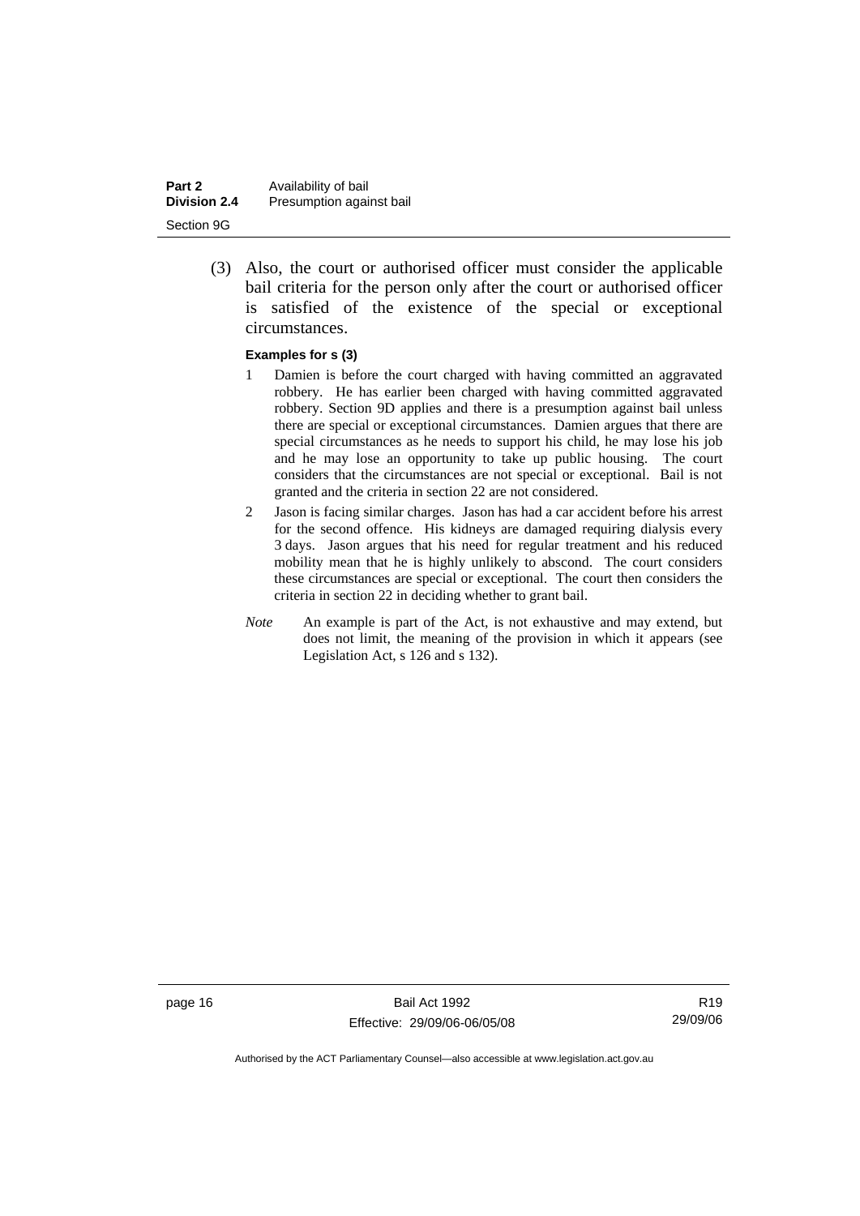(3) Also, the court or authorised officer must consider the applicable bail criteria for the person only after the court or authorised officer is satisfied of the existence of the special or exceptional circumstances.

**Examples for s (3)**

1. Damien is before the court charged with having committed an aggravated robbery. He has earlier been charged with having committed aggravated robbery. Section 9D applies and there is a presumption against bail unless there are special or exceptional circumstances. Damien argues that there are special circumstances as he needs to support his child, he may lose his job and he may lose an opportunity to take up public housing. The court considers that the circumstances are not special or exceptional. Bail is not granted and the criteria in section 22 are not considered.
2. Jason is facing similar charges. Jason has had a car accident before his arrest for the second offence. His kidneys are damaged requiring dialysis every 3 days. Jason argues that his need for regular treatment and his reduced mobility mean that he is highly unlikely to abscond. The court considers these circumstances are special or exceptional. The court then considers the criteria in section 22 in deciding whether to grant bail.

*Note* An example is part of the Act, is not exhaustive and may extend, but does not limit, the meaning of the provision in which it appears (see Legislation Act, s 126 and s 132).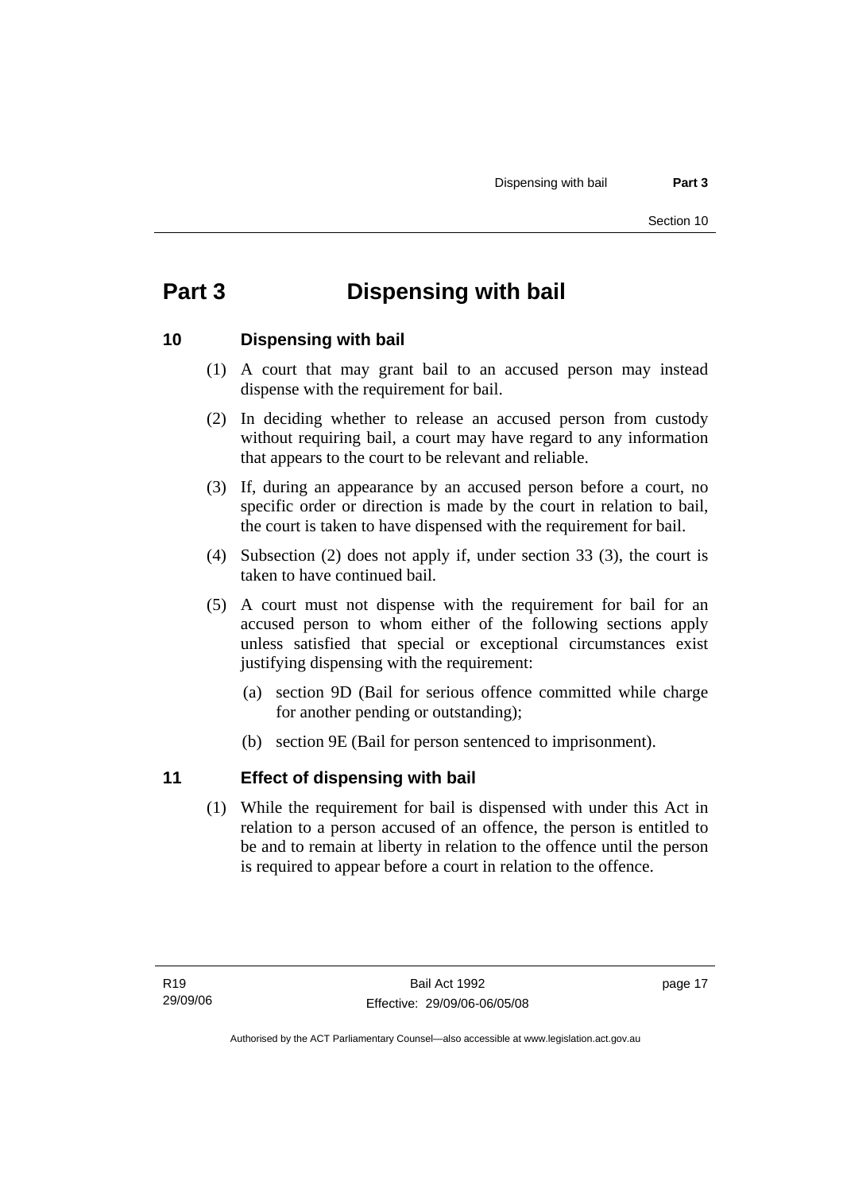# Part 3 Dispensing with bail

## 10 Dispensing with bail

(1) A court that may grant bail to an accused person may instead dispense with the requirement for bail.

(2) In deciding whether to release an accused person from custody without requiring bail, a court may have regard to any information that appears to the court to be relevant and reliable.

(3) If, during an appearance by an accused person before a court, no specific order or direction is made by the court in relation to bail, the court is taken to have dispensed with the requirement for bail.

(4) Subsection (2) does not apply if, under section 33 (3), the court is taken to have continued bail.

(5) A court must not dispense with the requirement for bail for an accused person to whom either of the following sections apply unless satisfied that special or exceptional circumstances exist justifying dispensing with the requirement:

(a) section 9D (Bail for serious offence committed while charge for another pending or outstanding);

(b) section 9E (Bail for person sentenced to imprisonment).

## 11 Effect of dispensing with bail

(1) While the requirement for bail is dispensed with under this Act in relation to a person accused of an offence, the person is entitled to be and to remain at liberty in relation to the offence until the person is required to appear before a court in relation to the offence.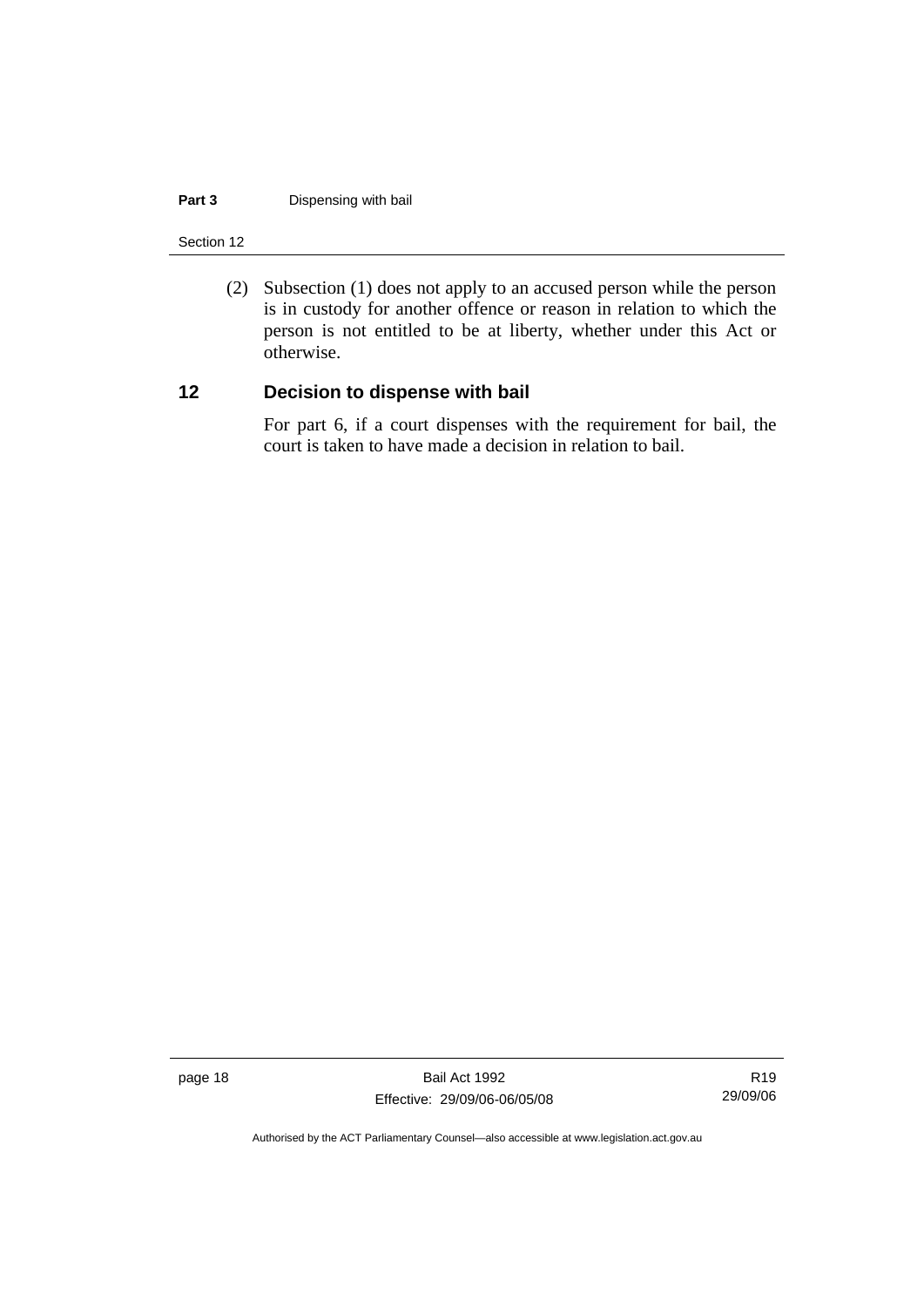(2) Subsection (1) does not apply to an accused person while the person is in custody for another offence or reason in relation to which the person is not entitled to be at liberty, whether under this Act or otherwise.

## 12 Decision to dispense with bail

For part 6, if a court dispenses with the requirement for bail, the court is taken to have made a decision in relation to bail.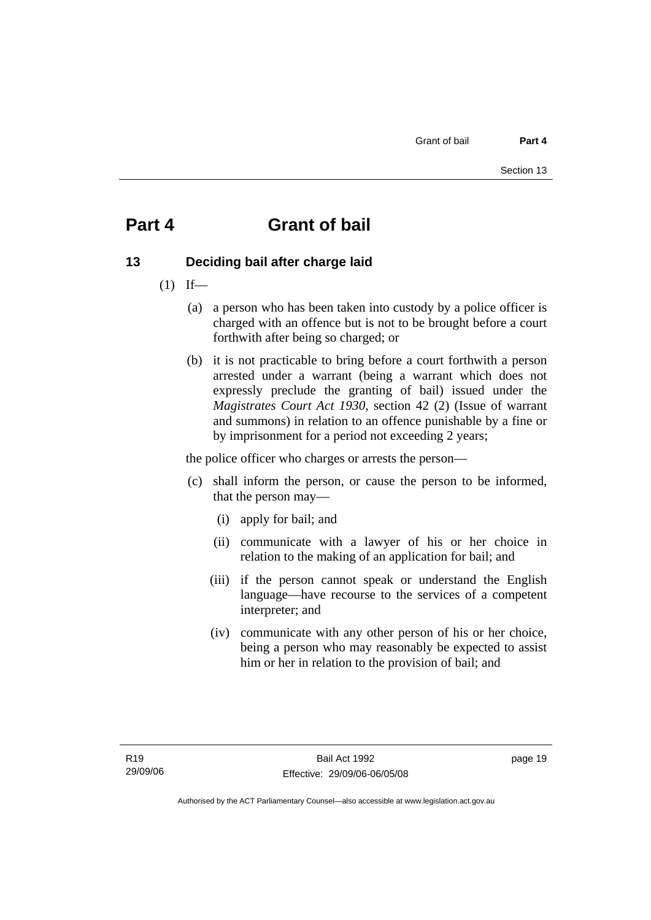# Part 4 Grant of bail

## 13 Deciding bail after charge laid

(1) If—

(a) a person who has been taken into custody by a police officer is charged with an offence but is not to be brought before a court forthwith after being so charged; or

(b) it is not practicable to bring before a court forthwith a person arrested under a warrant (being a warrant which does not expressly preclude the granting of bail) issued under the *Magistrates Court Act 1930*, section 42 (2) (Issue of warrant and summons) in relation to an offence punishable by a fine or by imprisonment for a period not exceeding 2 years;

the police officer who charges or arrests the person—

(c) shall inform the person, or cause the person to be informed, that the person may—

(i) apply for bail; and

(ii) communicate with a lawyer of his or her choice in relation to the making of an application for bail; and

(iii) if the person cannot speak or understand the English language—have recourse to the services of a competent interpreter; and

(iv) communicate with any other person of his or her choice, being a person who may reasonably be expected to assist him or her in relation to the provision of bail; and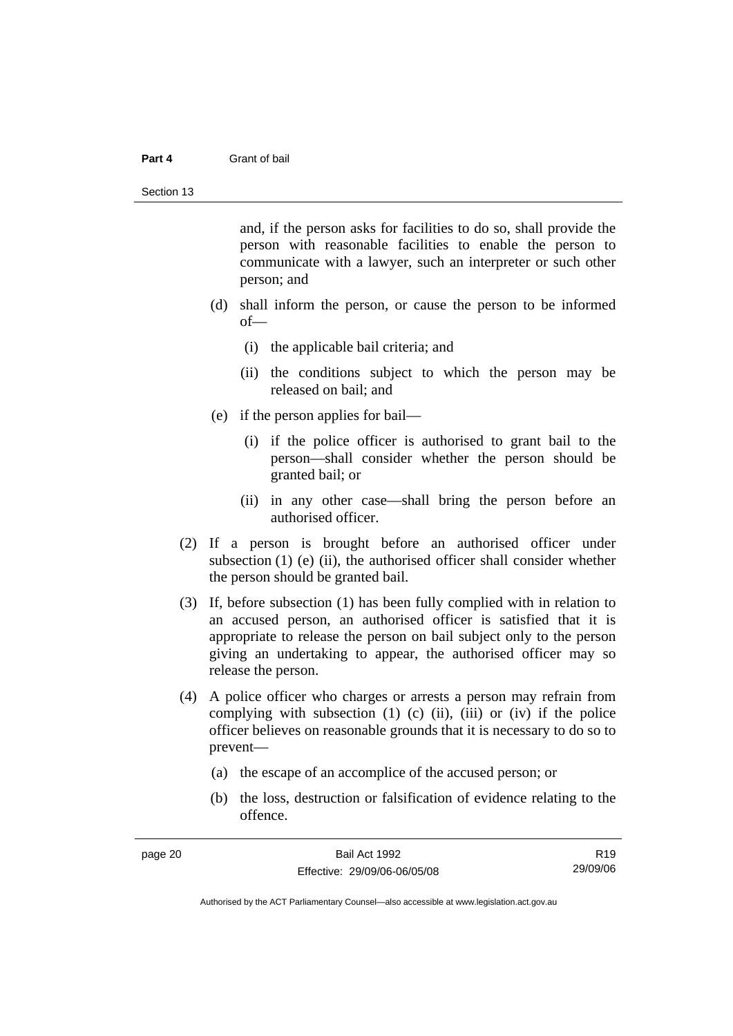and, if the person asks for facilities to do so, shall provide the person with reasonable facilities to enable the person to communicate with a lawyer, such an interpreter or such other person; and

(d) shall inform the person, or cause the person to be informed of—

(i) the applicable bail criteria; and

(ii) the conditions subject to which the person may be released on bail; and

(e) if the person applies for bail—

(i) if the police officer is authorised to grant bail to the person—shall consider whether the person should be granted bail; or

(ii) in any other case—shall bring the person before an authorised officer.

(2) If a person is brought before an authorised officer under subsection (1) (e) (ii), the authorised officer shall consider whether the person should be granted bail.

(3) If, before subsection (1) has been fully complied with in relation to an accused person, an authorised officer is satisfied that it is appropriate to release the person on bail subject only to the person giving an undertaking to appear, the authorised officer may so release the person.

(4) A police officer who charges or arrests a person may refrain from complying with subsection (1) (c) (ii), (iii) or (iv) if the police officer believes on reasonable grounds that it is necessary to do so to prevent—

(a) the escape of an accomplice of the accused person; or

(b) the loss, destruction or falsification of evidence relating to the offence.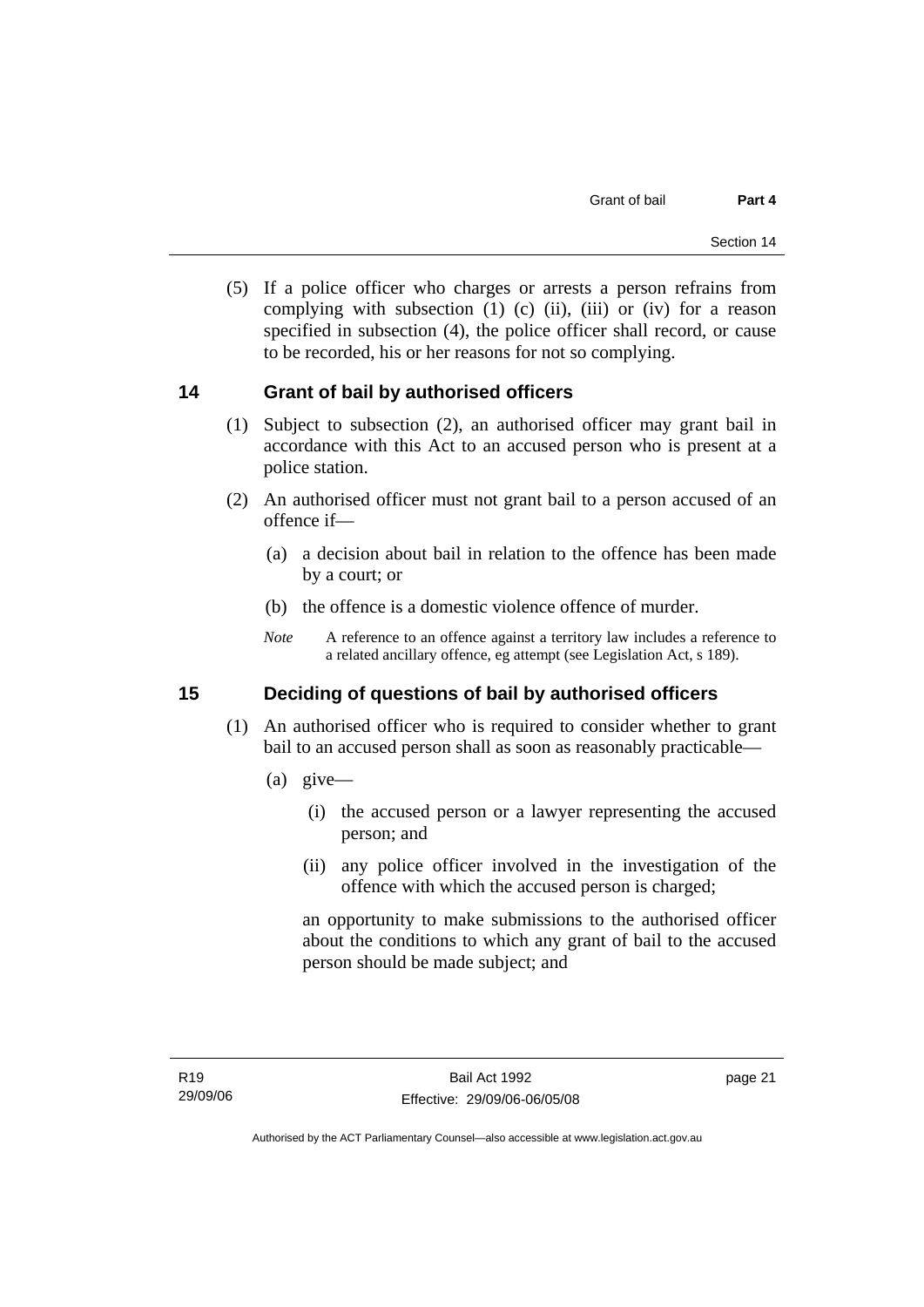(5) If a police officer who charges or arrests a person refrains from complying with subsection (1) (c) (ii), (iii) or (iv) for a reason specified in subsection (4), the police officer shall record, or cause to be recorded, his or her reasons for not so complying.

## 14 Grant of bail by authorised officers

(1) Subject to subsection (2), an authorised officer may grant bail in accordance with this Act to an accused person who is present at a police station.

(2) An authorised officer must not grant bail to a person accused of an offence if—

(a) a decision about bail in relation to the offence has been made by a court; or

(b) the offence is a domestic violence offence of murder.

*Note* A reference to an offence against a territory law includes a reference to a related ancillary offence, eg attempt (see Legislation Act, s 189).

## 15 Deciding of questions of bail by authorised officers

(1) An authorised officer who is required to consider whether to grant bail to an accused person shall as soon as reasonably practicable—

(a) give—

(i) the accused person or a lawyer representing the accused person; and

(ii) any police officer involved in the investigation of the offence with which the accused person is charged;

an opportunity to make submissions to the authorised officer about the conditions to which any grant of bail to the accused person should be made subject; and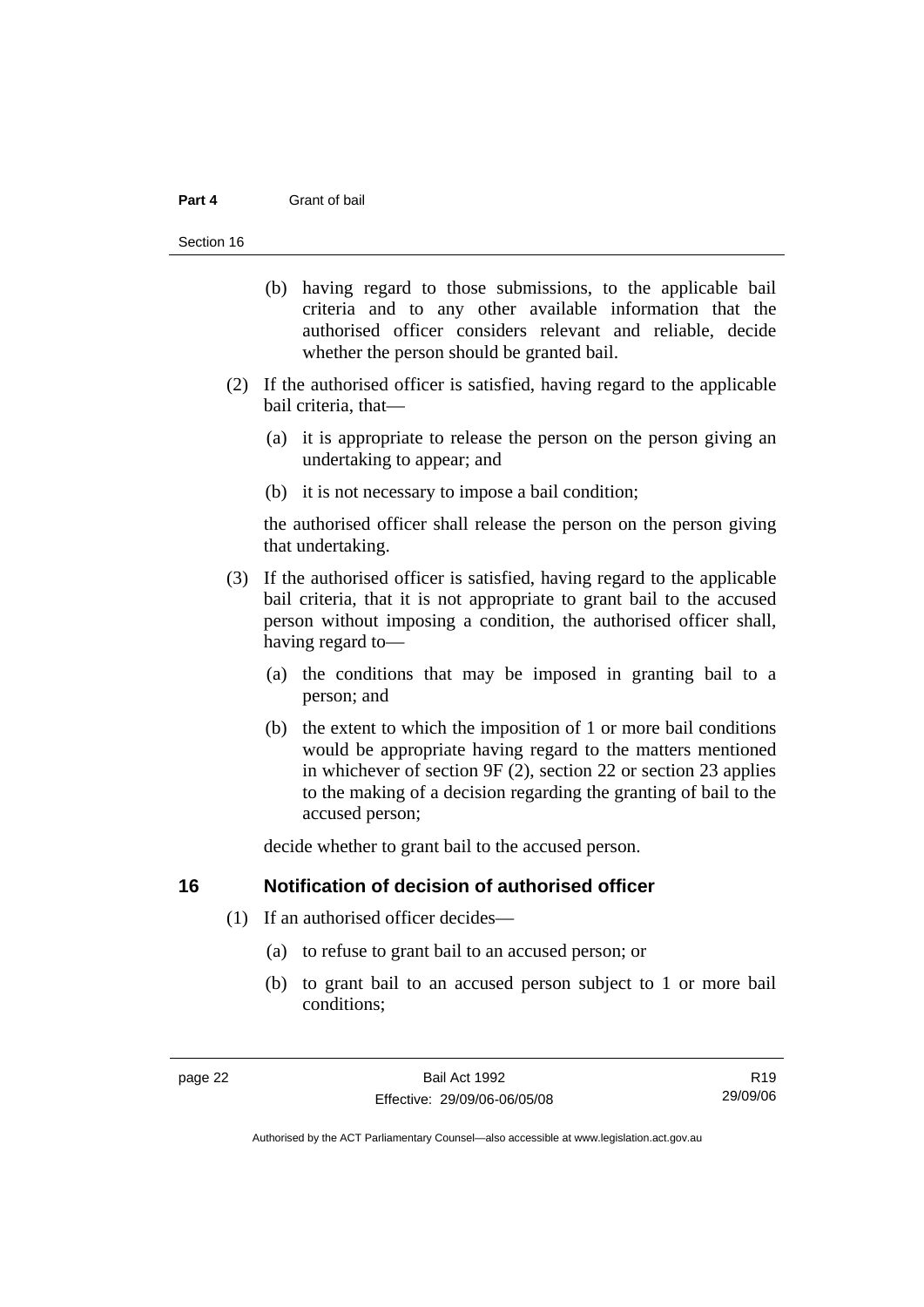(b) having regard to those submissions, to the applicable bail criteria and to any other available information that the authorised officer considers relevant and reliable, decide whether the person should be granted bail.

(2) If the authorised officer is satisfied, having regard to the applicable bail criteria, that—

(a) it is appropriate to release the person on the person giving an undertaking to appear; and

(b) it is not necessary to impose a bail condition;

the authorised officer shall release the person on the person giving that undertaking.

(3) If the authorised officer is satisfied, having regard to the applicable bail criteria, that it is not appropriate to grant bail to the accused person without imposing a condition, the authorised officer shall, having regard to—

(a) the conditions that may be imposed in granting bail to a person; and

(b) the extent to which the imposition of 1 or more bail conditions would be appropriate having regard to the matters mentioned in whichever of section 9F (2), section 22 or section 23 applies to the making of a decision regarding the granting of bail to the accused person;

decide whether to grant bail to the accused person.

## 16 Notification of decision of authorised officer

(1) If an authorised officer decides—

(a) to refuse to grant bail to an accused person; or

(b) to grant bail to an accused person subject to 1 or more bail conditions;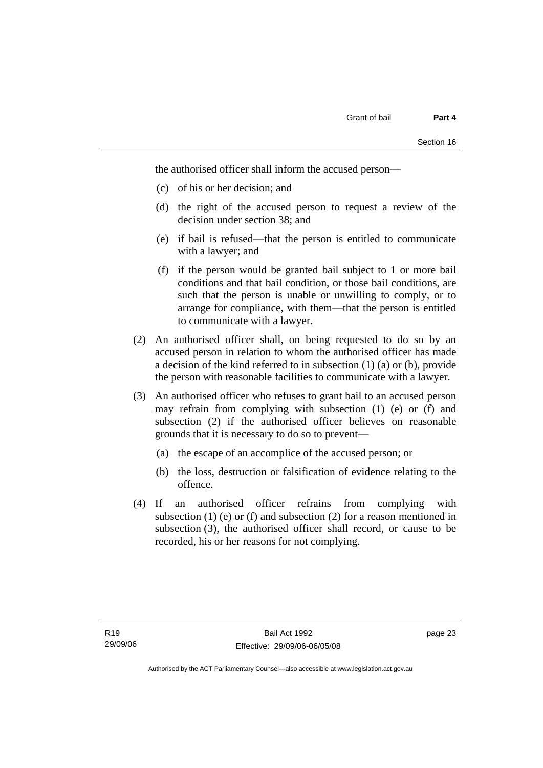the authorised officer shall inform the accused person—

(c) of his or her decision; and

(d) the right of the accused person to request a review of the decision under section 38; and

(e) if bail is refused—that the person is entitled to communicate with a lawyer; and

(f) if the person would be granted bail subject to 1 or more bail conditions and that bail condition, or those bail conditions, are such that the person is unable or unwilling to comply, or to arrange for compliance, with them—that the person is entitled to communicate with a lawyer.

(2) An authorised officer shall, on being requested to do so by an accused person in relation to whom the authorised officer has made a decision of the kind referred to in subsection (1) (a) or (b), provide the person with reasonable facilities to communicate with a lawyer.

(3) An authorised officer who refuses to grant bail to an accused person may refrain from complying with subsection (1) (e) or (f) and subsection (2) if the authorised officer believes on reasonable grounds that it is necessary to do so to prevent—

(a) the escape of an accomplice of the accused person; or

(b) the loss, destruction or falsification of evidence relating to the offence.

(4) If an authorised officer refrains from complying with subsection (1) (e) or (f) and subsection (2) for a reason mentioned in subsection (3), the authorised officer shall record, or cause to be recorded, his or her reasons for not complying.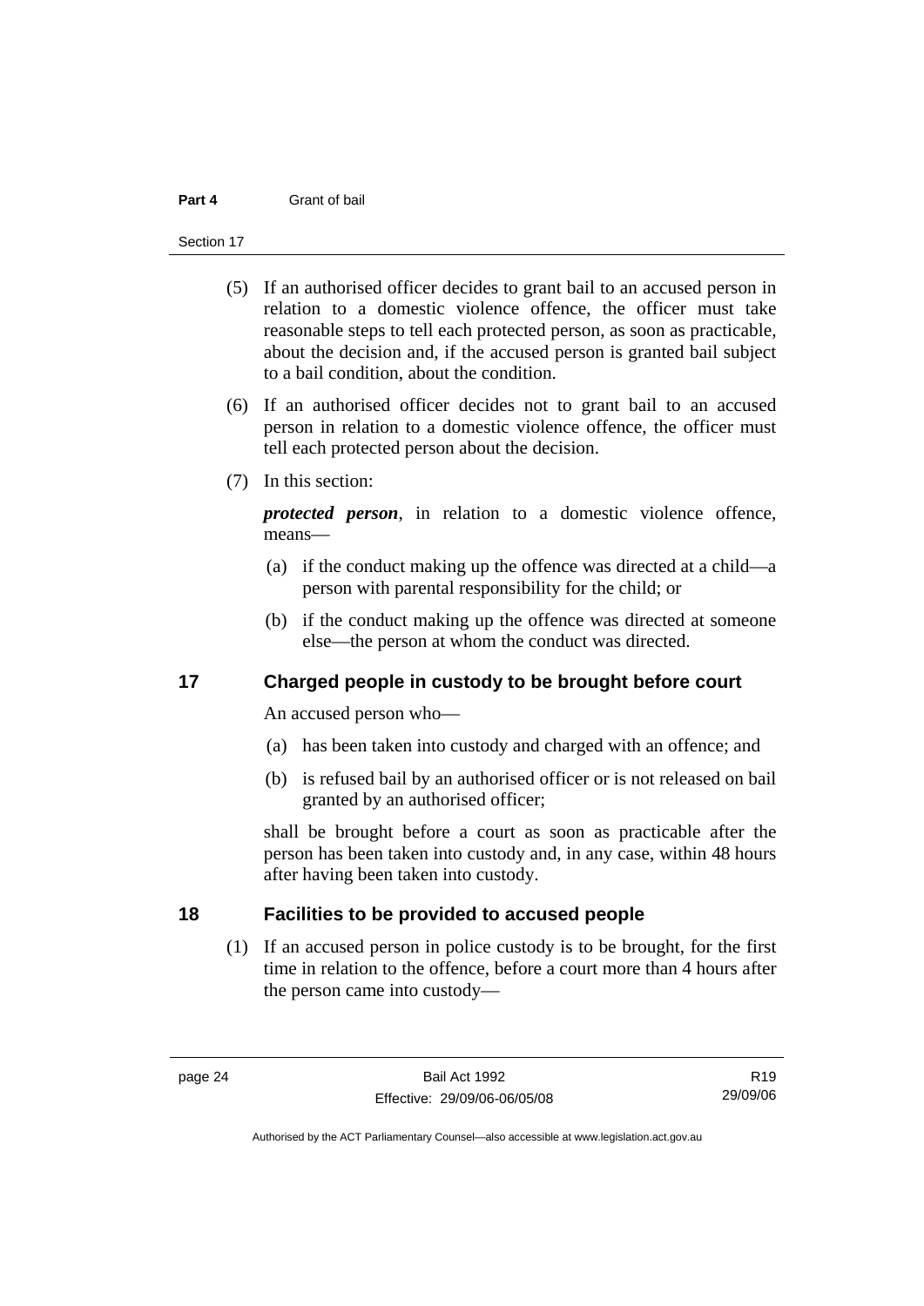(5) If an authorised officer decides to grant bail to an accused person in relation to a domestic violence offence, the officer must take reasonable steps to tell each protected person, as soon as practicable, about the decision and, if the accused person is granted bail subject to a bail condition, about the condition.

(6) If an authorised officer decides not to grant bail to an accused person in relation to a domestic violence offence, the officer must tell each protected person about the decision.

(7) In this section:

***protected person***, in relation to a domestic violence offence, means—

(a) if the conduct making up the offence was directed at a child—a person with parental responsibility for the child; or

(b) if the conduct making up the offence was directed at someone else—the person at whom the conduct was directed.

## 17 Charged people in custody to be brought before court

An accused person who—

(a) has been taken into custody and charged with an offence; and

(b) is refused bail by an authorised officer or is not released on bail granted by an authorised officer;

shall be brought before a court as soon as practicable after the person has been taken into custody and, in any case, within 48 hours after having been taken into custody.

## 18 Facilities to be provided to accused people

(1) If an accused person in police custody is to be brought, for the first time in relation to the offence, before a court more than 4 hours after the person came into custody—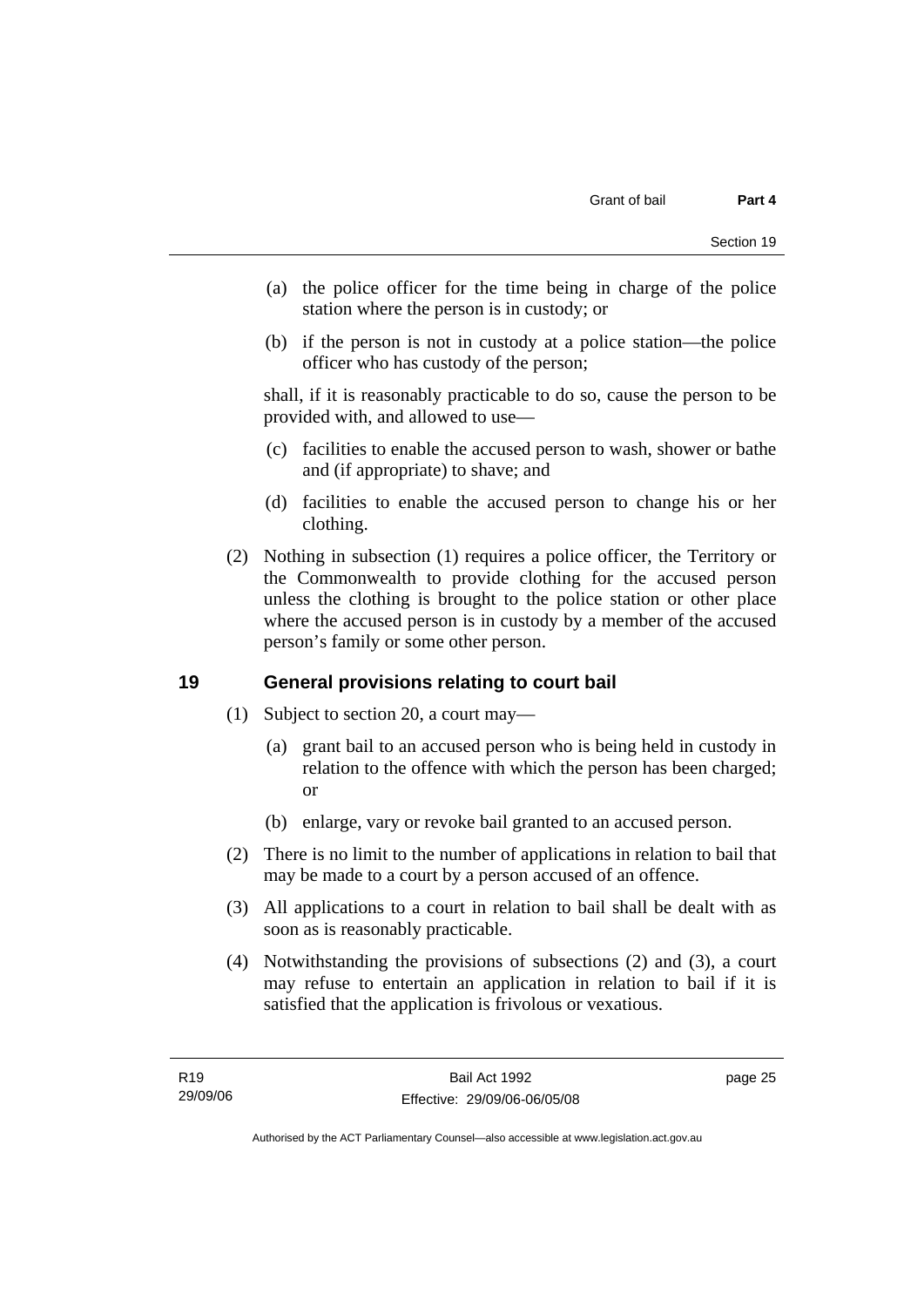(a) the police officer for the time being in charge of the police station where the person is in custody; or

(b) if the person is not in custody at a police station—the police officer who has custody of the person;

shall, if it is reasonably practicable to do so, cause the person to be provided with, and allowed to use—

(c) facilities to enable the accused person to wash, shower or bathe and (if appropriate) to shave; and

(d) facilities to enable the accused person to change his or her clothing.

(2) Nothing in subsection (1) requires a police officer, the Territory or the Commonwealth to provide clothing for the accused person unless the clothing is brought to the police station or other place where the accused person is in custody by a member of the accused person's family or some other person.

## 19 General provisions relating to court bail

(1) Subject to section 20, a court may—

(a) grant bail to an accused person who is being held in custody in relation to the offence with which the person has been charged; or

(b) enlarge, vary or revoke bail granted to an accused person.

(2) There is no limit to the number of applications in relation to bail that may be made to a court by a person accused of an offence.

(3) All applications to a court in relation to bail shall be dealt with as soon as is reasonably practicable.

(4) Notwithstanding the provisions of subsections (2) and (3), a court may refuse to entertain an application in relation to bail if it is satisfied that the application is frivolous or vexatious.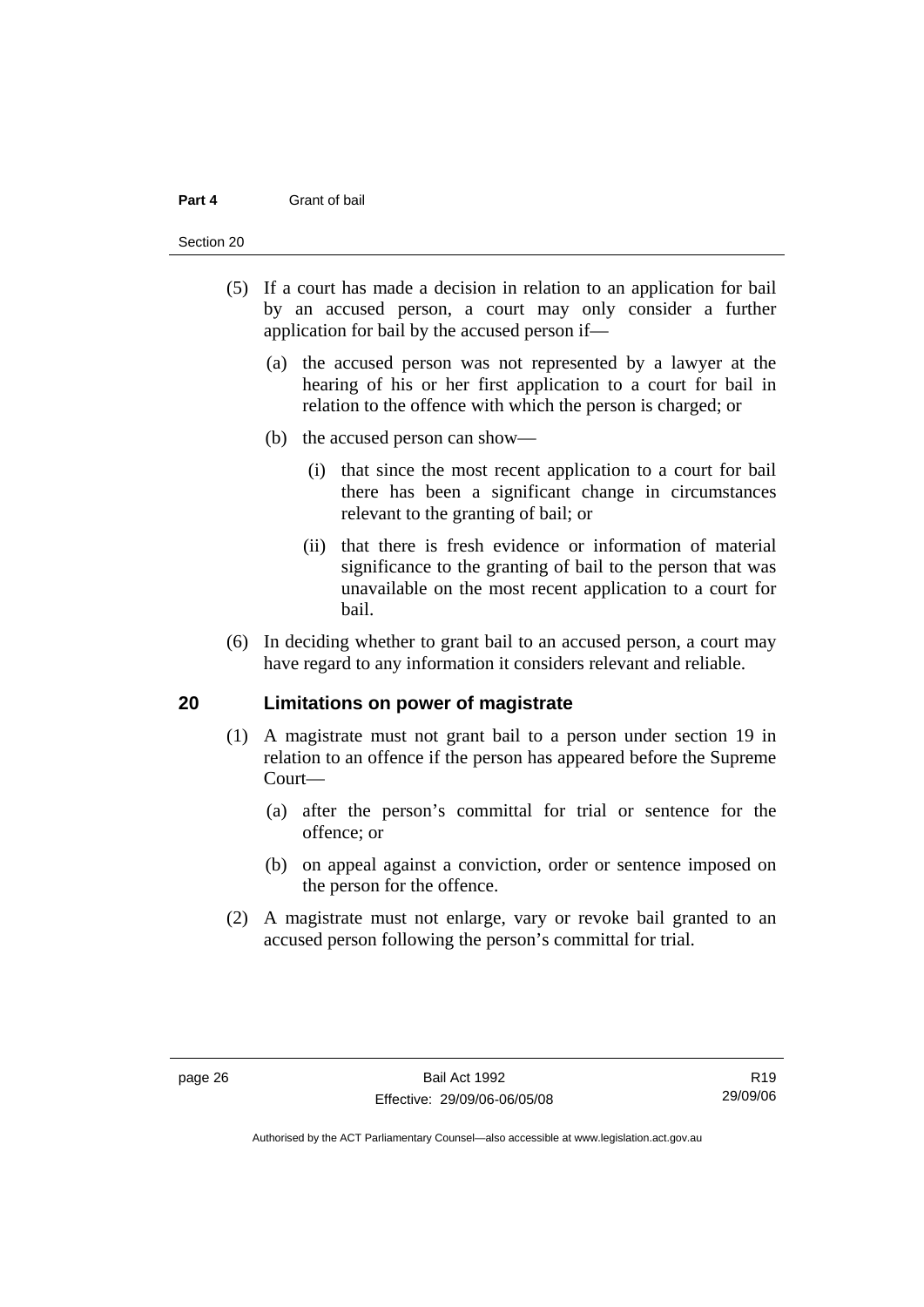(5) If a court has made a decision in relation to an application for bail by an accused person, a court may only consider a further application for bail by the accused person if—

(a) the accused person was not represented by a lawyer at the hearing of his or her first application to a court for bail in relation to the offence with which the person is charged; or

(b) the accused person can show—

(i) that since the most recent application to a court for bail there has been a significant change in circumstances relevant to the granting of bail; or

(ii) that there is fresh evidence or information of material significance to the granting of bail to the person that was unavailable on the most recent application to a court for bail.

(6) In deciding whether to grant bail to an accused person, a court may have regard to any information it considers relevant and reliable.

## 20 Limitations on power of magistrate

(1) A magistrate must not grant bail to a person under section 19 in relation to an offence if the person has appeared before the Supreme Court—

(a) after the person's committal for trial or sentence for the offence; or

(b) on appeal against a conviction, order or sentence imposed on the person for the offence.

(2) A magistrate must not enlarge, vary or revoke bail granted to an accused person following the person's committal for trial.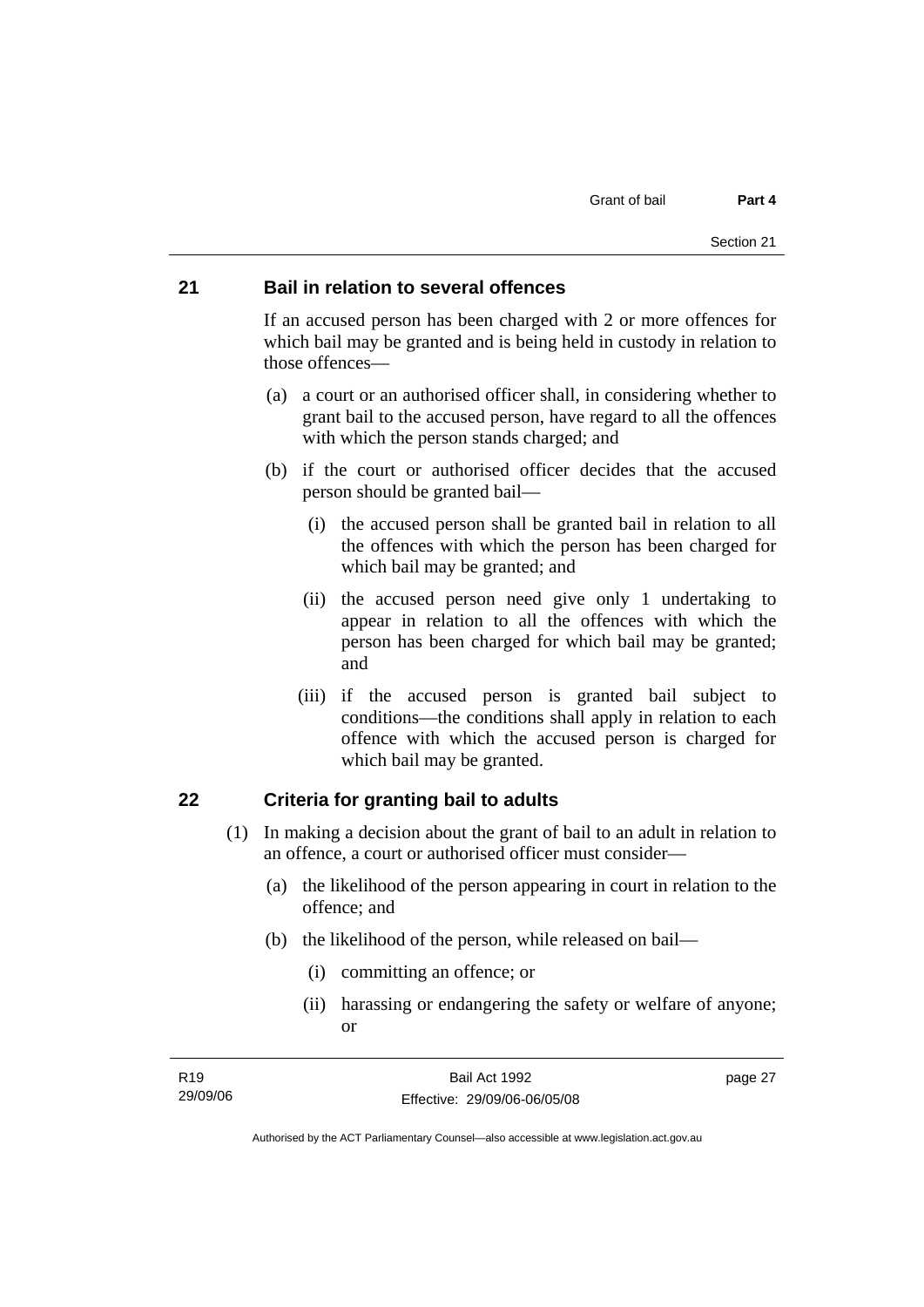## 21 Bail in relation to several offences

If an accused person has been charged with 2 or more offences for which bail may be granted and is being held in custody in relation to those offences—

(a) a court or an authorised officer shall, in considering whether to grant bail to the accused person, have regard to all the offences with which the person stands charged; and

(b) if the court or authorised officer decides that the accused person should be granted bail—

(i) the accused person shall be granted bail in relation to all the offences with which the person has been charged for which bail may be granted; and

(ii) the accused person need give only 1 undertaking to appear in relation to all the offences with which the person has been charged for which bail may be granted; and

(iii) if the accused person is granted bail subject to conditions—the conditions shall apply in relation to each offence with which the accused person is charged for which bail may be granted.

## 22 Criteria for granting bail to adults

(1) In making a decision about the grant of bail to an adult in relation to an offence, a court or authorised officer must consider—

(a) the likelihood of the person appearing in court in relation to the offence; and

(b) the likelihood of the person, while released on bail—

(i) committing an offence; or

(ii) harassing or endangering the safety or welfare of anyone; or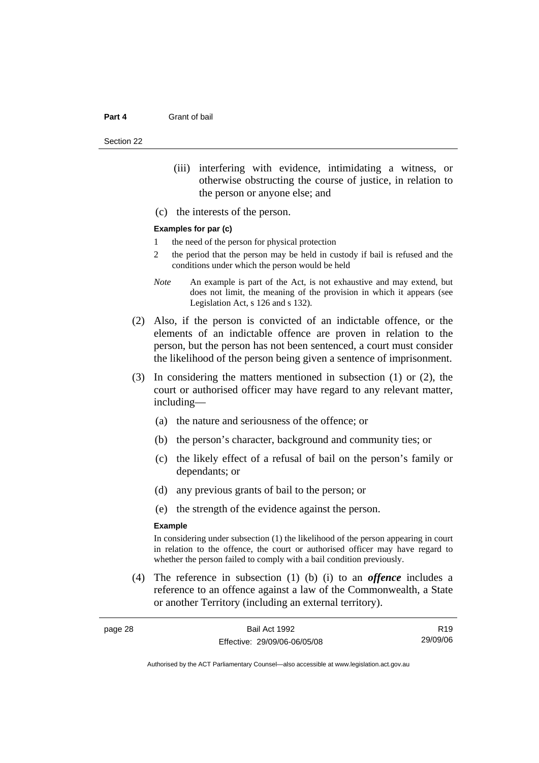(iii) interfering with evidence, intimidating a witness, or otherwise obstructing the course of justice, in relation to the person or anyone else; and

(c) the interests of the person.

**Examples for par (c)**

1 the need of the person for physical protection

2 the period that the person may be held in custody if bail is refused and the conditions under which the person would be held

*Note* An example is part of the Act, is not exhaustive and may extend, but does not limit, the meaning of the provision in which it appears (see Legislation Act, s 126 and s 132).

(2) Also, if the person is convicted of an indictable offence, or the elements of an indictable offence are proven in relation to the person, but the person has not been sentenced, a court must consider the likelihood of the person being given a sentence of imprisonment.

(3) In considering the matters mentioned in subsection (1) or (2), the court or authorised officer may have regard to any relevant matter, including—

(a) the nature and seriousness of the offence; or

(b) the person's character, background and community ties; or

(c) the likely effect of a refusal of bail on the person's family or dependants; or

(d) any previous grants of bail to the person; or

(e) the strength of the evidence against the person.

**Example**

In considering under subsection (1) the likelihood of the person appearing in court in relation to the offence, the court or authorised officer may have regard to whether the person failed to comply with a bail condition previously.

(4) The reference in subsection (1) (b) (i) to an ***offence*** includes a reference to an offence against a law of the Commonwealth, a State or another Territory (including an external territory).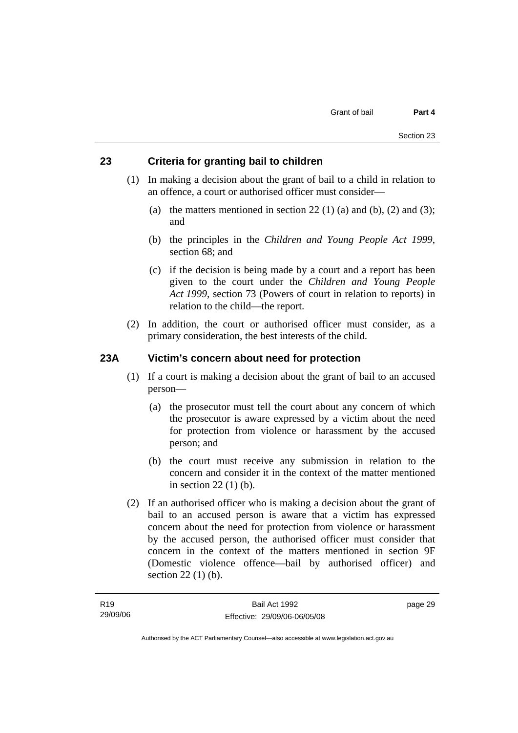## 23 Criteria for granting bail to children

(1) In making a decision about the grant of bail to a child in relation to an offence, a court or authorised officer must consider—

(a) the matters mentioned in section 22 (1) (a) and (b), (2) and (3); and

(b) the principles in the *Children and Young People Act 1999*, section 68; and

(c) if the decision is being made by a court and a report has been given to the court under the *Children and Young People Act 1999*, section 73 (Powers of court in relation to reports) in relation to the child—the report.

(2) In addition, the court or authorised officer must consider, as a primary consideration, the best interests of the child.

## 23A Victim's concern about need for protection

(1) If a court is making a decision about the grant of bail to an accused person—

(a) the prosecutor must tell the court about any concern of which the prosecutor is aware expressed by a victim about the need for protection from violence or harassment by the accused person; and

(b) the court must receive any submission in relation to the concern and consider it in the context of the matter mentioned in section 22 (1) (b).

(2) If an authorised officer who is making a decision about the grant of bail to an accused person is aware that a victim has expressed concern about the need for protection from violence or harassment by the accused person, the authorised officer must consider that concern in the context of the matters mentioned in section 9F (Domestic violence offence—bail by authorised officer) and section 22 (1) (b).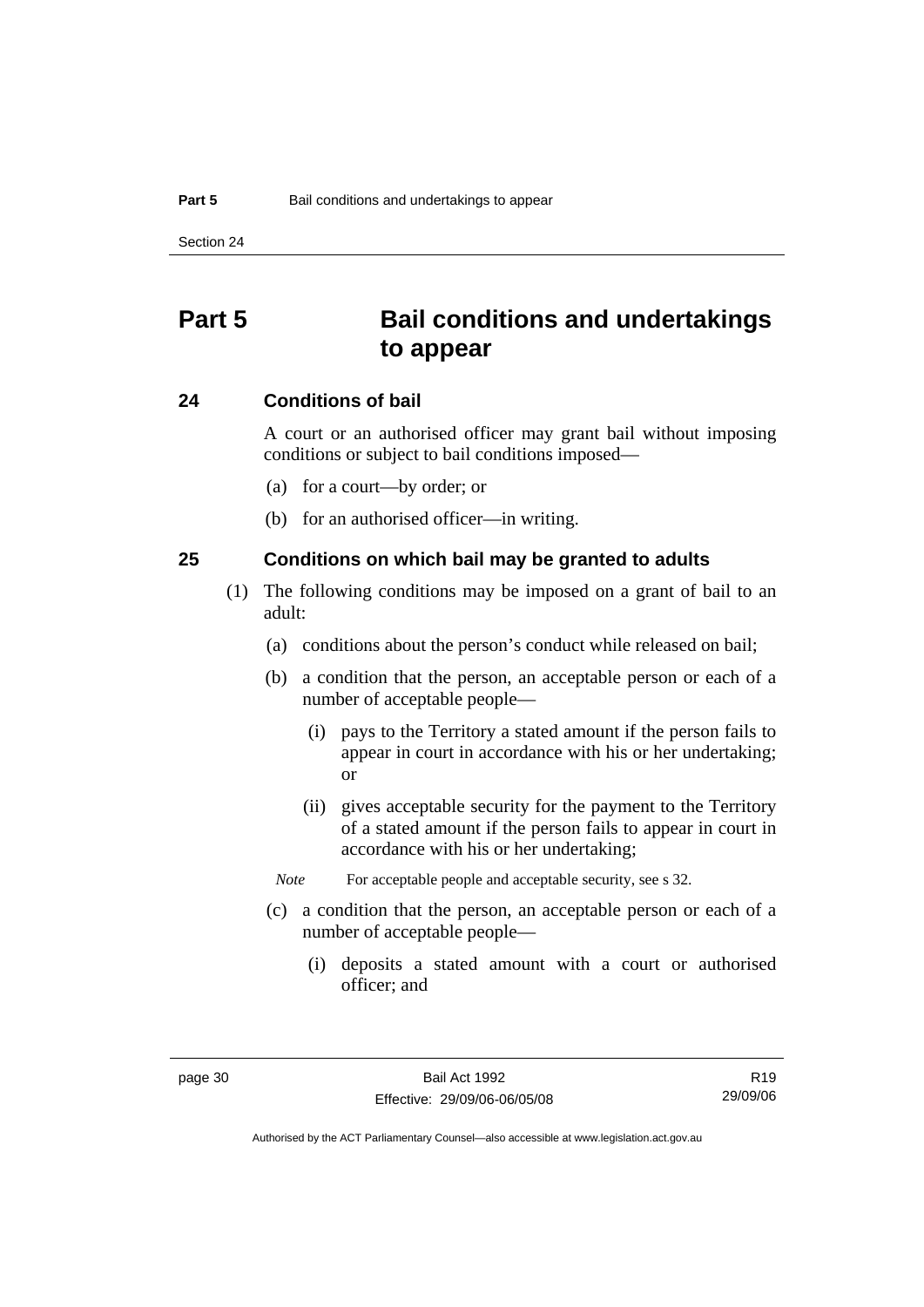# Part 5 Bail conditions and undertakings to appear

## 24 Conditions of bail

A court or an authorised officer may grant bail without imposing conditions or subject to bail conditions imposed—

(a) for a court—by order; or

(b) for an authorised officer—in writing.

## 25 Conditions on which bail may be granted to adults

(1) The following conditions may be imposed on a grant of bail to an adult:

(a) conditions about the person's conduct while released on bail;

(b) a condition that the person, an acceptable person or each of a number of acceptable people—

(i) pays to the Territory a stated amount if the person fails to appear in court in accordance with his or her undertaking; or

(ii) gives acceptable security for the payment to the Territory of a stated amount if the person fails to appear in court in accordance with his or her undertaking;

*Note* For acceptable people and acceptable security, see s 32.

(c) a condition that the person, an acceptable person or each of a number of acceptable people—

(i) deposits a stated amount with a court or authorised officer; and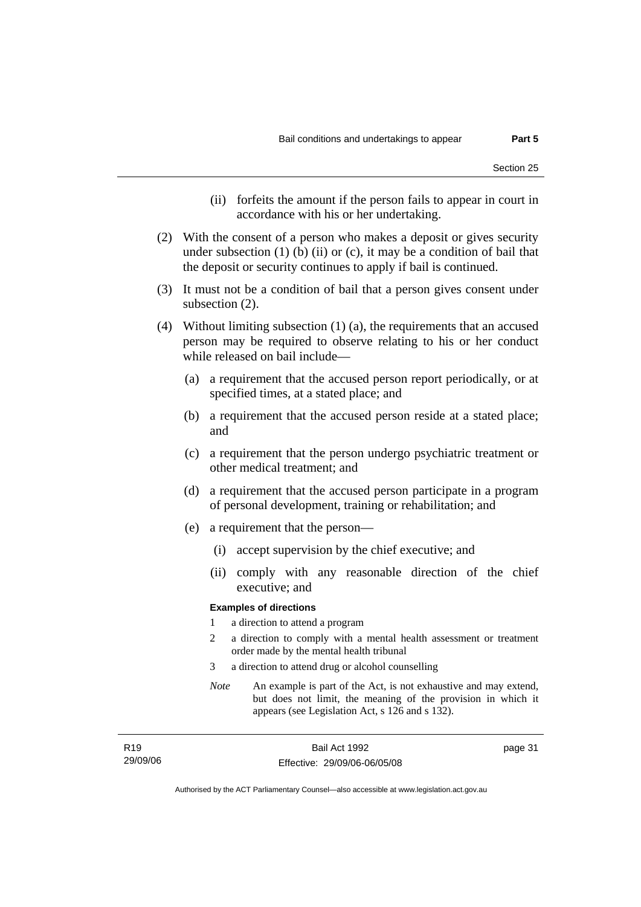(ii) forfeits the amount if the person fails to appear in court in accordance with his or her undertaking.

(2) With the consent of a person who makes a deposit or gives security under subsection (1) (b) (ii) or (c), it may be a condition of bail that the deposit or security continues to apply if bail is continued.

(3) It must not be a condition of bail that a person gives consent under subsection (2).

(4) Without limiting subsection (1) (a), the requirements that an accused person may be required to observe relating to his or her conduct while released on bail include—

(a) a requirement that the accused person report periodically, or at specified times, at a stated place; and

(b) a requirement that the accused person reside at a stated place; and

(c) a requirement that the person undergo psychiatric treatment or other medical treatment; and

(d) a requirement that the accused person participate in a program of personal development, training or rehabilitation; and

(e) a requirement that the person—

(i) accept supervision by the chief executive; and

(ii) comply with any reasonable direction of the chief executive; and

**Examples of directions**

1 a direction to attend a program

2 a direction to comply with a mental health assessment or treatment order made by the mental health tribunal

3 a direction to attend drug or alcohol counselling

*Note* An example is part of the Act, is not exhaustive and may extend, but does not limit, the meaning of the provision in which it appears (see Legislation Act, s 126 and s 132).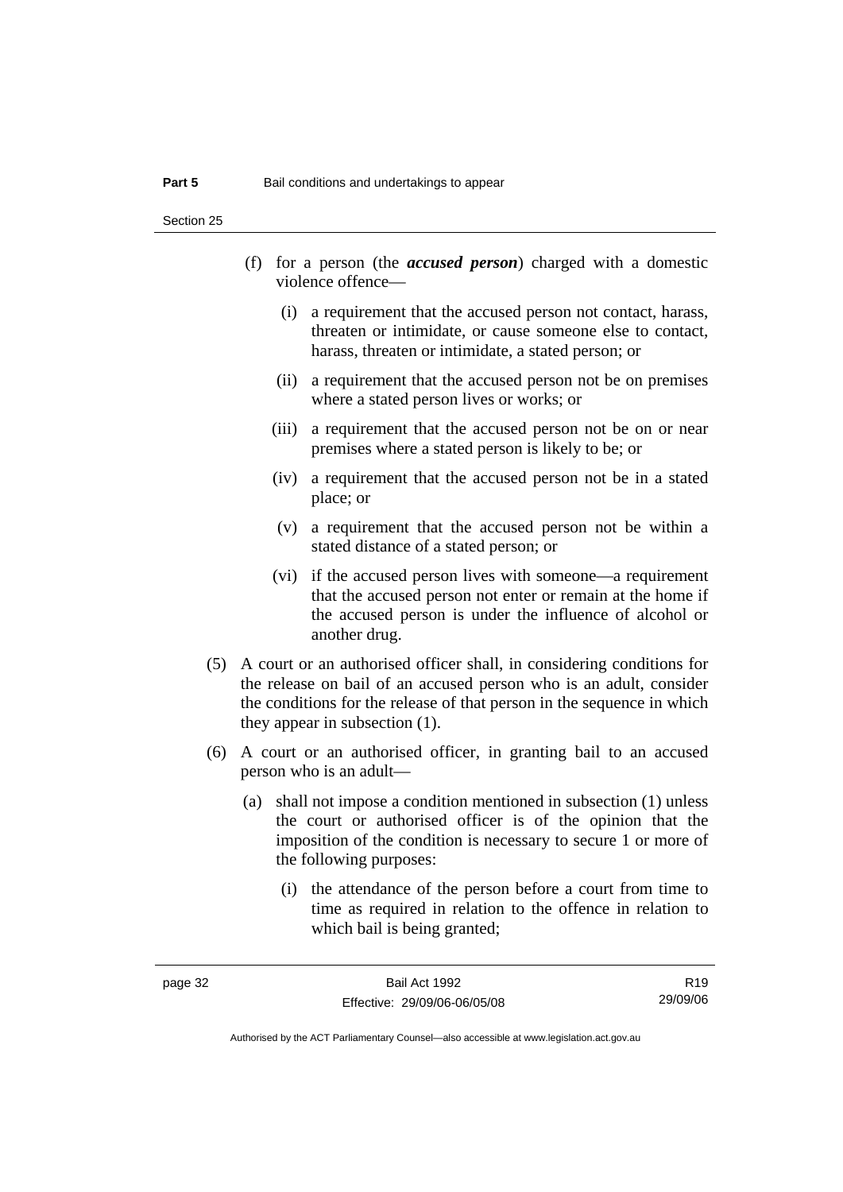(f) for a person (the ***accused person***) charged with a domestic violence offence—

  (i) a requirement that the accused person not contact, harass, threaten or intimidate, or cause someone else to contact, harass, threaten or intimidate, a stated person; or

  (ii) a requirement that the accused person not be on premises where a stated person lives or works; or

  (iii) a requirement that the accused person not be on or near premises where a stated person is likely to be; or

  (iv) a requirement that the accused person not be in a stated place; or

  (v) a requirement that the accused person not be within a stated distance of a stated person; or

  (vi) if the accused person lives with someone—a requirement that the accused person not enter or remain at the home if the accused person is under the influence of alcohol or another drug.

(5) A court or an authorised officer shall, in considering conditions for the release on bail of an accused person who is an adult, consider the conditions for the release of that person in the sequence in which they appear in subsection (1).

(6) A court or an authorised officer, in granting bail to an accused person who is an adult—

  (a) shall not impose a condition mentioned in subsection (1) unless the court or authorised officer is of the opinion that the imposition of the condition is necessary to secure 1 or more of the following purposes:

    (i) the attendance of the person before a court from time to time as required in relation to the offence in relation to which bail is being granted;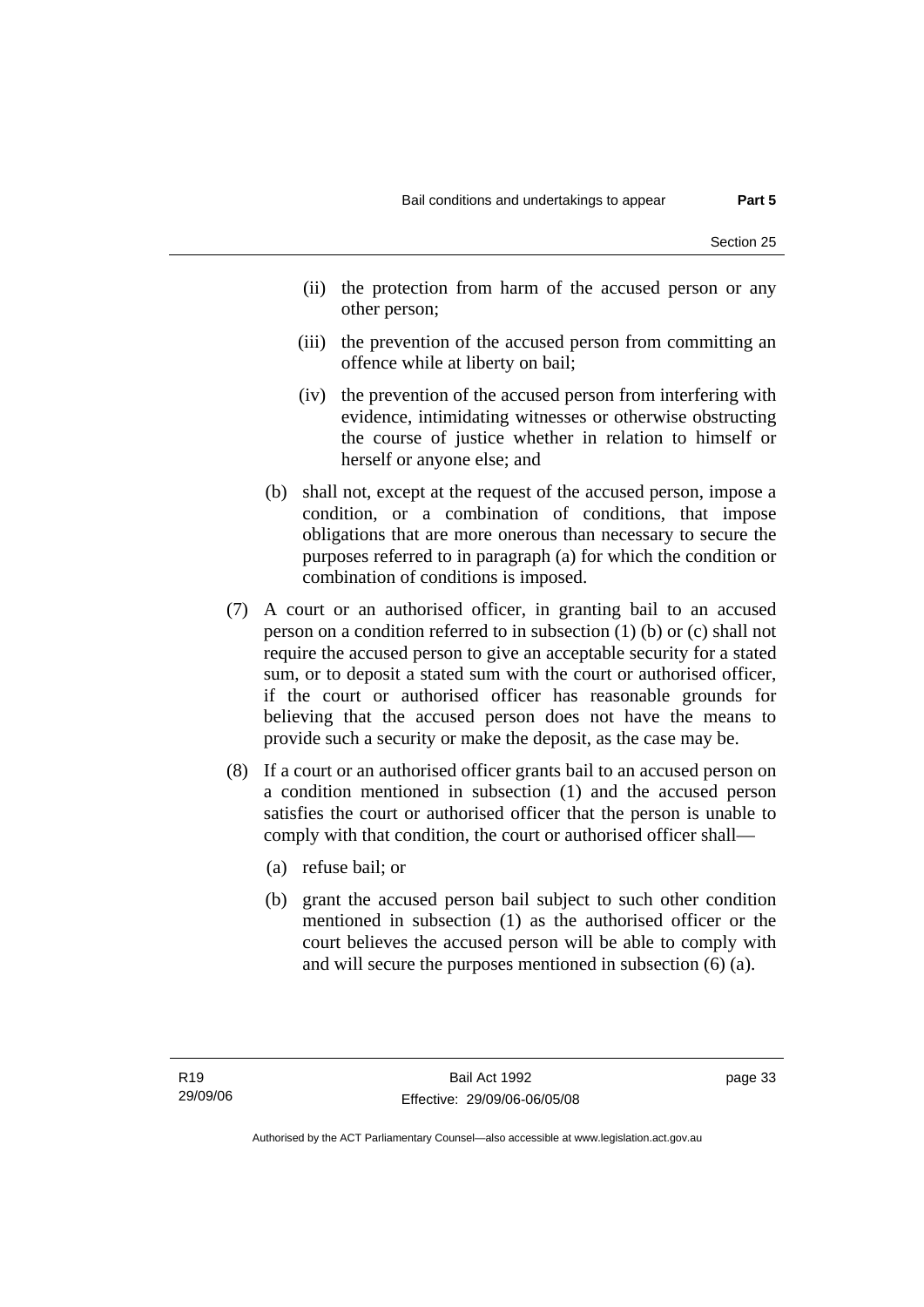(ii) the protection from harm of the accused person or any other person;

(iii) the prevention of the accused person from committing an offence while at liberty on bail;

(iv) the prevention of the accused person from interfering with evidence, intimidating witnesses or otherwise obstructing the course of justice whether in relation to himself or herself or anyone else; and

(b) shall not, except at the request of the accused person, impose a condition, or a combination of conditions, that impose obligations that are more onerous than necessary to secure the purposes referred to in paragraph (a) for which the condition or combination of conditions is imposed.

(7) A court or an authorised officer, in granting bail to an accused person on a condition referred to in subsection (1) (b) or (c) shall not require the accused person to give an acceptable security for a stated sum, or to deposit a stated sum with the court or authorised officer, if the court or authorised officer has reasonable grounds for believing that the accused person does not have the means to provide such a security or make the deposit, as the case may be.

(8) If a court or an authorised officer grants bail to an accused person on a condition mentioned in subsection (1) and the accused person satisfies the court or authorised officer that the person is unable to comply with that condition, the court or authorised officer shall—

(a) refuse bail; or

(b) grant the accused person bail subject to such other condition mentioned in subsection (1) as the authorised officer or the court believes the accused person will be able to comply with and will secure the purposes mentioned in subsection (6) (a).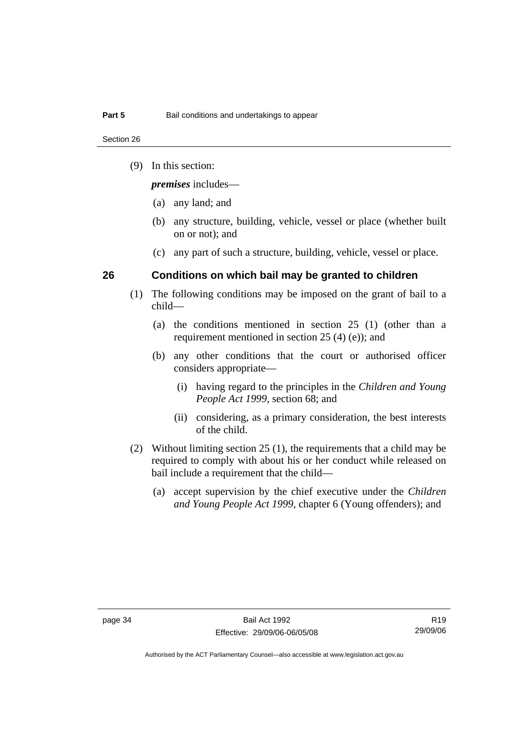(9) In this section:

***premises*** includes—

(a) any land; and

(b) any structure, building, vehicle, vessel or place (whether built on or not); and

(c) any part of such a structure, building, vehicle, vessel or place.

## 26 Conditions on which bail may be granted to children

(1) The following conditions may be imposed on the grant of bail to a child—

(a) the conditions mentioned in section 25 (1) (other than a requirement mentioned in section 25 (4) (e)); and

(b) any other conditions that the court or authorised officer considers appropriate—

(i) having regard to the principles in the *Children and Young People Act 1999*, section 68; and

(ii) considering, as a primary consideration, the best interests of the child.

(2) Without limiting section 25 (1), the requirements that a child may be required to comply with about his or her conduct while released on bail include a requirement that the child—

(a) accept supervision by the chief executive under the *Children and Young People Act 1999*, chapter 6 (Young offenders); and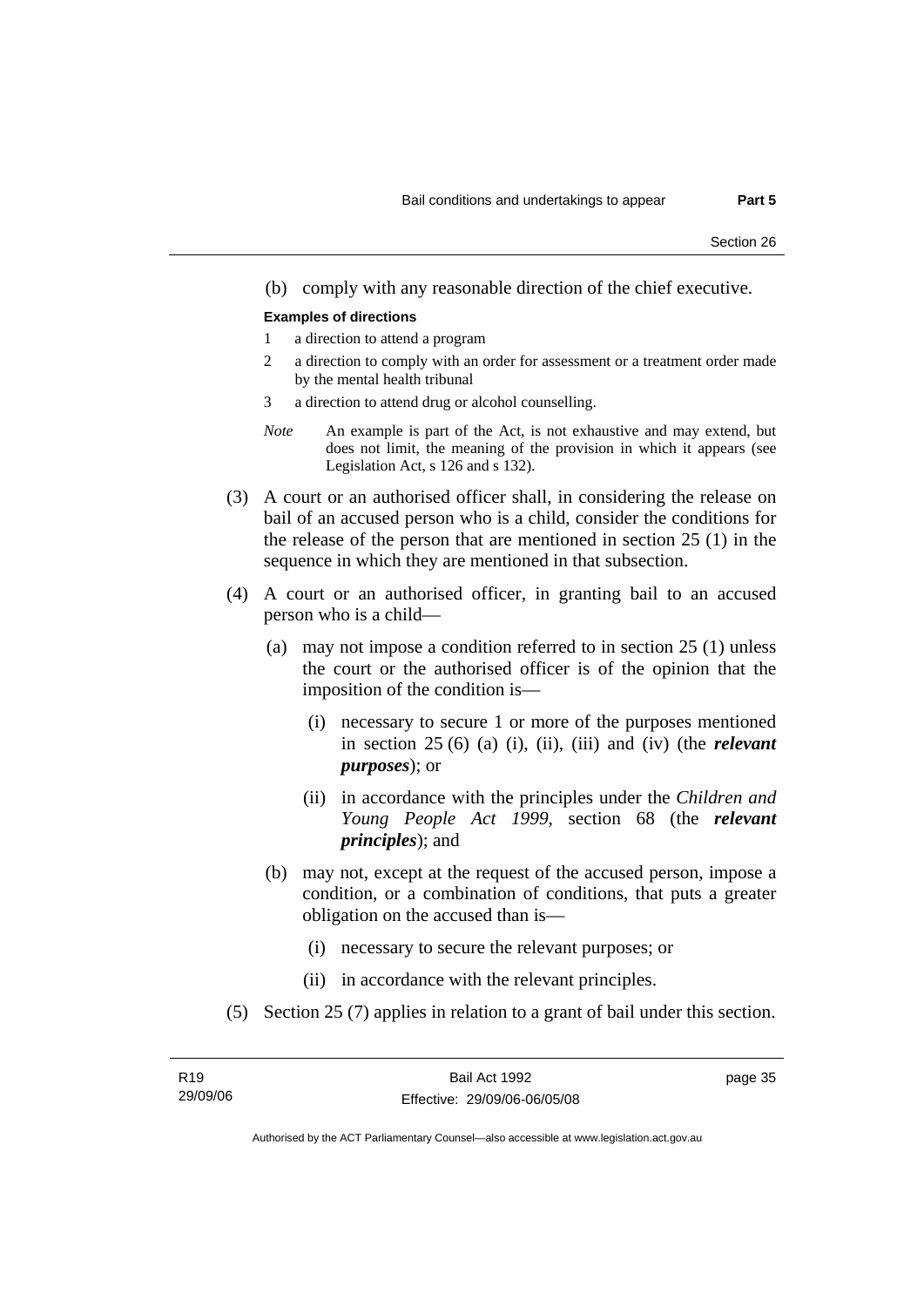(b) comply with any reasonable direction of the chief executive.

**Examples of directions**

1 a direction to attend a program

2 a direction to comply with an order for assessment or a treatment order made by the mental health tribunal

3 a direction to attend drug or alcohol counselling.

*Note* An example is part of the Act, is not exhaustive and may extend, but does not limit, the meaning of the provision in which it appears (see Legislation Act, s 126 and s 132).

(3) A court or an authorised officer shall, in considering the release on bail of an accused person who is a child, consider the conditions for the release of the person that are mentioned in section 25 (1) in the sequence in which they are mentioned in that subsection.

(4) A court or an authorised officer, in granting bail to an accused person who is a child—

(a) may not impose a condition referred to in section 25 (1) unless the court or the authorised officer is of the opinion that the imposition of the condition is—

(i) necessary to secure 1 or more of the purposes mentioned in section 25 (6) (a) (i), (ii), (iii) and (iv) (the ***relevant purposes***); or

(ii) in accordance with the principles under the *Children and Young People Act 1999*, section 68 (the ***relevant principles***); and

(b) may not, except at the request of the accused person, impose a condition, or a combination of conditions, that puts a greater obligation on the accused than is—

(i) necessary to secure the relevant purposes; or

(ii) in accordance with the relevant principles.

(5) Section 25 (7) applies in relation to a grant of bail under this section.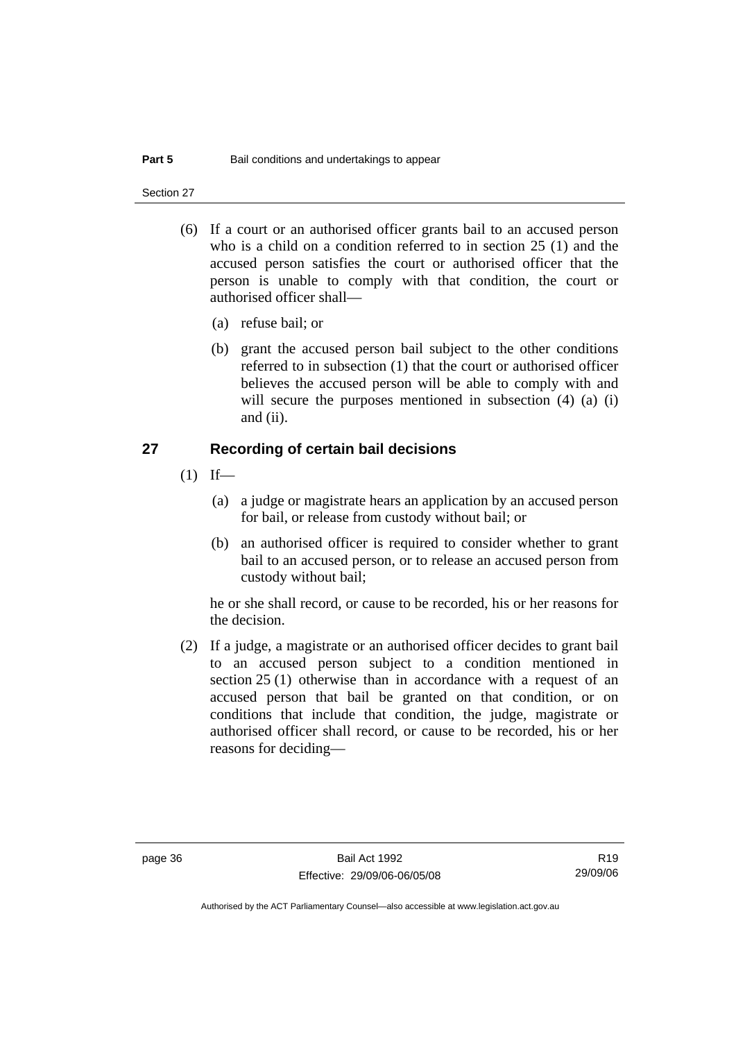(6) If a court or an authorised officer grants bail to an accused person who is a child on a condition referred to in section 25 (1) and the accused person satisfies the court or authorised officer that the person is unable to comply with that condition, the court or authorised officer shall—

(a) refuse bail; or

(b) grant the accused person bail subject to the other conditions referred to in subsection (1) that the court or authorised officer believes the accused person will be able to comply with and will secure the purposes mentioned in subsection (4) (a) (i) and (ii).

## 27 Recording of certain bail decisions

(1) If—

(a) a judge or magistrate hears an application by an accused person for bail, or release from custody without bail; or

(b) an authorised officer is required to consider whether to grant bail to an accused person, or to release an accused person from custody without bail;

he or she shall record, or cause to be recorded, his or her reasons for the decision.

(2) If a judge, a magistrate or an authorised officer decides to grant bail to an accused person subject to a condition mentioned in section 25 (1) otherwise than in accordance with a request of an accused person that bail be granted on that condition, or on conditions that include that condition, the judge, magistrate or authorised officer shall record, or cause to be recorded, his or her reasons for deciding—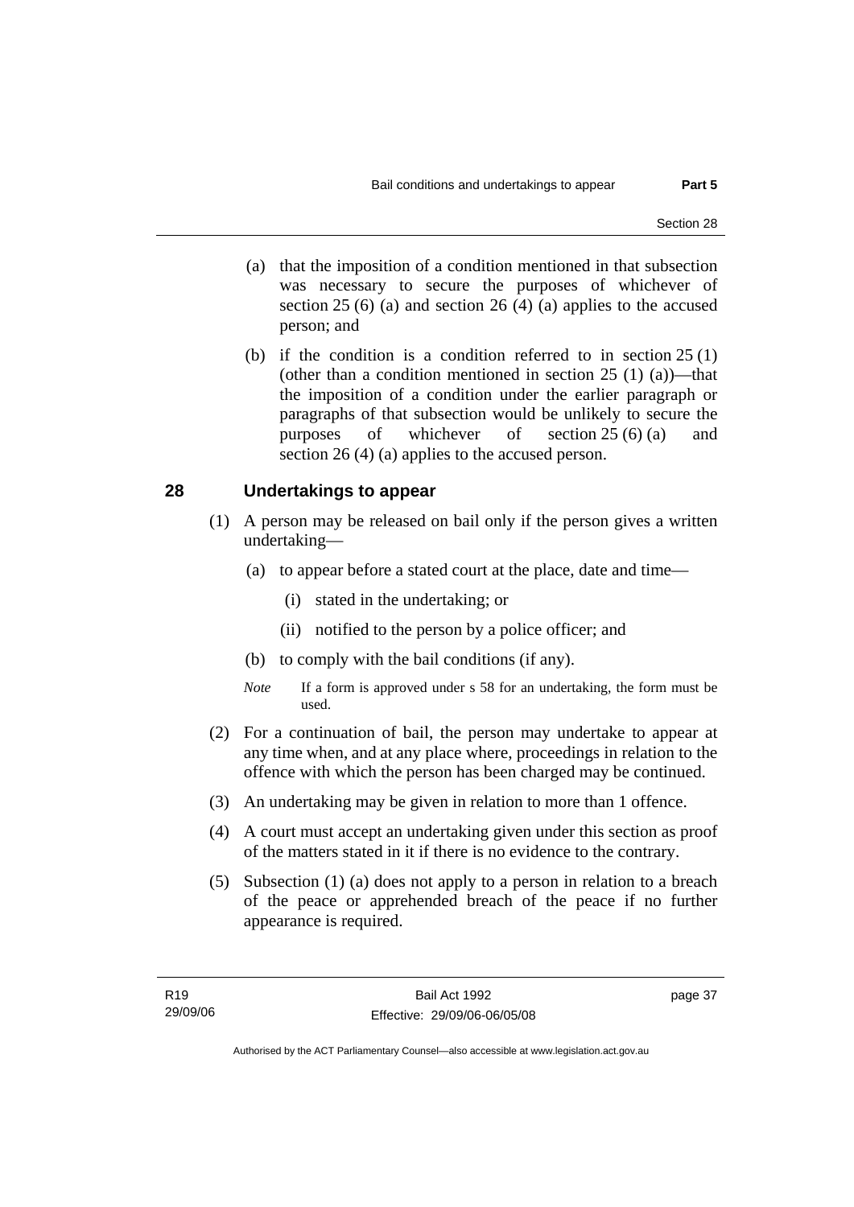(a) that the imposition of a condition mentioned in that subsection was necessary to secure the purposes of whichever of section 25 (6) (a) and section 26 (4) (a) applies to the accused person; and

(b) if the condition is a condition referred to in section 25 (1) (other than a condition mentioned in section 25 (1) (a))—that the imposition of a condition under the earlier paragraph or paragraphs of that subsection would be unlikely to secure the purposes of whichever of section 25 (6) (a) and section 26 (4) (a) applies to the accused person.

## 28 Undertakings to appear

(1) A person may be released on bail only if the person gives a written undertaking—

(a) to appear before a stated court at the place, date and time—

(i) stated in the undertaking; or

(ii) notified to the person by a police officer; and

(b) to comply with the bail conditions (if any).

*Note* If a form is approved under s 58 for an undertaking, the form must be used.

(2) For a continuation of bail, the person may undertake to appear at any time when, and at any place where, proceedings in relation to the offence with which the person has been charged may be continued.

(3) An undertaking may be given in relation to more than 1 offence.

(4) A court must accept an undertaking given under this section as proof of the matters stated in it if there is no evidence to the contrary.

(5) Subsection (1) (a) does not apply to a person in relation to a breach of the peace or apprehended breach of the peace if no further appearance is required.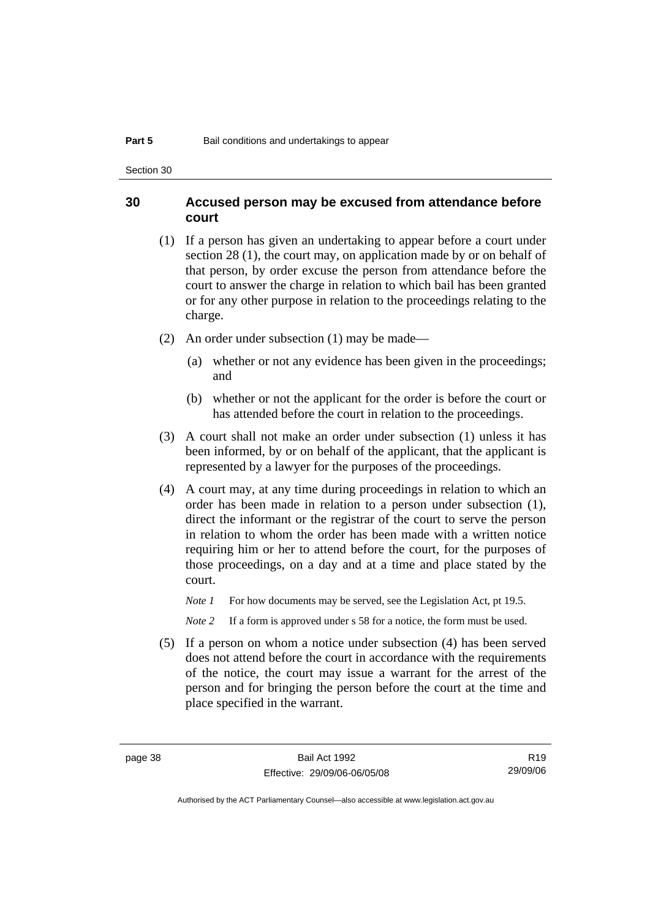## 30 Accused person may be excused from attendance before court

(1) If a person has given an undertaking to appear before a court under section 28 (1), the court may, on application made by or on behalf of that person, by order excuse the person from attendance before the court to answer the charge in relation to which bail has been granted or for any other purpose in relation to the proceedings relating to the charge.

(2) An order under subsection (1) may be made—

(a) whether or not any evidence has been given in the proceedings; and

(b) whether or not the applicant for the order is before the court or has attended before the court in relation to the proceedings.

(3) A court shall not make an order under subsection (1) unless it has been informed, by or on behalf of the applicant, that the applicant is represented by a lawyer for the purposes of the proceedings.

(4) A court may, at any time during proceedings in relation to which an order has been made in relation to a person under subsection (1), direct the informant or the registrar of the court to serve the person in relation to whom the order has been made with a written notice requiring him or her to attend before the court, for the purposes of those proceedings, on a day and at a time and place stated by the court.

*Note 1* For how documents may be served, see the Legislation Act, pt 19.5.

*Note 2* If a form is approved under s 58 for a notice, the form must be used.

(5) If a person on whom a notice under subsection (4) has been served does not attend before the court in accordance with the requirements of the notice, the court may issue a warrant for the arrest of the person and for bringing the person before the court at the time and place specified in the warrant.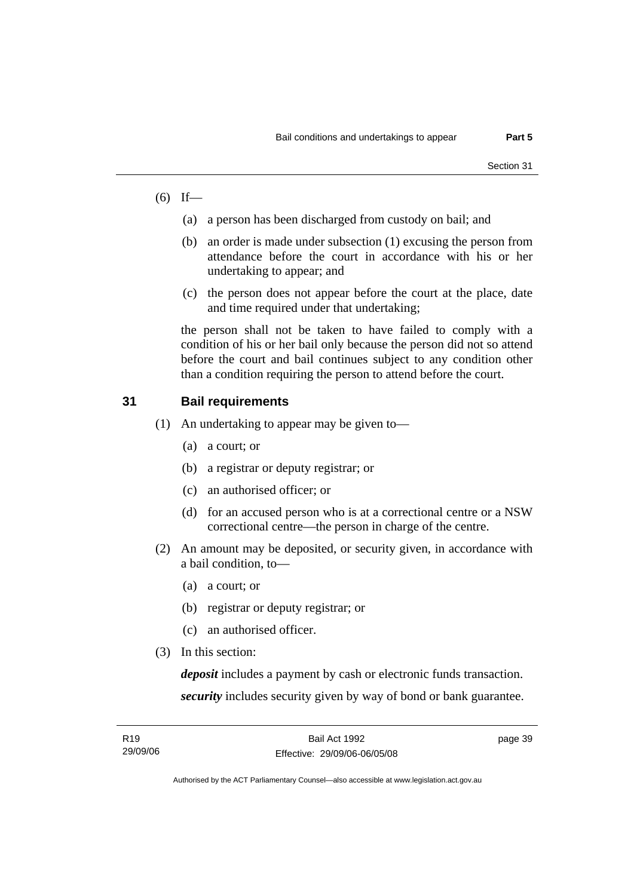(6) If—

(a) a person has been discharged from custody on bail; and

(b) an order is made under subsection (1) excusing the person from attendance before the court in accordance with his or her undertaking to appear; and

(c) the person does not appear before the court at the place, date and time required under that undertaking;

the person shall not be taken to have failed to comply with a condition of his or her bail only because the person did not so attend before the court and bail continues subject to any condition other than a condition requiring the person to attend before the court.

## 31 Bail requirements

(1) An undertaking to appear may be given to—

(a) a court; or

(b) a registrar or deputy registrar; or

(c) an authorised officer; or

(d) for an accused person who is at a correctional centre or a NSW correctional centre—the person in charge of the centre.

(2) An amount may be deposited, or security given, in accordance with a bail condition, to—

(a) a court; or

(b) registrar or deputy registrar; or

(c) an authorised officer.

(3) In this section:

***deposit*** includes a payment by cash or electronic funds transaction.

***security*** includes security given by way of bond or bank guarantee.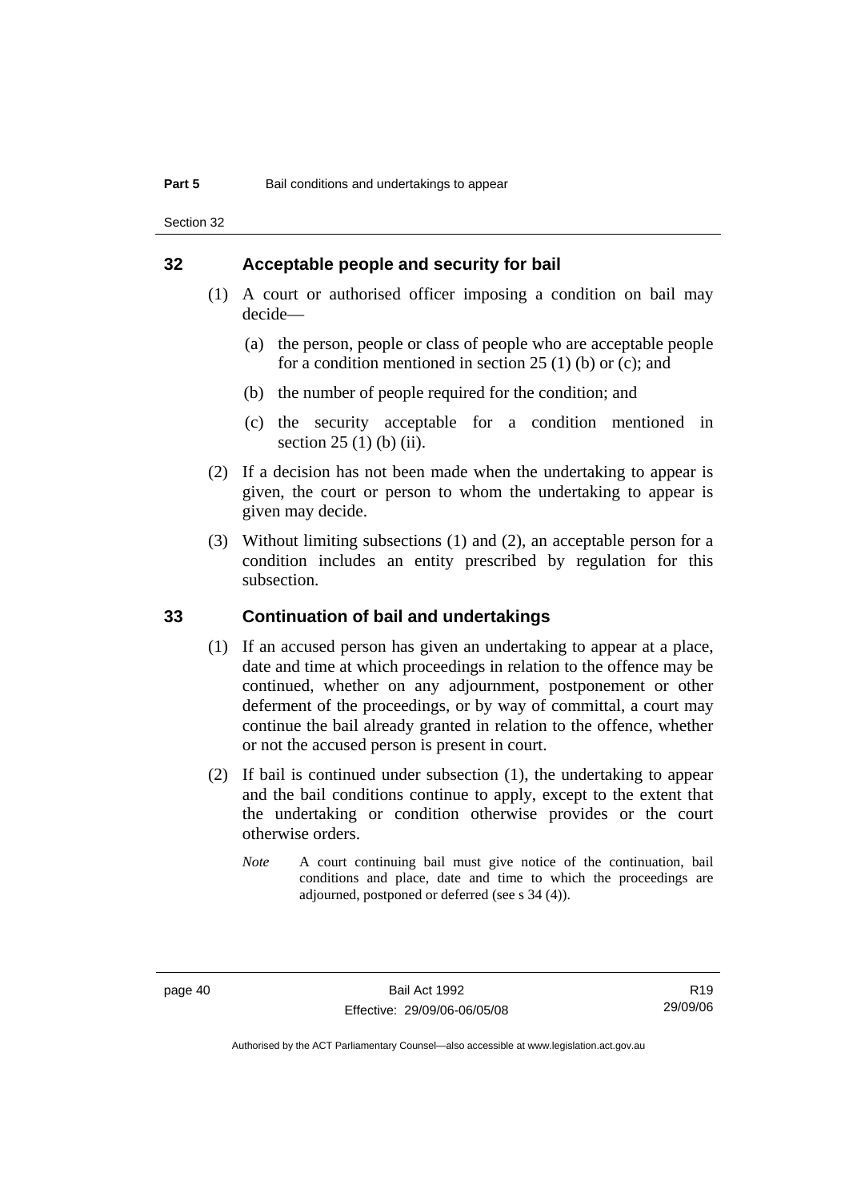## 32 Acceptable people and security for bail

(1) A court or authorised officer imposing a condition on bail may decide—

(a) the person, people or class of people who are acceptable people for a condition mentioned in section 25 (1) (b) or (c); and

(b) the number of people required for the condition; and

(c) the security acceptable for a condition mentioned in section 25 (1) (b) (ii).

(2) If a decision has not been made when the undertaking to appear is given, the court or person to whom the undertaking to appear is given may decide.

(3) Without limiting subsections (1) and (2), an acceptable person for a condition includes an entity prescribed by regulation for this subsection.

## 33 Continuation of bail and undertakings

(1) If an accused person has given an undertaking to appear at a place, date and time at which proceedings in relation to the offence may be continued, whether on any adjournment, postponement or other deferment of the proceedings, or by way of committal, a court may continue the bail already granted in relation to the offence, whether or not the accused person is present in court.

(2) If bail is continued under subsection (1), the undertaking to appear and the bail conditions continue to apply, except to the extent that the undertaking or condition otherwise provides or the court otherwise orders.

*Note* A court continuing bail must give notice of the continuation, bail conditions and place, date and time to which the proceedings are adjourned, postponed or deferred (see s 34 (4)).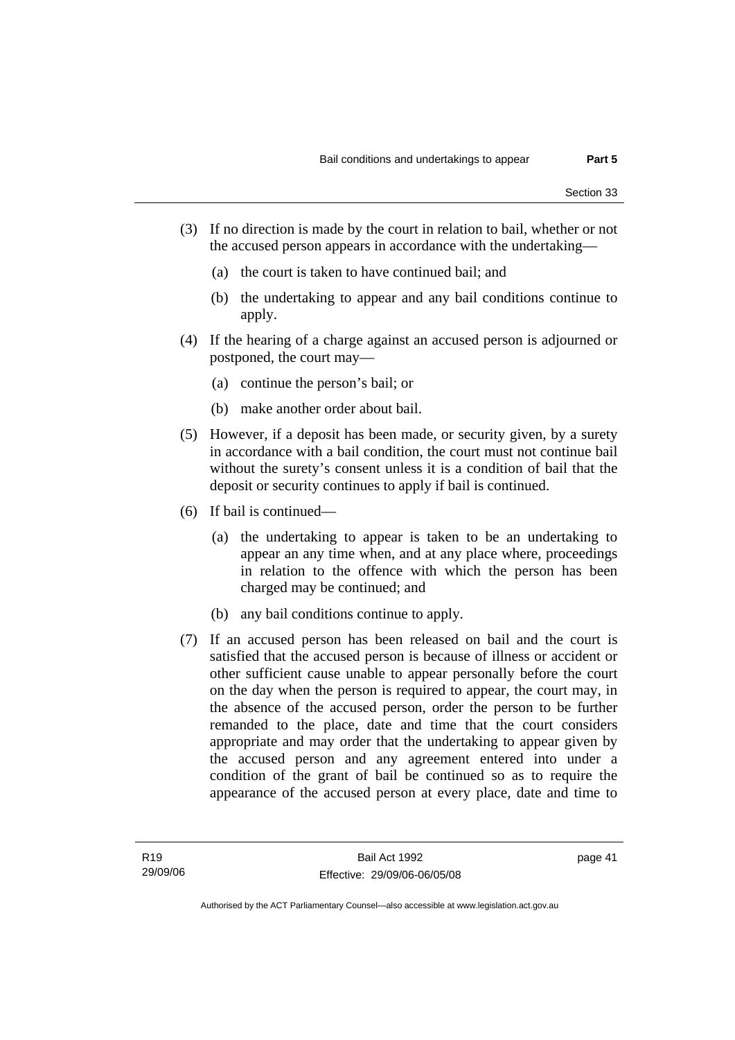(3) If no direction is made by the court in relation to bail, whether or not the accused person appears in accordance with the undertaking—

(a) the court is taken to have continued bail; and

(b) the undertaking to appear and any bail conditions continue to apply.

(4) If the hearing of a charge against an accused person is adjourned or postponed, the court may—

(a) continue the person's bail; or

(b) make another order about bail.

(5) However, if a deposit has been made, or security given, by a surety in accordance with a bail condition, the court must not continue bail without the surety's consent unless it is a condition of bail that the deposit or security continues to apply if bail is continued.

(6) If bail is continued—

(a) the undertaking to appear is taken to be an undertaking to appear an any time when, and at any place where, proceedings in relation to the offence with which the person has been charged may be continued; and

(b) any bail conditions continue to apply.

(7) If an accused person has been released on bail and the court is satisfied that the accused person is because of illness or accident or other sufficient cause unable to appear personally before the court on the day when the person is required to appear, the court may, in the absence of the accused person, order the person to be further remanded to the place, date and time that the court considers appropriate and may order that the undertaking to appear given by the accused person and any agreement entered into under a condition of the grant of bail be continued so as to require the appearance of the accused person at every place, date and time to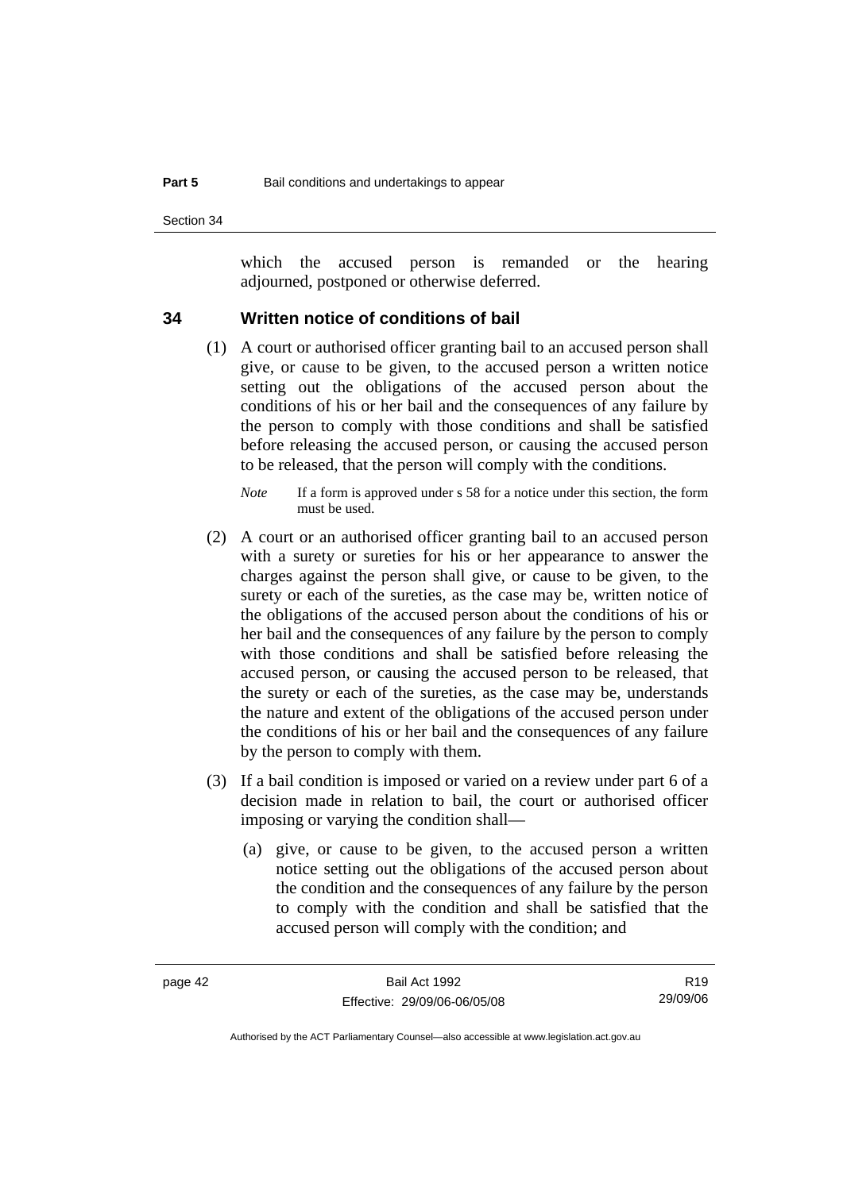which the accused person is remanded or the hearing adjourned, postponed or otherwise deferred.

## 34 Written notice of conditions of bail

(1) A court or authorised officer granting bail to an accused person shall give, or cause to be given, to the accused person a written notice setting out the obligations of the accused person about the conditions of his or her bail and the consequences of any failure by the person to comply with those conditions and shall be satisfied before releasing the accused person, or causing the accused person to be released, that the person will comply with the conditions.

*Note* If a form is approved under s 58 for a notice under this section, the form must be used.

(2) A court or an authorised officer granting bail to an accused person with a surety or sureties for his or her appearance to answer the charges against the person shall give, or cause to be given, to the surety or each of the sureties, as the case may be, written notice of the obligations of the accused person about the conditions of his or her bail and the consequences of any failure by the person to comply with those conditions and shall be satisfied before releasing the accused person, or causing the accused person to be released, that the surety or each of the sureties, as the case may be, understands the nature and extent of the obligations of the accused person under the conditions of his or her bail and the consequences of any failure by the person to comply with them.

(3) If a bail condition is imposed or varied on a review under part 6 of a decision made in relation to bail, the court or authorised officer imposing or varying the condition shall—

(a) give, or cause to be given, to the accused person a written notice setting out the obligations of the accused person about the condition and the consequences of any failure by the person to comply with the condition and shall be satisfied that the accused person will comply with the condition; and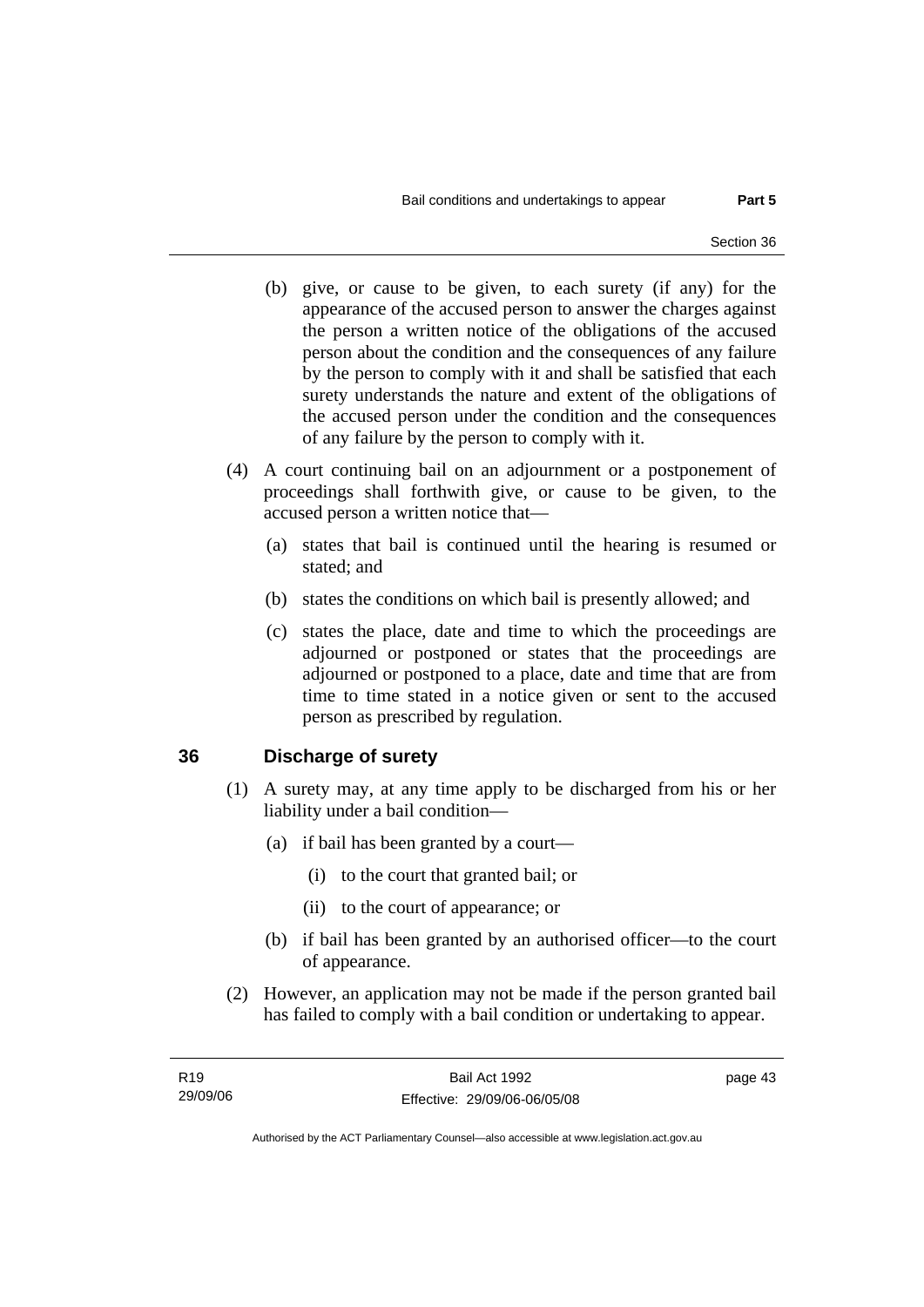(b) give, or cause to be given, to each surety (if any) for the appearance of the accused person to answer the charges against the person a written notice of the obligations of the accused person about the condition and the consequences of any failure by the person to comply with it and shall be satisfied that each surety understands the nature and extent of the obligations of the accused person under the condition and the consequences of any failure by the person to comply with it.

(4) A court continuing bail on an adjournment or a postponement of proceedings shall forthwith give, or cause to be given, to the accused person a written notice that—

(a) states that bail is continued until the hearing is resumed or stated; and

(b) states the conditions on which bail is presently allowed; and

(c) states the place, date and time to which the proceedings are adjourned or postponed or states that the proceedings are adjourned or postponed to a place, date and time that are from time to time stated in a notice given or sent to the accused person as prescribed by regulation.

## 36 Discharge of surety

(1) A surety may, at any time apply to be discharged from his or her liability under a bail condition—

(a) if bail has been granted by a court—

(i) to the court that granted bail; or

(ii) to the court of appearance; or

(b) if bail has been granted by an authorised officer—to the court of appearance.

(2) However, an application may not be made if the person granted bail has failed to comply with a bail condition or undertaking to appear.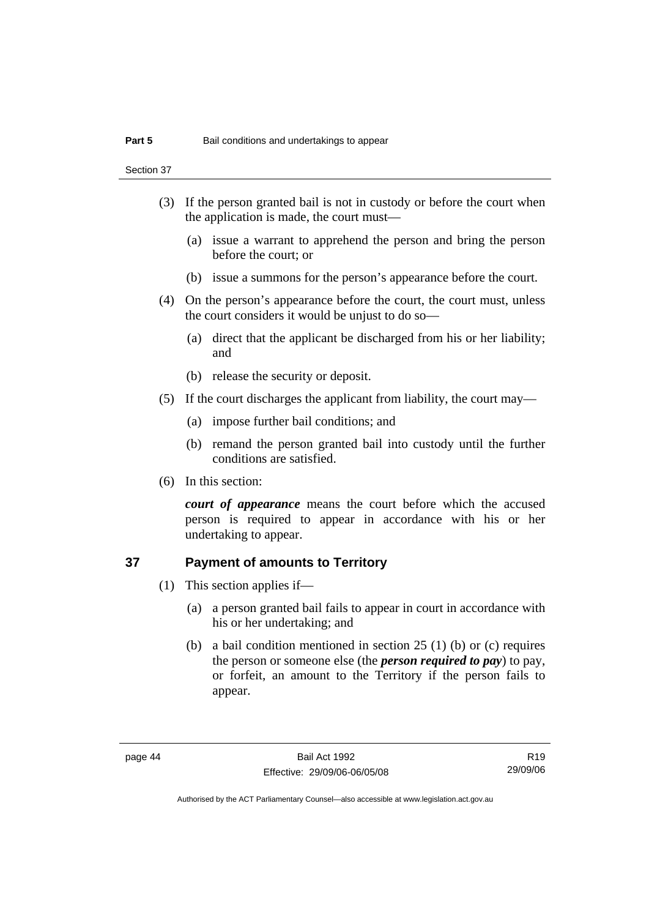(3) If the person granted bail is not in custody or before the court when the application is made, the court must—

(a) issue a warrant to apprehend the person and bring the person before the court; or

(b) issue a summons for the person's appearance before the court.

(4) On the person's appearance before the court, the court must, unless the court considers it would be unjust to do so—

(a) direct that the applicant be discharged from his or her liability; and

(b) release the security or deposit.

(5) If the court discharges the applicant from liability, the court may—

(a) impose further bail conditions; and

(b) remand the person granted bail into custody until the further conditions are satisfied.

(6) In this section:

***court of appearance*** means the court before which the accused person is required to appear in accordance with his or her undertaking to appear.

## 37 Payment of amounts to Territory

(1) This section applies if—

(a) a person granted bail fails to appear in court in accordance with his or her undertaking; and

(b) a bail condition mentioned in section 25 (1) (b) or (c) requires the person or someone else (the ***person required to pay***) to pay, or forfeit, an amount to the Territory if the person fails to appear.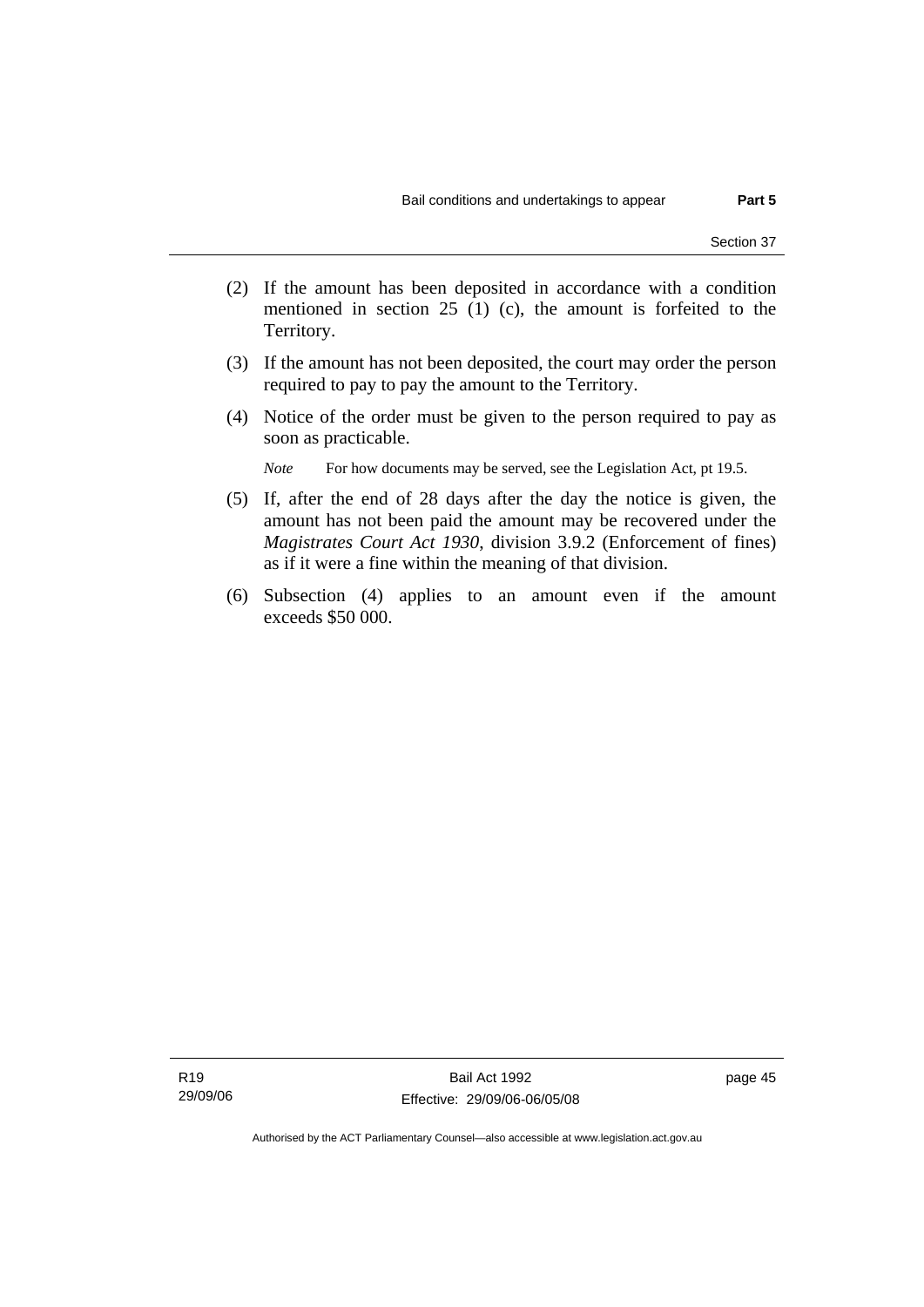(2) If the amount has been deposited in accordance with a condition mentioned in section 25 (1) (c), the amount is forfeited to the Territory.

(3) If the amount has not been deposited, the court may order the person required to pay to pay the amount to the Territory.

(4) Notice of the order must be given to the person required to pay as soon as practicable.

*Note* For how documents may be served, see the Legislation Act, pt 19.5.

(5) If, after the end of 28 days after the day the notice is given, the amount has not been paid the amount may be recovered under the *Magistrates Court Act 1930*, division 3.9.2 (Enforcement of fines) as if it were a fine within the meaning of that division.

(6) Subsection (4) applies to an amount even if the amount exceeds $50 000.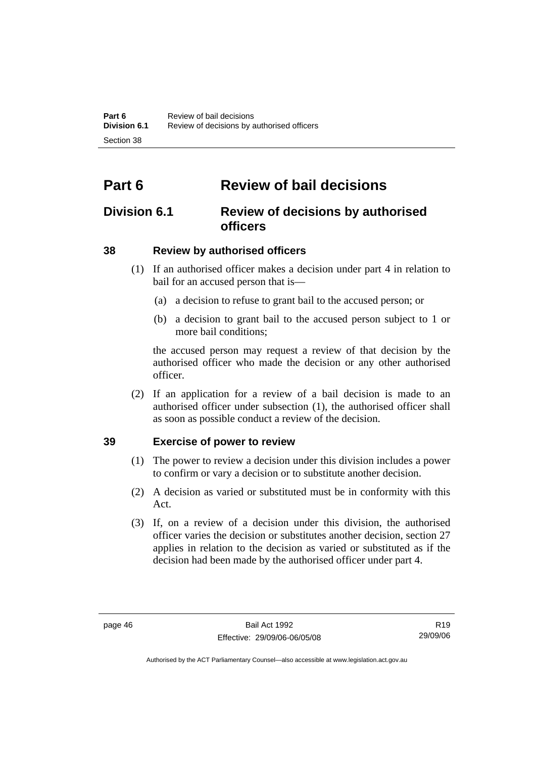# Part 6 Review of bail decisions

## Division 6.1 Review of decisions by authorised officers

### 38 Review by authorised officers

(1) If an authorised officer makes a decision under part 4 in relation to bail for an accused person that is—

(a) a decision to refuse to grant bail to the accused person; or

(b) a decision to grant bail to the accused person subject to 1 or more bail conditions;

the accused person may request a review of that decision by the authorised officer who made the decision or any other authorised officer.

(2) If an application for a review of a bail decision is made to an authorised officer under subsection (1), the authorised officer shall as soon as possible conduct a review of the decision.

### 39 Exercise of power to review

(1) The power to review a decision under this division includes a power to confirm or vary a decision or to substitute another decision.

(2) A decision as varied or substituted must be in conformity with this Act.

(3) If, on a review of a decision under this division, the authorised officer varies the decision or substitutes another decision, section 27 applies in relation to the decision as varied or substituted as if the decision had been made by the authorised officer under part 4.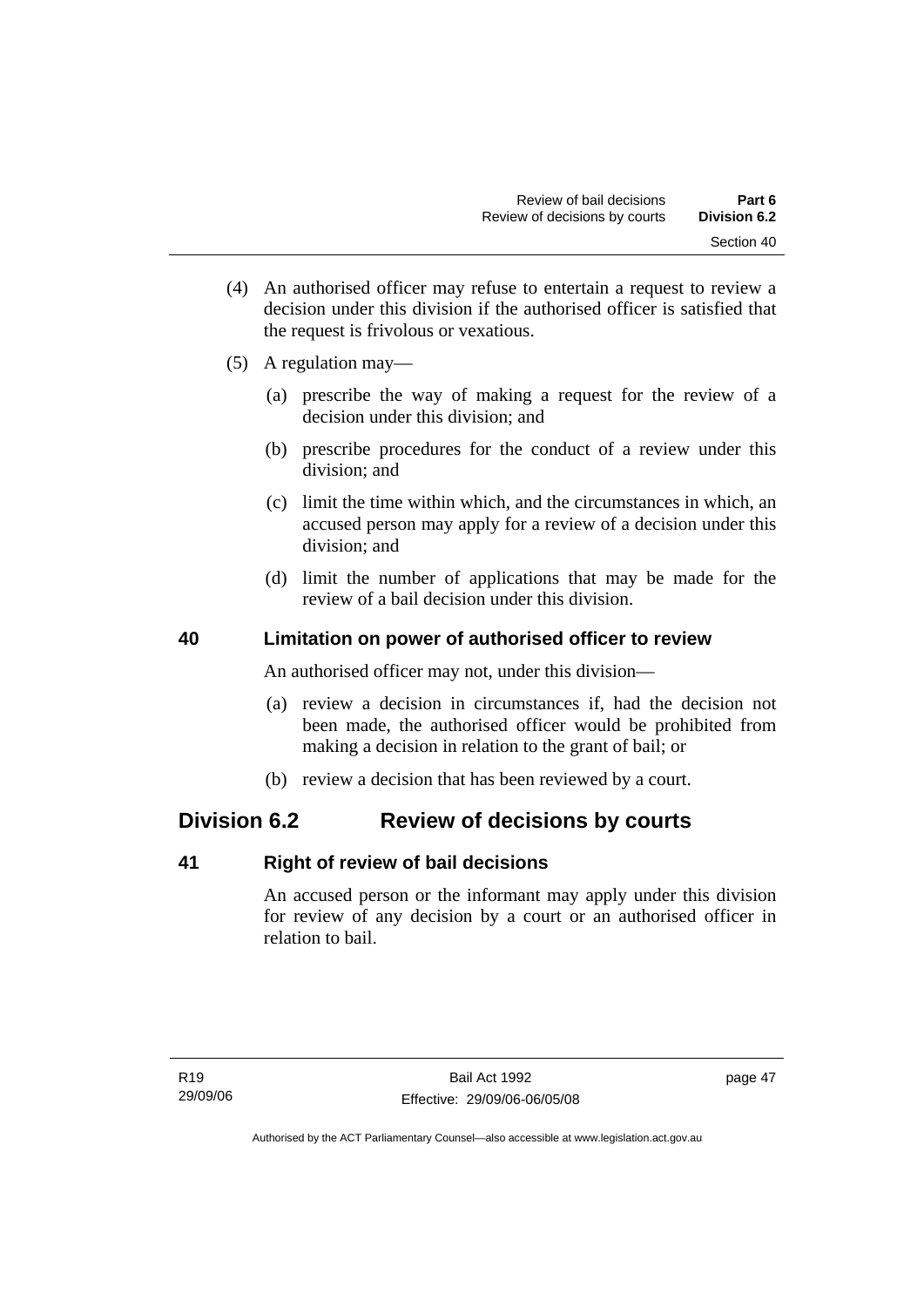(4) An authorised officer may refuse to entertain a request to review a decision under this division if the authorised officer is satisfied that the request is frivolous or vexatious.

(5) A regulation may—

(a) prescribe the way of making a request for the review of a decision under this division; and

(b) prescribe procedures for the conduct of a review under this division; and

(c) limit the time within which, and the circumstances in which, an accused person may apply for a review of a decision under this division; and

(d) limit the number of applications that may be made for the review of a bail decision under this division.

### 40 Limitation on power of authorised officer to review

An authorised officer may not, under this division—

(a) review a decision in circumstances if, had the decision not been made, the authorised officer would be prohibited from making a decision in relation to the grant of bail; or

(b) review a decision that has been reviewed by a court.

## Division 6.2 Review of decisions by courts

### 41 Right of review of bail decisions

An accused person or the informant may apply under this division for review of any decision by a court or an authorised officer in relation to bail.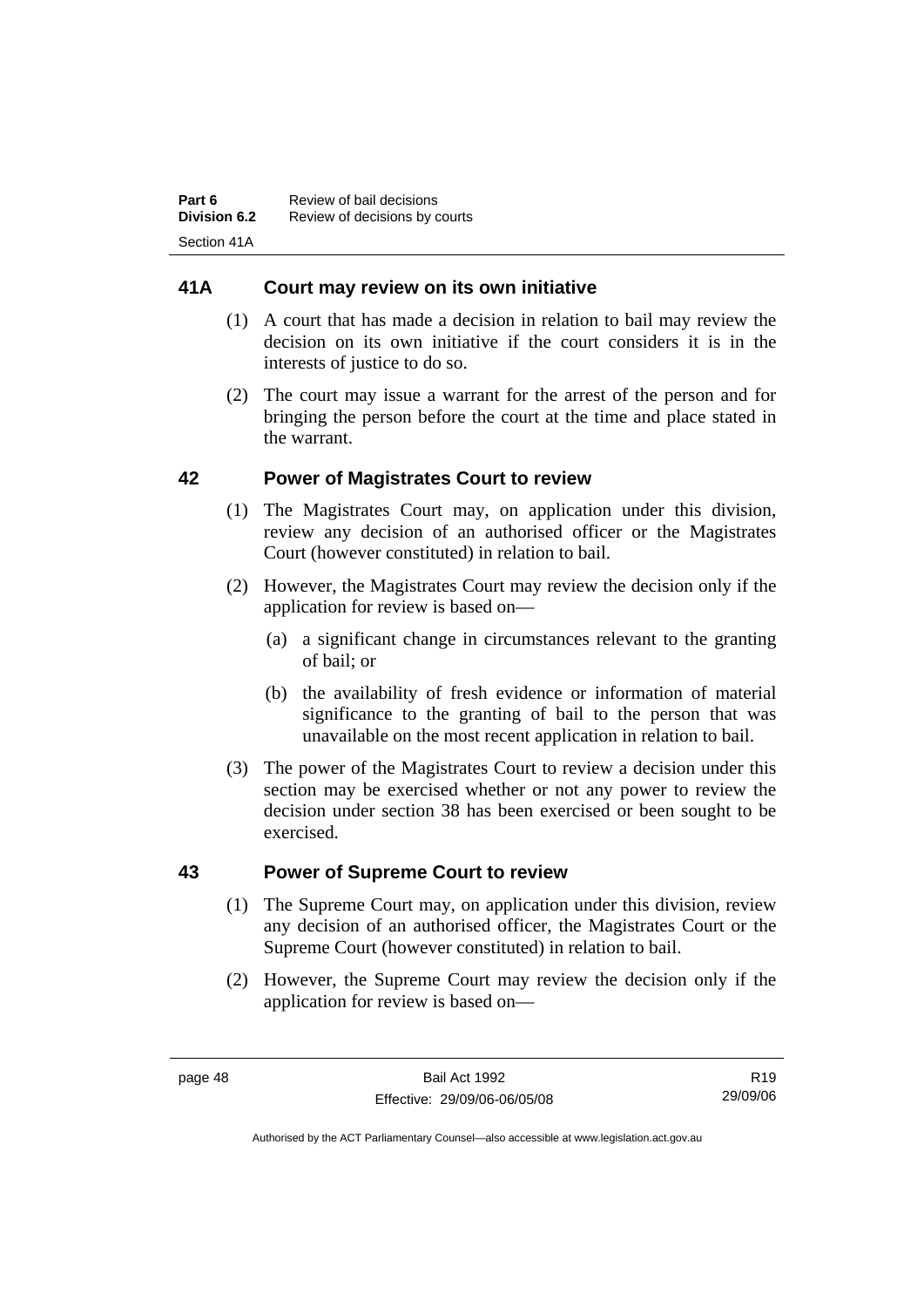## 41A Court may review on its own initiative

(1) A court that has made a decision in relation to bail may review the decision on its own initiative if the court considers it is in the interests of justice to do so.

(2) The court may issue a warrant for the arrest of the person and for bringing the person before the court at the time and place stated in the warrant.

## 42 Power of Magistrates Court to review

(1) The Magistrates Court may, on application under this division, review any decision of an authorised officer or the Magistrates Court (however constituted) in relation to bail.

(2) However, the Magistrates Court may review the decision only if the application for review is based on—

(a) a significant change in circumstances relevant to the granting of bail; or

(b) the availability of fresh evidence or information of material significance to the granting of bail to the person that was unavailable on the most recent application in relation to bail.

(3) The power of the Magistrates Court to review a decision under this section may be exercised whether or not any power to review the decision under section 38 has been exercised or been sought to be exercised.

## 43 Power of Supreme Court to review

(1) The Supreme Court may, on application under this division, review any decision of an authorised officer, the Magistrates Court or the Supreme Court (however constituted) in relation to bail.

(2) However, the Supreme Court may review the decision only if the application for review is based on—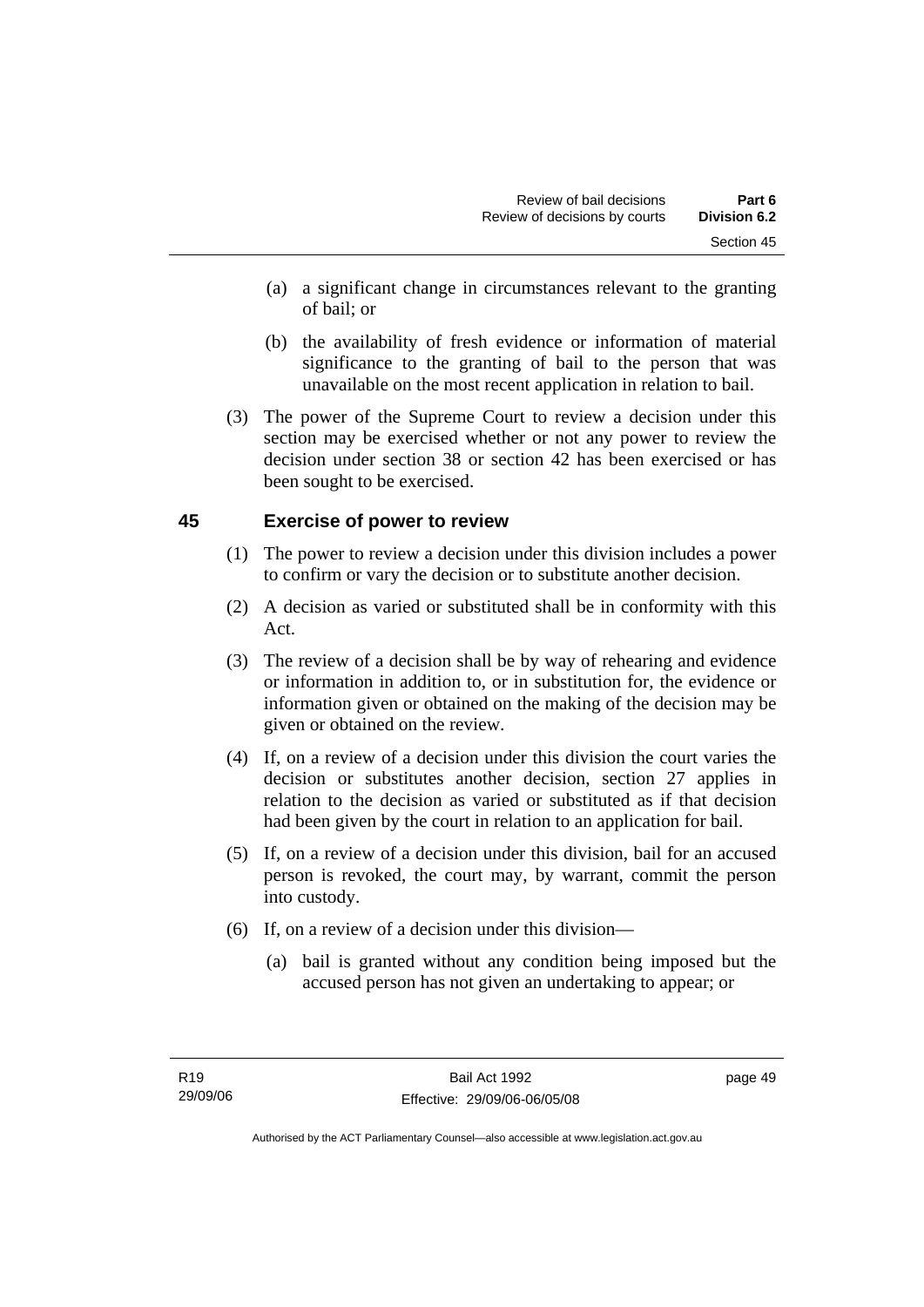(a) a significant change in circumstances relevant to the granting of bail; or

(b) the availability of fresh evidence or information of material significance to the granting of bail to the person that was unavailable on the most recent application in relation to bail.

(3) The power of the Supreme Court to review a decision under this section may be exercised whether or not any power to review the decision under section 38 or section 42 has been exercised or has been sought to be exercised.

## 45 Exercise of power to review

(1) The power to review a decision under this division includes a power to confirm or vary the decision or to substitute another decision.

(2) A decision as varied or substituted shall be in conformity with this Act.

(3) The review of a decision shall be by way of rehearing and evidence or information in addition to, or in substitution for, the evidence or information given or obtained on the making of the decision may be given or obtained on the review.

(4) If, on a review of a decision under this division the court varies the decision or substitutes another decision, section 27 applies in relation to the decision as varied or substituted as if that decision had been given by the court in relation to an application for bail.

(5) If, on a review of a decision under this division, bail for an accused person is revoked, the court may, by warrant, commit the person into custody.

(6) If, on a review of a decision under this division—

(a) bail is granted without any condition being imposed but the accused person has not given an undertaking to appear; or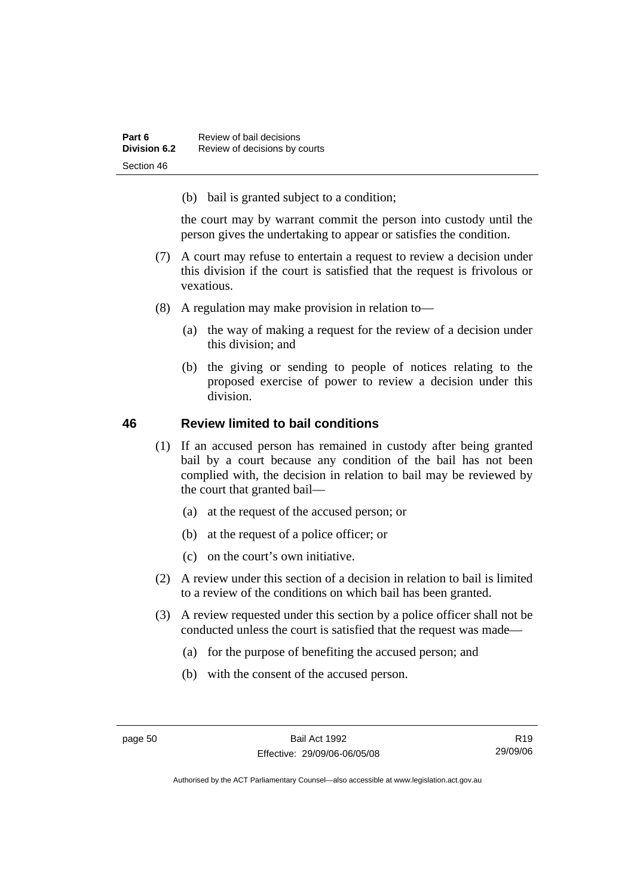(b) bail is granted subject to a condition;

the court may by warrant commit the person into custody until the person gives the undertaking to appear or satisfies the condition.

(7) A court may refuse to entertain a request to review a decision under this division if the court is satisfied that the request is frivolous or vexatious.

(8) A regulation may make provision in relation to—

(a) the way of making a request for the review of a decision under this division; and

(b) the giving or sending to people of notices relating to the proposed exercise of power to review a decision under this division.

## 46 Review limited to bail conditions

(1) If an accused person has remained in custody after being granted bail by a court because any condition of the bail has not been complied with, the decision in relation to bail may be reviewed by the court that granted bail—

(a) at the request of the accused person; or

(b) at the request of a police officer; or

(c) on the court's own initiative.

(2) A review under this section of a decision in relation to bail is limited to a review of the conditions on which bail has been granted.

(3) A review requested under this section by a police officer shall not be conducted unless the court is satisfied that the request was made—

(a) for the purpose of benefiting the accused person; and

(b) with the consent of the accused person.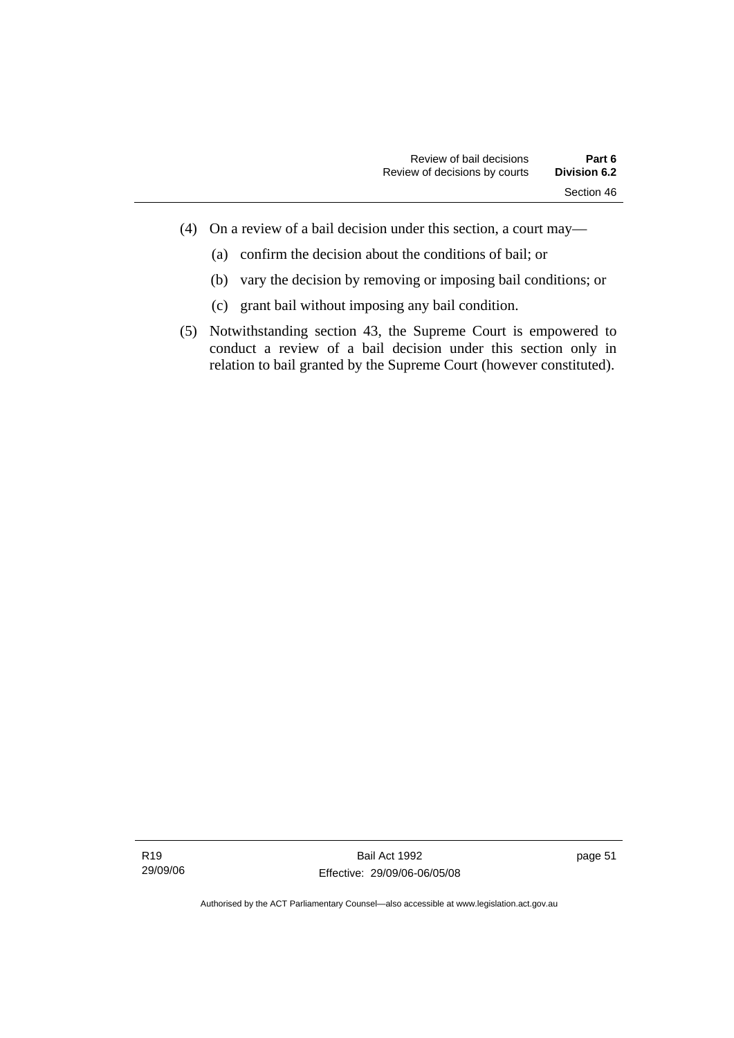(4) On a review of a bail decision under this section, a court may—

(a) confirm the decision about the conditions of bail; or

(b) vary the decision by removing or imposing bail conditions; or

(c) grant bail without imposing any bail condition.

(5) Notwithstanding section 43, the Supreme Court is empowered to conduct a review of a bail decision under this section only in relation to bail granted by the Supreme Court (however constituted).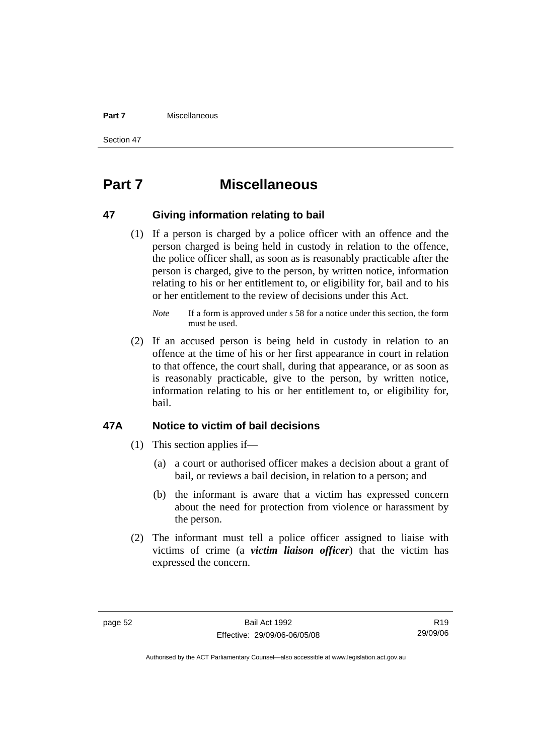# Part 7 Miscellaneous

## 47 Giving information relating to bail

(1) If a person is charged by a police officer with an offence and the person charged is being held in custody in relation to the offence, the police officer shall, as soon as is reasonably practicable after the person is charged, give to the person, by written notice, information relating to his or her entitlement to, or eligibility for, bail and to his or her entitlement to the review of decisions under this Act.

*Note* If a form is approved under s 58 for a notice under this section, the form must be used.

(2) If an accused person is being held in custody in relation to an offence at the time of his or her first appearance in court in relation to that offence, the court shall, during that appearance, or as soon as is reasonably practicable, give to the person, by written notice, information relating to his or her entitlement to, or eligibility for, bail.

## 47A Notice to victim of bail decisions

(1) This section applies if—

(a) a court or authorised officer makes a decision about a grant of bail, or reviews a bail decision, in relation to a person; and

(b) the informant is aware that a victim has expressed concern about the need for protection from violence or harassment by the person.

(2) The informant must tell a police officer assigned to liaise with victims of crime (a ***victim liaison officer***) that the victim has expressed the concern.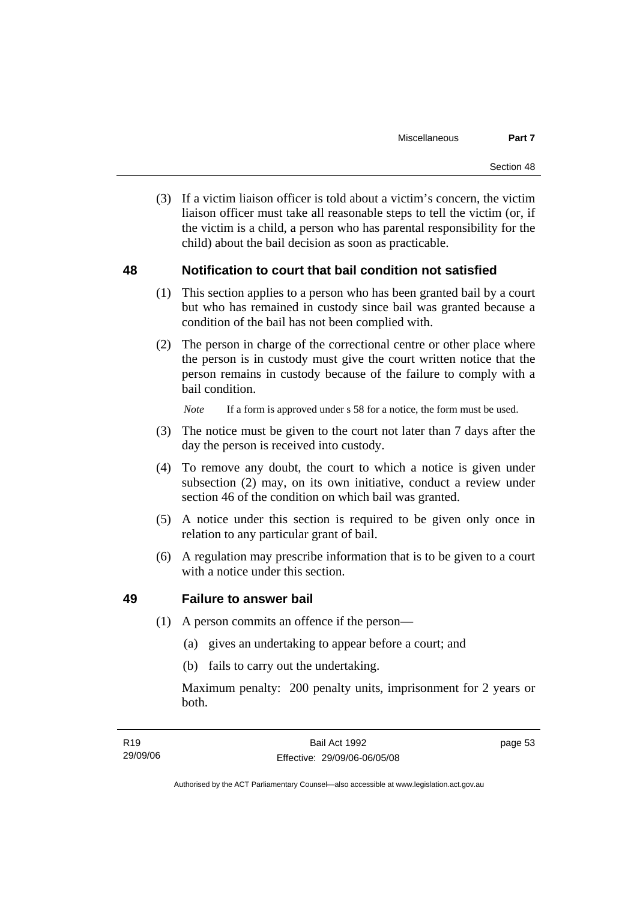(3) If a victim liaison officer is told about a victim's concern, the victim liaison officer must take all reasonable steps to tell the victim (or, if the victim is a child, a person who has parental responsibility for the child) about the bail decision as soon as practicable.

## 48 Notification to court that bail condition not satisfied

(1) This section applies to a person who has been granted bail by a court but who has remained in custody since bail was granted because a condition of the bail has not been complied with.

(2) The person in charge of the correctional centre or other place where the person is in custody must give the court written notice that the person remains in custody because of the failure to comply with a bail condition.

*Note* If a form is approved under s 58 for a notice, the form must be used.

(3) The notice must be given to the court not later than 7 days after the day the person is received into custody.

(4) To remove any doubt, the court to which a notice is given under subsection (2) may, on its own initiative, conduct a review under section 46 of the condition on which bail was granted.

(5) A notice under this section is required to be given only once in relation to any particular grant of bail.

(6) A regulation may prescribe information that is to be given to a court with a notice under this section.

## 49 Failure to answer bail

(1) A person commits an offence if the person—

(a) gives an undertaking to appear before a court; and

(b) fails to carry out the undertaking.

Maximum penalty: 200 penalty units, imprisonment for 2 years or both.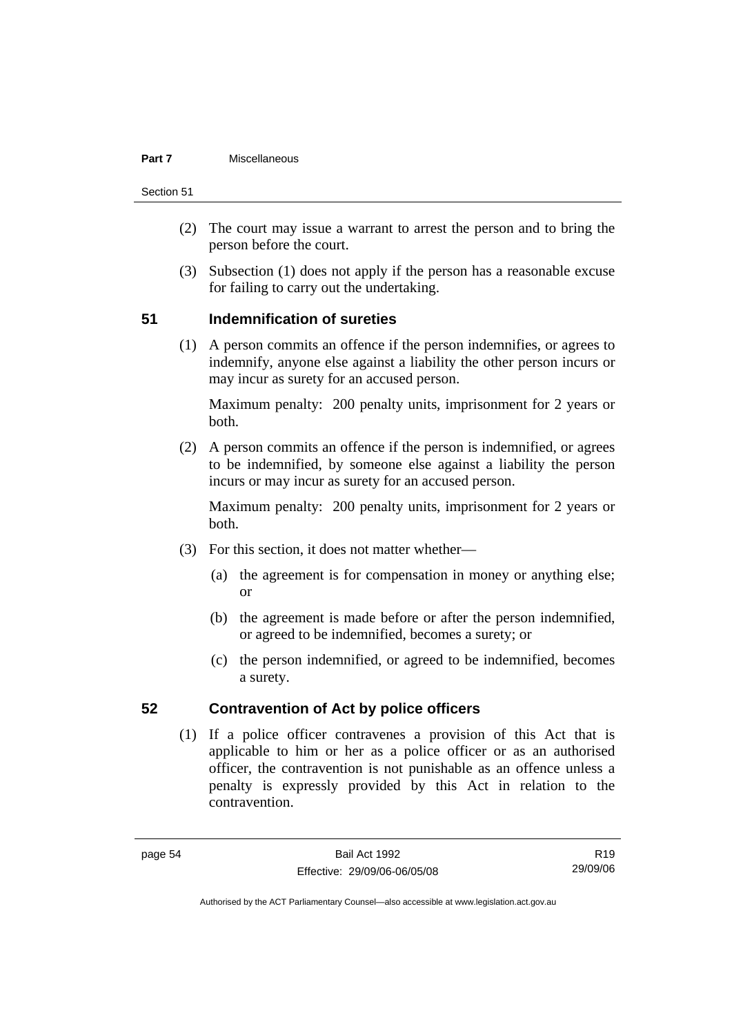(2) The court may issue a warrant to arrest the person and to bring the person before the court.

(3) Subsection (1) does not apply if the person has a reasonable excuse for failing to carry out the undertaking.

## 51 Indemnification of sureties

(1) A person commits an offence if the person indemnifies, or agrees to indemnify, anyone else against a liability the other person incurs or may incur as surety for an accused person.

Maximum penalty: 200 penalty units, imprisonment for 2 years or both.

(2) A person commits an offence if the person is indemnified, or agrees to be indemnified, by someone else against a liability the person incurs or may incur as surety for an accused person.

Maximum penalty: 200 penalty units, imprisonment for 2 years or both.

(3) For this section, it does not matter whether—

(a) the agreement is for compensation in money or anything else; or

(b) the agreement is made before or after the person indemnified, or agreed to be indemnified, becomes a surety; or

(c) the person indemnified, or agreed to be indemnified, becomes a surety.

## 52 Contravention of Act by police officers

(1) If a police officer contravenes a provision of this Act that is applicable to him or her as a police officer or as an authorised officer, the contravention is not punishable as an offence unless a penalty is expressly provided by this Act in relation to the contravention.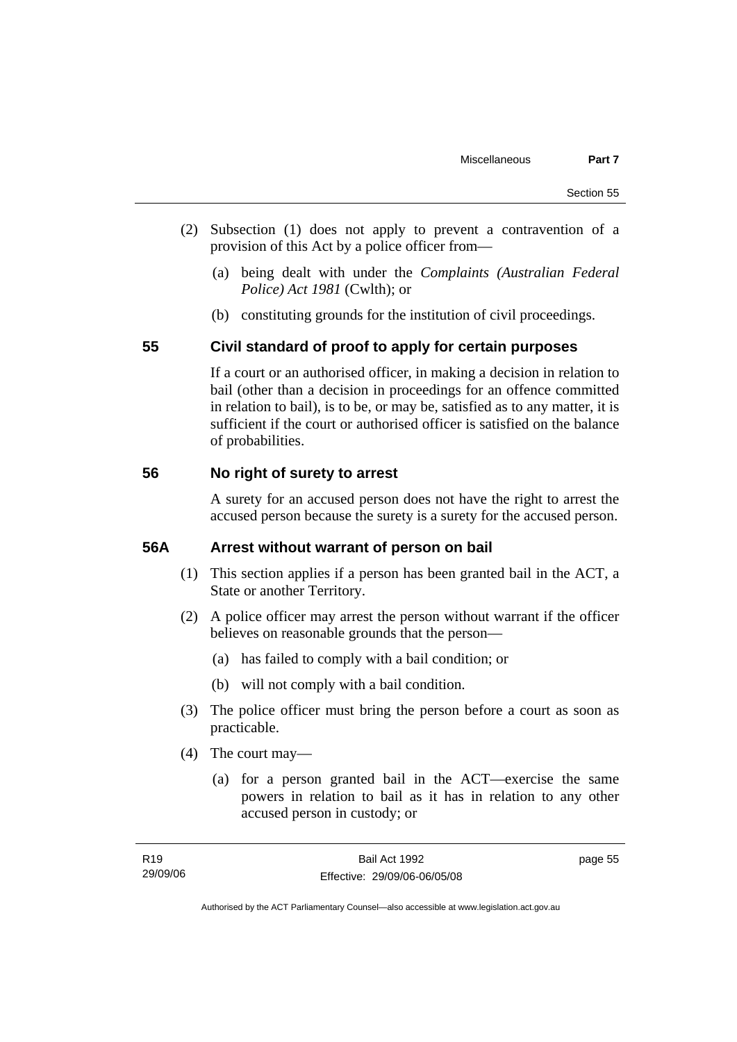(2) Subsection (1) does not apply to prevent a contravention of a provision of this Act by a police officer from—

(a) being dealt with under the *Complaints (Australian Federal Police) Act 1981* (Cwlth); or

(b) constituting grounds for the institution of civil proceedings.

## 55 Civil standard of proof to apply for certain purposes

If a court or an authorised officer, in making a decision in relation to bail (other than a decision in proceedings for an offence committed in relation to bail), is to be, or may be, satisfied as to any matter, it is sufficient if the court or authorised officer is satisfied on the balance of probabilities.

## 56 No right of surety to arrest

A surety for an accused person does not have the right to arrest the accused person because the surety is a surety for the accused person.

## 56A Arrest without warrant of person on bail

(1) This section applies if a person has been granted bail in the ACT, a State or another Territory.

(2) A police officer may arrest the person without warrant if the officer believes on reasonable grounds that the person—

(a) has failed to comply with a bail condition; or

(b) will not comply with a bail condition.

(3) The police officer must bring the person before a court as soon as practicable.

(4) The court may—

(a) for a person granted bail in the ACT—exercise the same powers in relation to bail as it has in relation to any other accused person in custody; or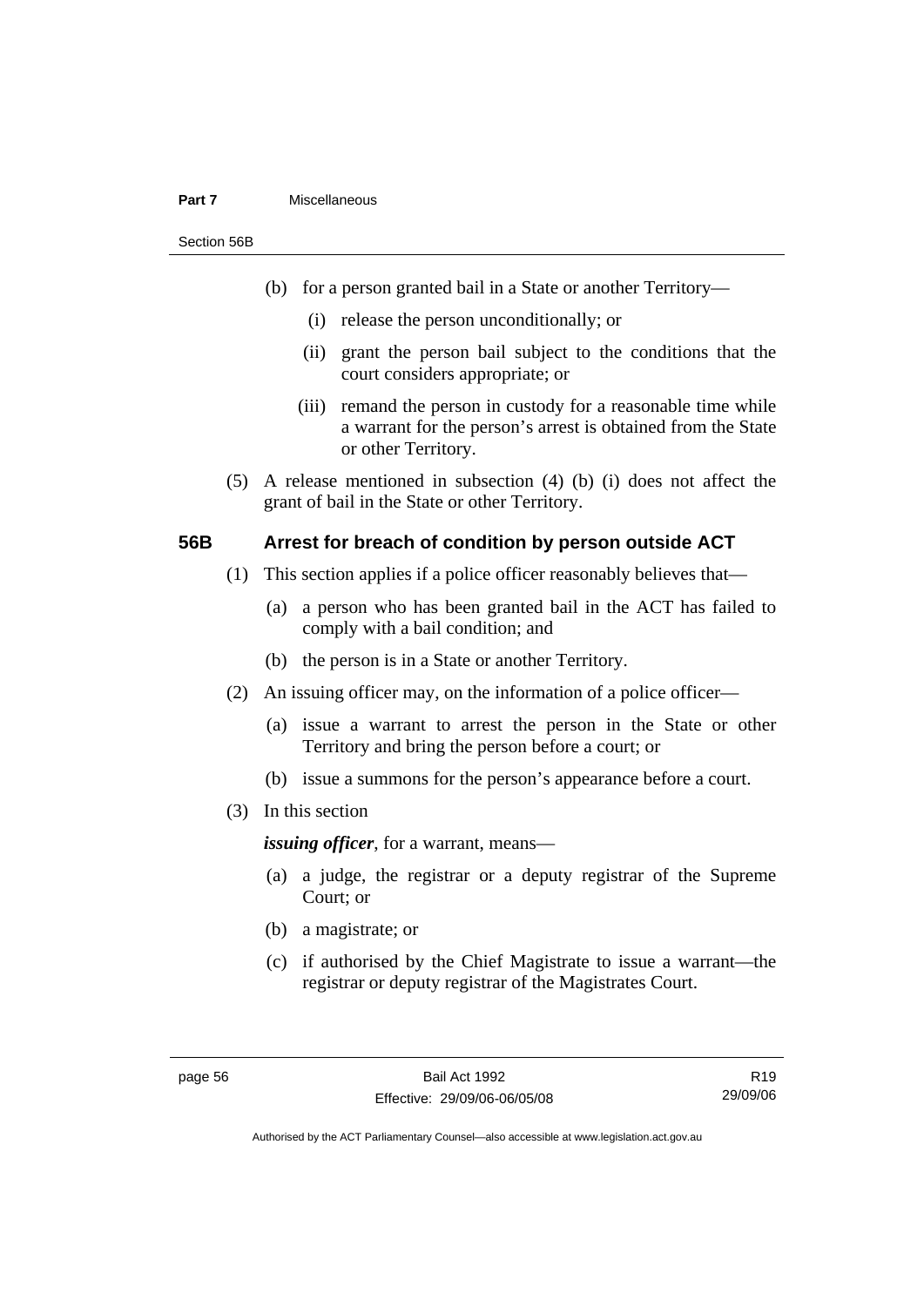(b) for a person granted bail in a State or another Territory—

  (i) release the person unconditionally; or

  (ii) grant the person bail subject to the conditions that the court considers appropriate; or

  (iii) remand the person in custody for a reasonable time while a warrant for the person's arrest is obtained from the State or other Territory.

(5) A release mentioned in subsection (4) (b) (i) does not affect the grant of bail in the State or other Territory.

### 56B Arrest for breach of condition by person outside ACT

(1) This section applies if a police officer reasonably believes that—

  (a) a person who has been granted bail in the ACT has failed to comply with a bail condition; and

  (b) the person is in a State or another Territory.

(2) An issuing officer may, on the information of a police officer—

  (a) issue a warrant to arrest the person in the State or other Territory and bring the person before a court; or

  (b) issue a summons for the person's appearance before a court.

(3) In this section

***issuing officer***, for a warrant, means—

  (a) a judge, the registrar or a deputy registrar of the Supreme Court; or

  (b) a magistrate; or

  (c) if authorised by the Chief Magistrate to issue a warrant—the registrar or deputy registrar of the Magistrates Court.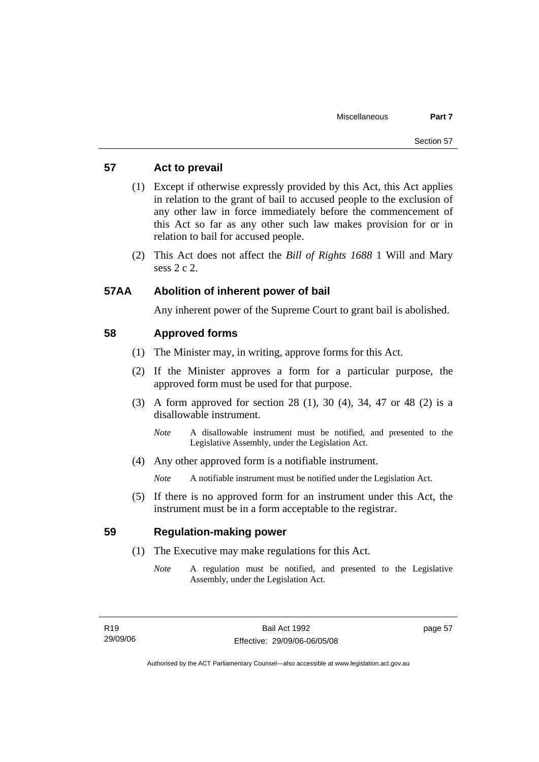## 57 Act to prevail

(1) Except if otherwise expressly provided by this Act, this Act applies in relation to the grant of bail to accused people to the exclusion of any other law in force immediately before the commencement of this Act so far as any other such law makes provision for or in relation to bail for accused people.

(2) This Act does not affect the *Bill of Rights 1688* 1 Will and Mary sess 2 c 2.

## 57AA Abolition of inherent power of bail

Any inherent power of the Supreme Court to grant bail is abolished.

## 58 Approved forms

(1) The Minister may, in writing, approve forms for this Act.

(2) If the Minister approves a form for a particular purpose, the approved form must be used for that purpose.

(3) A form approved for section 28 (1), 30 (4), 34, 47 or 48 (2) is a disallowable instrument.

*Note* A disallowable instrument must be notified, and presented to the Legislative Assembly, under the Legislation Act.

(4) Any other approved form is a notifiable instrument.

*Note* A notifiable instrument must be notified under the Legislation Act.

(5) If there is no approved form for an instrument under this Act, the instrument must be in a form acceptable to the registrar.

## 59 Regulation-making power

(1) The Executive may make regulations for this Act.

*Note* A regulation must be notified, and presented to the Legislative Assembly, under the Legislation Act.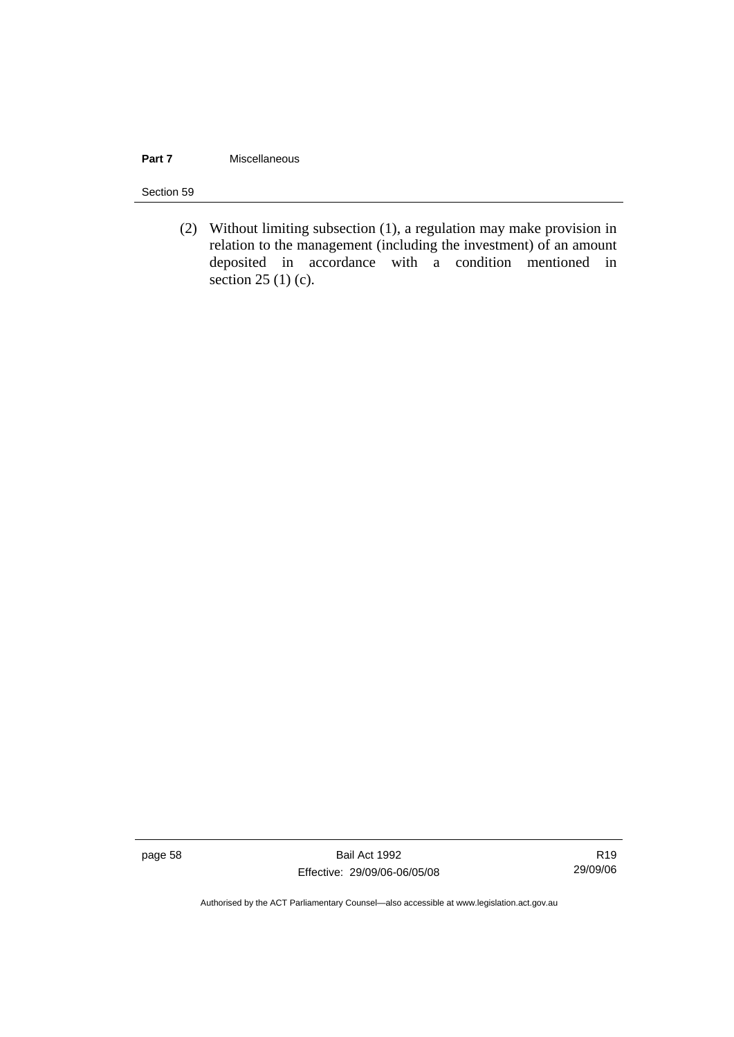(2) Without limiting subsection (1), a regulation may make provision in relation to the management (including the investment) of an amount deposited in accordance with a condition mentioned in section 25 (1) (c).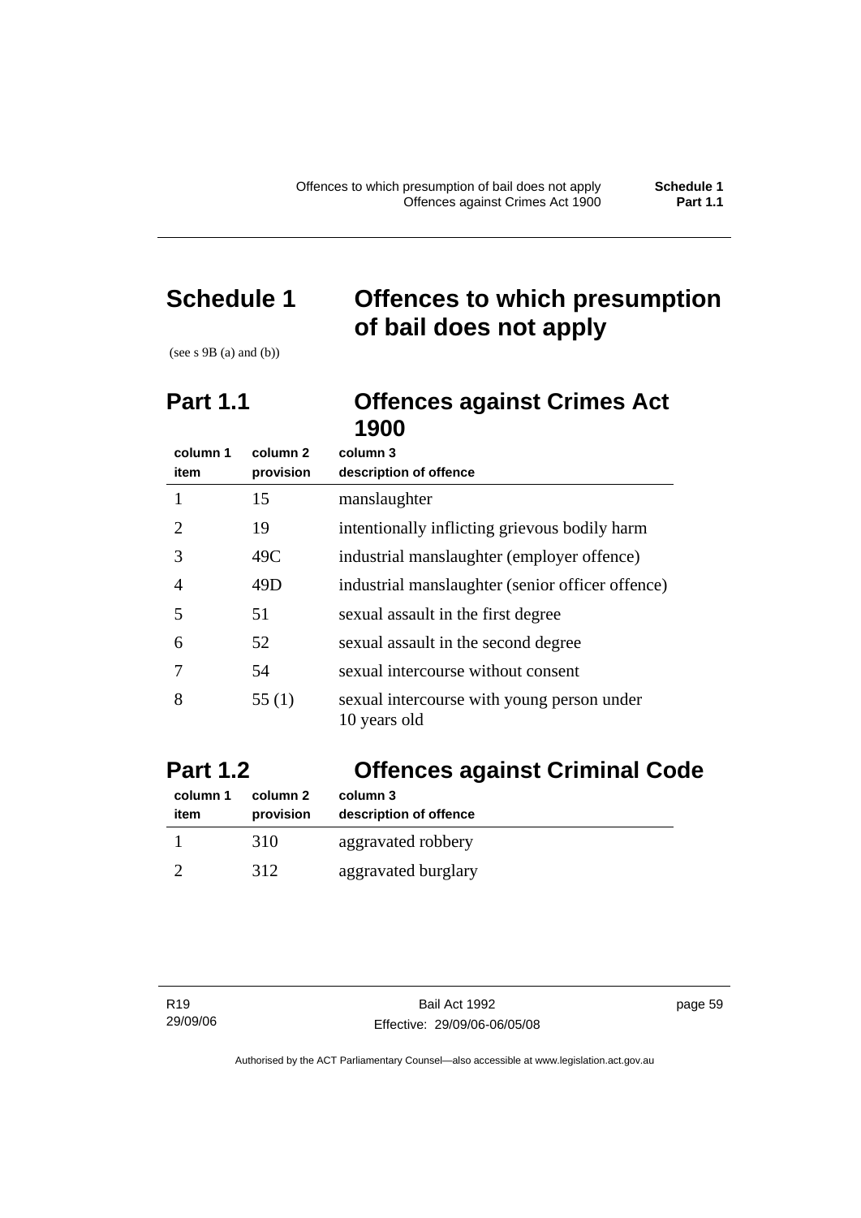# Schedule 1 Offences to which presumption of bail does not apply

(see s 9B (a) and (b))

## Part 1.1 Offences against Crimes Act 1900

| column 1<br>item | column 2<br>provision | column 3<br>description of offence |
|---|---|---|
| 1 | 15 | manslaughter |
| 2 | 19 | intentionally inflicting grievous bodily harm |
| 3 | 49C | industrial manslaughter (employer offence) |
| 4 | 49D | industrial manslaughter (senior officer offence) |
| 5 | 51 | sexual assault in the first degree |
| 6 | 52 | sexual assault in the second degree |
| 7 | 54 | sexual intercourse without consent |
| 8 | 55 (1) | sexual intercourse with young person under 10 years old |

## Part 1.2 Offences against Criminal Code

| column 1<br>item | column 2<br>provision | column 3<br>description of offence |
|---|---|---|
| 1 | 310 | aggravated robbery |
| 2 | 312 | aggravated burglary |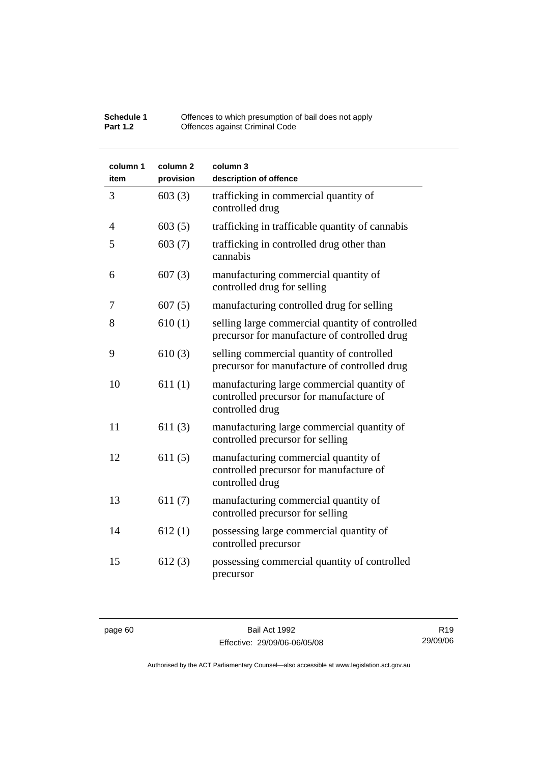| column 1 item | column 2 provision | column 3 description of offence |
|---|---|---|
| 3 | 603 (3) | trafficking in commercial quantity of controlled drug |
| 4 | 603 (5) | trafficking in trafficable quantity of cannabis |
| 5 | 603 (7) | trafficking in controlled drug other than cannabis |
| 6 | 607 (3) | manufacturing commercial quantity of controlled drug for selling |
| 7 | 607 (5) | manufacturing controlled drug for selling |
| 8 | 610 (1) | selling large commercial quantity of controlled precursor for manufacture of controlled drug |
| 9 | 610 (3) | selling commercial quantity of controlled precursor for manufacture of controlled drug |
| 10 | 611 (1) | manufacturing large commercial quantity of controlled precursor for manufacture of controlled drug |
| 11 | 611 (3) | manufacturing large commercial quantity of controlled precursor for selling |
| 12 | 611 (5) | manufacturing commercial quantity of controlled precursor for manufacture of controlled drug |
| 13 | 611 (7) | manufacturing commercial quantity of controlled precursor for selling |
| 14 | 612 (1) | possessing large commercial quantity of controlled precursor |
| 15 | 612 (3) | possessing commercial quantity of controlled precursor |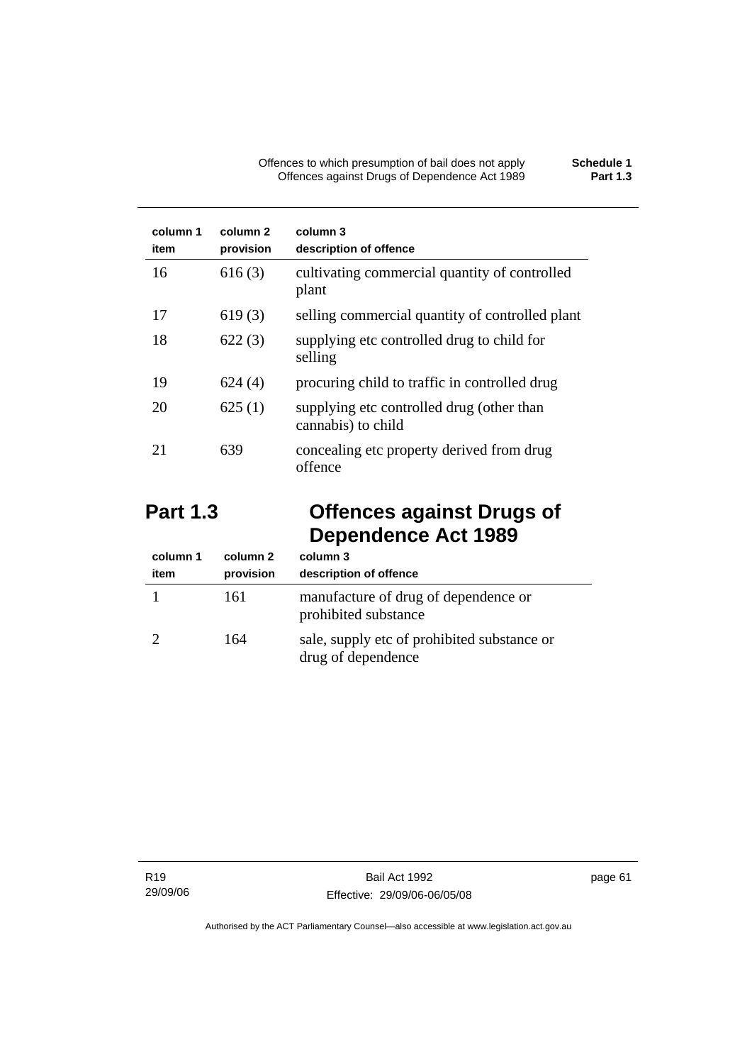| column 1 item | column 2 provision | column 3 description of offence |
| --- | --- | --- |
| 16 | 616 (3) | cultivating commercial quantity of controlled plant |
| 17 | 619 (3) | selling commercial quantity of controlled plant |
| 18 | 622 (3) | supplying etc controlled drug to child for selling |
| 19 | 624 (4) | procuring child to traffic in controlled drug |
| 20 | 625 (1) | supplying etc controlled drug (other than cannabis) to child |
| 21 | 639 | concealing etc property derived from drug offence |

## Part 1.3 Offences against Drugs of Dependence Act 1989

| column 1 item | column 2 provision | column 3 description of offence |
| --- | --- | --- |
| 1 | 161 | manufacture of drug of dependence or prohibited substance |
| 2 | 164 | sale, supply etc of prohibited substance or drug of dependence |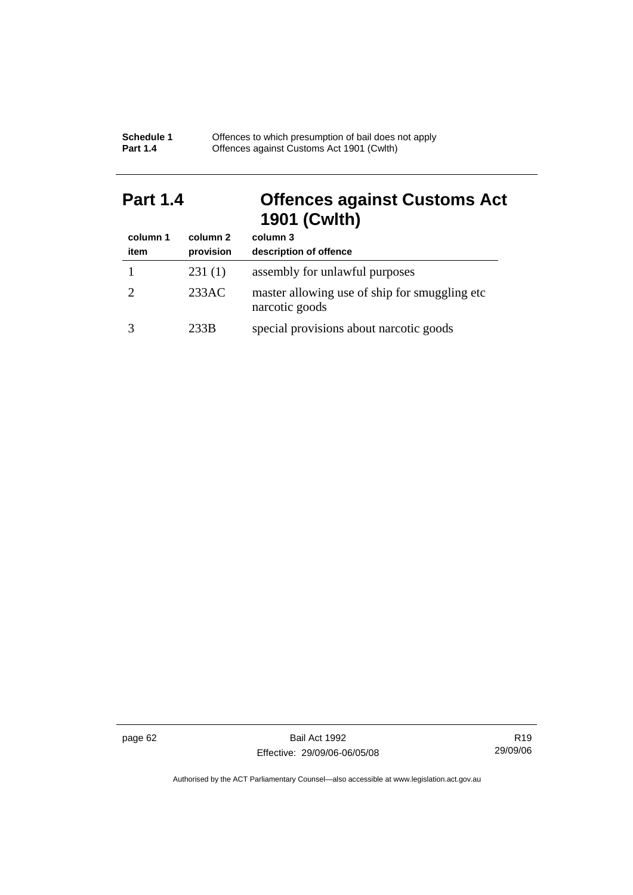## Part 1.4 Offences against Customs Act 1901 (Cwlth)

| column 1<br>item | column 2<br>provision | column 3<br>description of offence |
|---|---|---|
| 1 | 231 (1) | assembly for unlawful purposes |
| 2 | 233AC | master allowing use of ship for smuggling etc narcotic goods |
| 3 | 233B | special provisions about narcotic goods |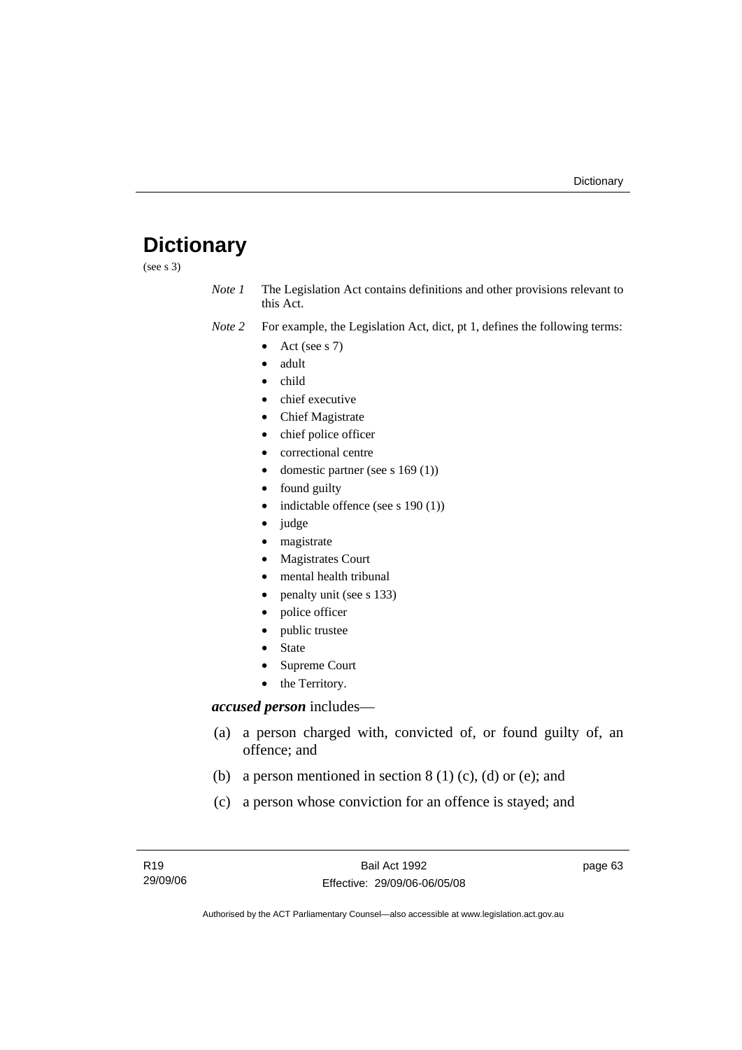# Dictionary

(see s 3)

*Note 1* The Legislation Act contains definitions and other provisions relevant to this Act.

*Note 2* For example, the Legislation Act, dict, pt 1, defines the following terms:

- Act (see s 7)
- adult
- child
- chief executive
- Chief Magistrate
- chief police officer
- correctional centre
- domestic partner (see s 169 (1))
- found guilty
- indictable offence (see s 190 (1))
- judge
- magistrate
- Magistrates Court
- mental health tribunal
- penalty unit (see s 133)
- police officer
- public trustee
- State
- Supreme Court
- the Territory.

***accused person*** includes—

(a) a person charged with, convicted of, or found guilty of, an offence; and

(b) a person mentioned in section 8 (1) (c), (d) or (e); and

(c) a person whose conviction for an offence is stayed; and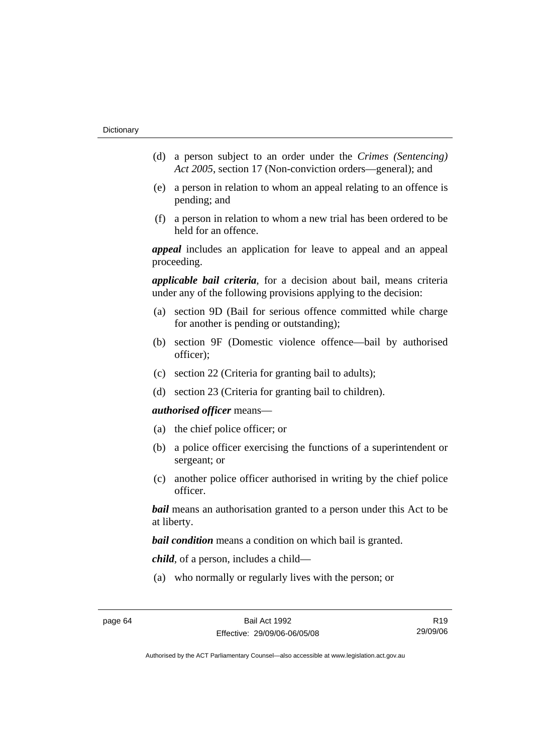(d) a person subject to an order under the *Crimes (Sentencing) Act 2005*, section 17 (Non-conviction orders—general); and

(e) a person in relation to whom an appeal relating to an offence is pending; and

(f) a person in relation to whom a new trial has been ordered to be held for an offence.

***appeal*** includes an application for leave to appeal and an appeal proceeding.

***applicable bail criteria***, for a decision about bail, means criteria under any of the following provisions applying to the decision:

(a) section 9D (Bail for serious offence committed while charge for another is pending or outstanding);

(b) section 9F (Domestic violence offence—bail by authorised officer);

(c) section 22 (Criteria for granting bail to adults);

(d) section 23 (Criteria for granting bail to children).

***authorised officer*** means—

(a) the chief police officer; or

(b) a police officer exercising the functions of a superintendent or sergeant; or

(c) another police officer authorised in writing by the chief police officer.

***bail*** means an authorisation granted to a person under this Act to be at liberty.

***bail condition*** means a condition on which bail is granted.

***child***, of a person, includes a child—

(a) who normally or regularly lives with the person; or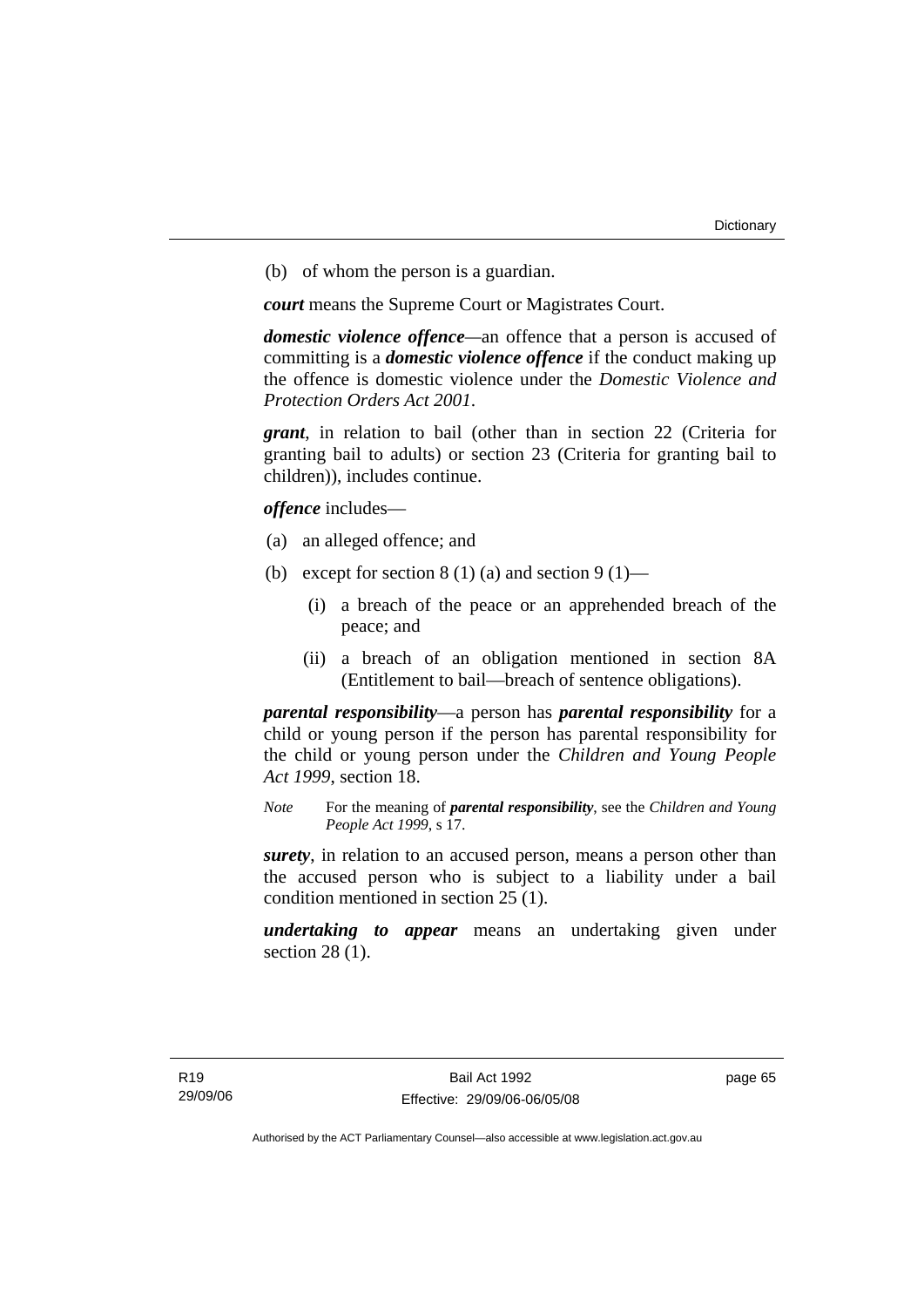(b) of whom the person is a guardian.

***court*** means the Supreme Court or Magistrates Court.

***domestic violence offence***—an offence that a person is accused of committing is a ***domestic violence offence*** if the conduct making up the offence is domestic violence under the *Domestic Violence and Protection Orders Act 2001*.

***grant***, in relation to bail (other than in section 22 (Criteria for granting bail to adults) or section 23 (Criteria for granting bail to children)), includes continue.

***offence*** includes—

(a) an alleged offence; and

(b) except for section 8 (1) (a) and section 9 (1)—

  (i) a breach of the peace or an apprehended breach of the peace; and

  (ii) a breach of an obligation mentioned in section 8A (Entitlement to bail—breach of sentence obligations).

***parental responsibility***—a person has ***parental responsibility*** for a child or young person if the person has parental responsibility for the child or young person under the *Children and Young People Act 1999*, section 18.

*Note* For the meaning of ***parental responsibility***, see the *Children and Young People Act 1999*, s 17.

***surety***, in relation to an accused person, means a person other than the accused person who is subject to a liability under a bail condition mentioned in section 25 (1).

***undertaking to appear*** means an undertaking given under section 28 (1).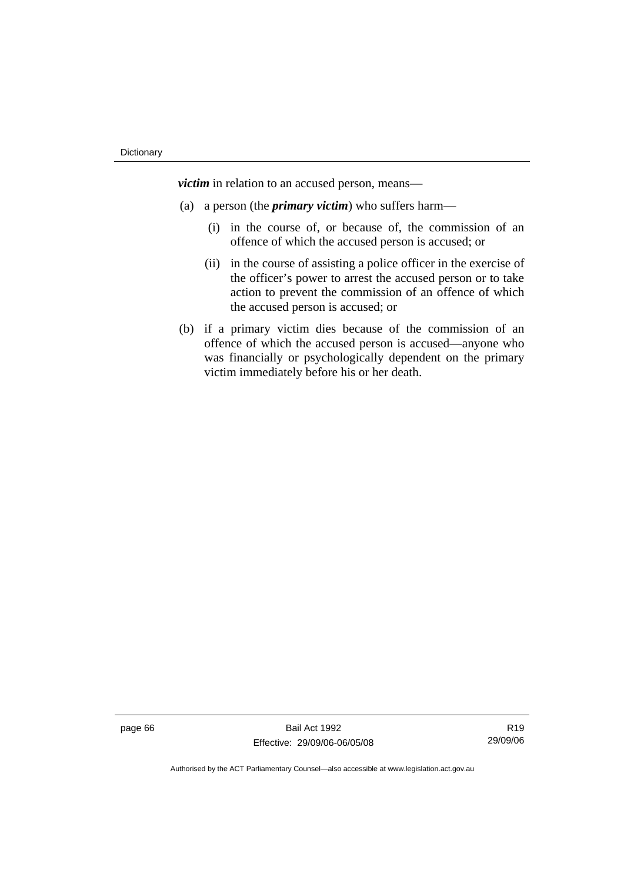***victim*** in relation to an accused person, means—

(a) a person (the ***primary victim***) who suffers harm—

  (i) in the course of, or because of, the commission of an offence of which the accused person is accused; or

  (ii) in the course of assisting a police officer in the exercise of the officer's power to arrest the accused person or to take action to prevent the commission of an offence of which the accused person is accused; or

(b) if a primary victim dies because of the commission of an offence of which the accused person is accused—anyone who was financially or psychologically dependent on the primary victim immediately before his or her death.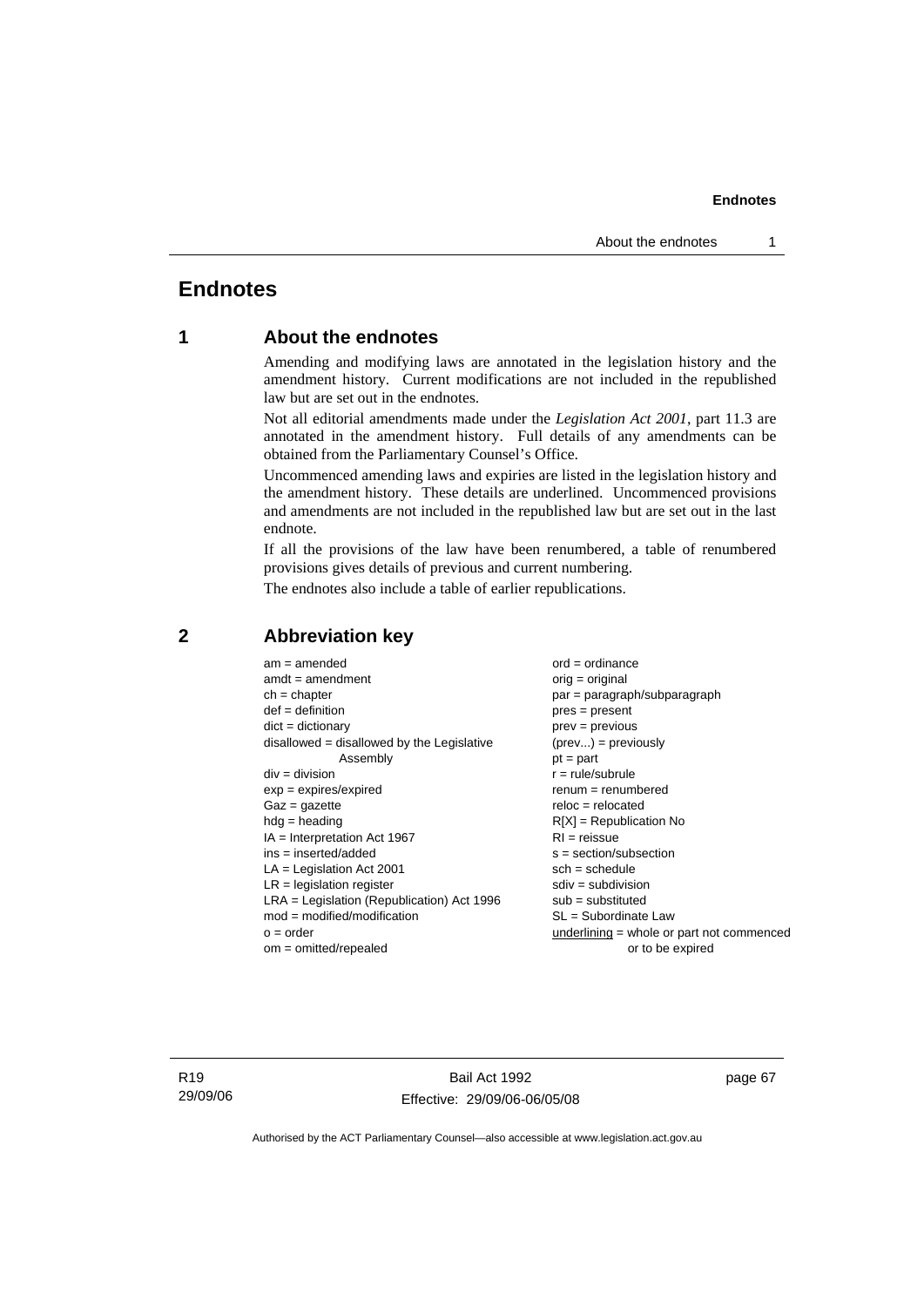# Endnotes

## 1 About the endnotes

Amending and modifying laws are annotated in the legislation history and the amendment history. Current modifications are not included in the republished law but are set out in the endnotes.

Not all editorial amendments made under the *Legislation Act 2001*, part 11.3 are annotated in the amendment history. Full details of any amendments can be obtained from the Parliamentary Counsel's Office.

Uncommenced amending laws and expiries are listed in the legislation history and the amendment history. These details are underlined. Uncommenced provisions and amendments are not included in the republished law but are set out in the last endnote.

If all the provisions of the law have been renumbered, a table of renumbered provisions gives details of previous and current numbering.

The endnotes also include a table of earlier republications.

## 2 Abbreviation key

| | |
|---|---|
| am = amended | ord = ordinance |
| amdt = amendment | orig = original |
| ch = chapter | par = paragraph/subparagraph |
| def = definition | pres = present |
| dict = dictionary | prev = previous |
| disallowed = disallowed by the Legislative Assembly | (prev...) = previously |
| div = division | pt = part |
| exp = expires/expired | r = rule/subrule |
| Gaz = gazette | renum = renumbered |
| hdg = heading | reloc = relocated |
| IA = Interpretation Act 1967 | R[X] = Republication No |
| ins = inserted/added | RI = reissue |
| LA = Legislation Act 2001 | s = section/subsection |
| LR = legislation register | sch = schedule |
| LRA = Legislation (Republication) Act 1996 | sdiv = subdivision |
| mod = modified/modification | sub = substituted |
| o = order | SL = Subordinate Law |
| om = omitted/repealed | <u>underlining</u> = whole or part not commenced or to be expired |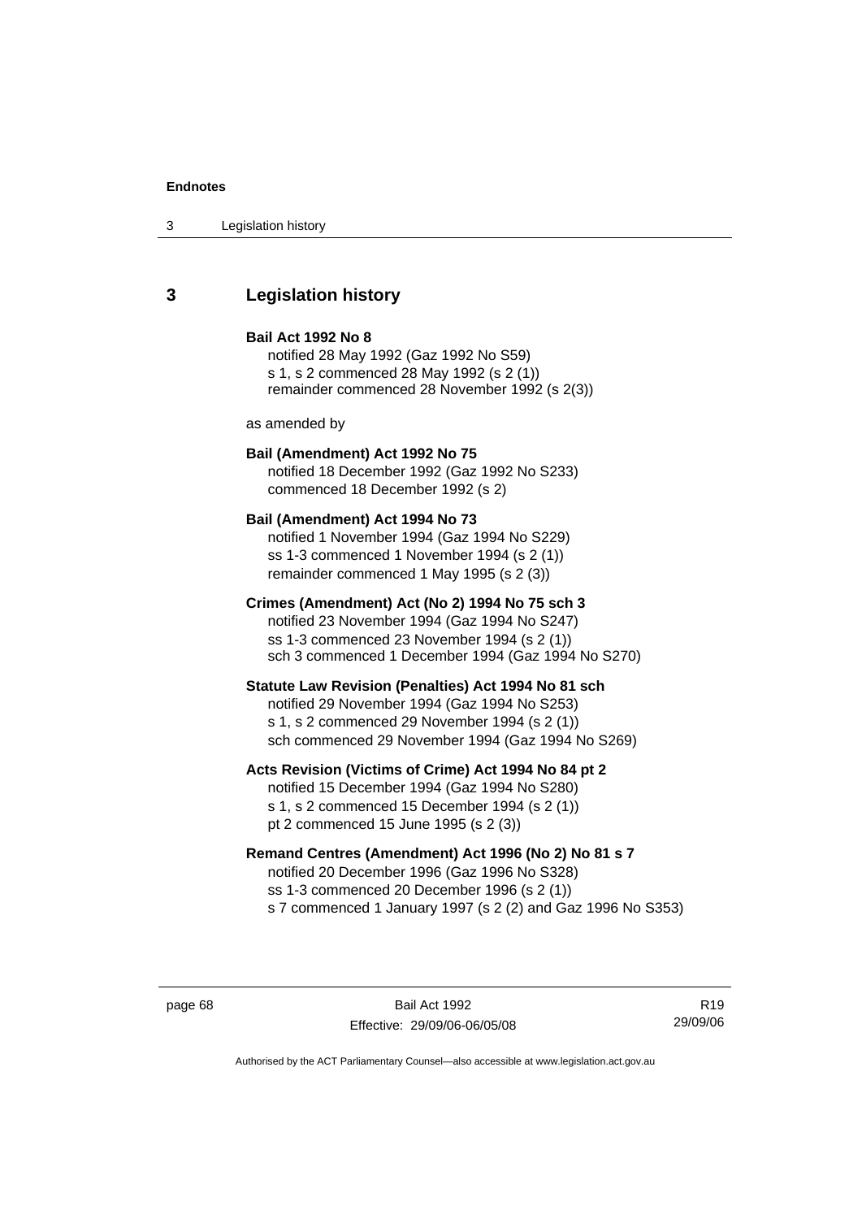## 3 Legislation history

**Bail Act 1992 No 8**

notified 28 May 1992 (Gaz 1992 No S59)
s 1, s 2 commenced 28 May 1992 (s 2 (1))
remainder commenced 28 November 1992 (s 2(3))

as amended by

**Bail (Amendment) Act 1992 No 75**

notified 18 December 1992 (Gaz 1992 No S233)
commenced 18 December 1992 (s 2)

**Bail (Amendment) Act 1994 No 73**

notified 1 November 1994 (Gaz 1994 No S229)
ss 1-3 commenced 1 November 1994 (s 2 (1))
remainder commenced 1 May 1995 (s 2 (3))

**Crimes (Amendment) Act (No 2) 1994 No 75 sch 3**

notified 23 November 1994 (Gaz 1994 No S247)
ss 1-3 commenced 23 November 1994 (s 2 (1))
sch 3 commenced 1 December 1994 (Gaz 1994 No S270)

**Statute Law Revision (Penalties) Act 1994 No 81 sch**

notified 29 November 1994 (Gaz 1994 No S253)
s 1, s 2 commenced 29 November 1994 (s 2 (1))
sch commenced 29 November 1994 (Gaz 1994 No S269)

**Acts Revision (Victims of Crime) Act 1994 No 84 pt 2**

notified 15 December 1994 (Gaz 1994 No S280)
s 1, s 2 commenced 15 December 1994 (s 2 (1))
pt 2 commenced 15 June 1995 (s 2 (3))

**Remand Centres (Amendment) Act 1996 (No 2) No 81 s 7**

notified 20 December 1996 (Gaz 1996 No S328)
ss 1-3 commenced 20 December 1996 (s 2 (1))
s 7 commenced 1 January 1997 (s 2 (2) and Gaz 1996 No S353)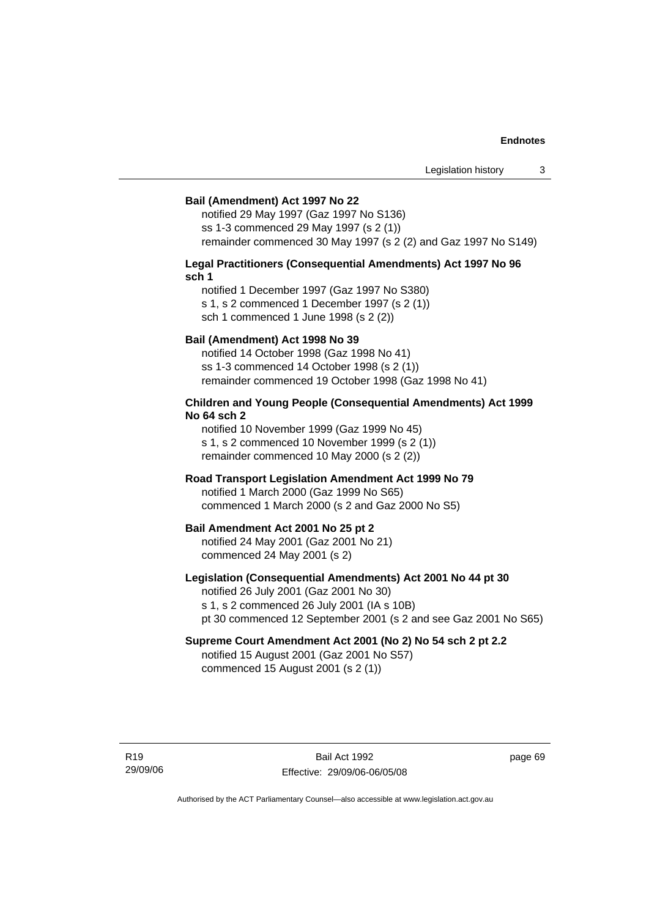**Bail (Amendment) Act 1997 No 22**

notified 29 May 1997 (Gaz 1997 No S136)
ss 1-3 commenced 29 May 1997 (s 2 (1))
remainder commenced 30 May 1997 (s 2 (2) and Gaz 1997 No S149)

**Legal Practitioners (Consequential Amendments) Act 1997 No 96 sch 1**

notified 1 December 1997 (Gaz 1997 No S380)
s 1, s 2 commenced 1 December 1997 (s 2 (1))
sch 1 commenced 1 June 1998 (s 2 (2))

**Bail (Amendment) Act 1998 No 39**

notified 14 October 1998 (Gaz 1998 No 41)
ss 1-3 commenced 14 October 1998 (s 2 (1))
remainder commenced 19 October 1998 (Gaz 1998 No 41)

**Children and Young People (Consequential Amendments) Act 1999 No 64 sch 2**

notified 10 November 1999 (Gaz 1999 No 45)
s 1, s 2 commenced 10 November 1999 (s 2 (1))
remainder commenced 10 May 2000 (s 2 (2))

**Road Transport Legislation Amendment Act 1999 No 79**

notified 1 March 2000 (Gaz 1999 No S65)
commenced 1 March 2000 (s 2 and Gaz 2000 No S5)

**Bail Amendment Act 2001 No 25 pt 2**

notified 24 May 2001 (Gaz 2001 No 21)
commenced 24 May 2001 (s 2)

**Legislation (Consequential Amendments) Act 2001 No 44 pt 30**

notified 26 July 2001 (Gaz 2001 No 30)
s 1, s 2 commenced 26 July 2001 (IA s 10B)
pt 30 commenced 12 September 2001 (s 2 and see Gaz 2001 No S65)

**Supreme Court Amendment Act 2001 (No 2) No 54 sch 2 pt 2.2**

notified 15 August 2001 (Gaz 2001 No S57)
commenced 15 August 2001 (s 2 (1))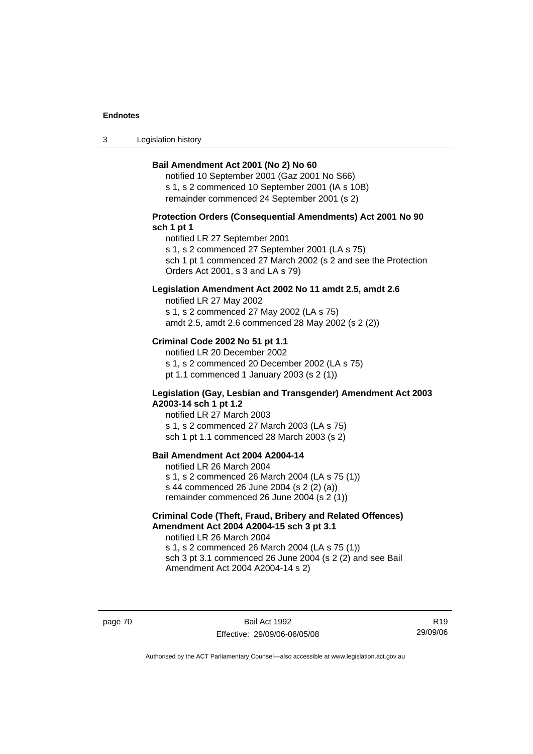**Bail Amendment Act 2001 (No 2) No 60**

notified 10 September 2001 (Gaz 2001 No S66)
s 1, s 2 commenced 10 September 2001 (IA s 10B)
remainder commenced 24 September 2001 (s 2)

**Protection Orders (Consequential Amendments) Act 2001 No 90 sch 1 pt 1**

notified LR 27 September 2001
s 1, s 2 commenced 27 September 2001 (LA s 75)
sch 1 pt 1 commenced 27 March 2002 (s 2 and see the Protection Orders Act 2001, s 3 and LA s 79)

**Legislation Amendment Act 2002 No 11 amdt 2.5, amdt 2.6**

notified LR 27 May 2002
s 1, s 2 commenced 27 May 2002 (LA s 75)
amdt 2.5, amdt 2.6 commenced 28 May 2002 (s 2 (2))

**Criminal Code 2002 No 51 pt 1.1**

notified LR 20 December 2002
s 1, s 2 commenced 20 December 2002 (LA s 75)
pt 1.1 commenced 1 January 2003 (s 2 (1))

**Legislation (Gay, Lesbian and Transgender) Amendment Act 2003 A2003-14 sch 1 pt 1.2**

notified LR 27 March 2003
s 1, s 2 commenced 27 March 2003 (LA s 75)
sch 1 pt 1.1 commenced 28 March 2003 (s 2)

**Bail Amendment Act 2004 A2004-14**

notified LR 26 March 2004
s 1, s 2 commenced 26 March 2004 (LA s 75 (1))
s 44 commenced 26 June 2004 (s 2 (2) (a))
remainder commenced 26 June 2004 (s 2 (1))

**Criminal Code (Theft, Fraud, Bribery and Related Offences) Amendment Act 2004 A2004-15 sch 3 pt 3.1**

notified LR 26 March 2004
s 1, s 2 commenced 26 March 2004 (LA s 75 (1))
sch 3 pt 3.1 commenced 26 June 2004 (s 2 (2) and see Bail Amendment Act 2004 A2004-14 s 2)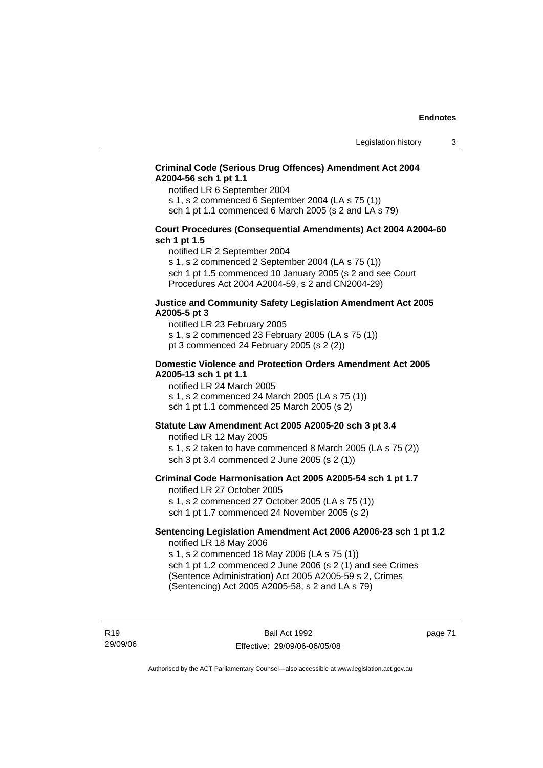**Criminal Code (Serious Drug Offences) Amendment Act 2004 A2004-56 sch 1 pt 1.1**

notified LR 6 September 2004
s 1, s 2 commenced 6 September 2004 (LA s 75 (1))
sch 1 pt 1.1 commenced 6 March 2005 (s 2 and LA s 79)

**Court Procedures (Consequential Amendments) Act 2004 A2004-60 sch 1 pt 1.5**

notified LR 2 September 2004
s 1, s 2 commenced 2 September 2004 (LA s 75 (1))
sch 1 pt 1.5 commenced 10 January 2005 (s 2 and see Court Procedures Act 2004 A2004-59, s 2 and CN2004-29)

**Justice and Community Safety Legislation Amendment Act 2005 A2005-5 pt 3**

notified LR 23 February 2005
s 1, s 2 commenced 23 February 2005 (LA s 75 (1))
pt 3 commenced 24 February 2005 (s 2 (2))

**Domestic Violence and Protection Orders Amendment Act 2005 A2005-13 sch 1 pt 1.1**

notified LR 24 March 2005
s 1, s 2 commenced 24 March 2005 (LA s 75 (1))
sch 1 pt 1.1 commenced 25 March 2005 (s 2)

**Statute Law Amendment Act 2005 A2005-20 sch 3 pt 3.4**

notified LR 12 May 2005
s 1, s 2 taken to have commenced 8 March 2005 (LA s 75 (2))
sch 3 pt 3.4 commenced 2 June 2005 (s 2 (1))

**Criminal Code Harmonisation Act 2005 A2005-54 sch 1 pt 1.7**

notified LR 27 October 2005
s 1, s 2 commenced 27 October 2005 (LA s 75 (1))
sch 1 pt 1.7 commenced 24 November 2005 (s 2)

**Sentencing Legislation Amendment Act 2006 A2006-23 sch 1 pt 1.2**

notified LR 18 May 2006
s 1, s 2 commenced 18 May 2006 (LA s 75 (1))
sch 1 pt 1.2 commenced 2 June 2006 (s 2 (1) and see Crimes (Sentence Administration) Act 2005 A2005-59 s 2, Crimes (Sentencing) Act 2005 A2005-58, s 2 and LA s 79)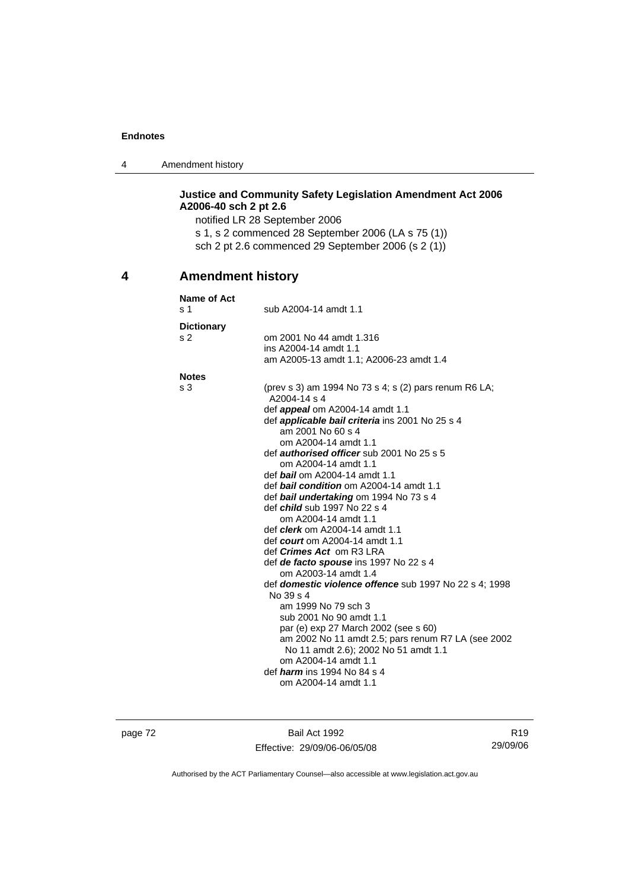**Justice and Community Safety Legislation Amendment Act 2006 A2006-40 sch 2 pt 2.6**

notified LR 28 September 2006

s 1, s 2 commenced 28 September 2006 (LA s 75 (1))

sch 2 pt 2.6 commenced 29 September 2006 (s 2 (1))

## 4 Amendment history

**Name of Act**

s 1 — sub A2004-14 amdt 1.1

**Dictionary**

s 2 — om 2001 No 44 amdt 1.316
ins A2004-14 amdt 1.1
am A2005-13 amdt 1.1; A2006-23 amdt 1.4

**Notes**

s 3 — (prev s 3) am 1994 No 73 s 4; s (2) pars renum R6 LA; A2004-14 s 4

def ***appeal*** om A2004-14 amdt 1.1

def ***applicable bail criteria*** ins 2001 No 25 s 4
am 2001 No 60 s 4
om A2004-14 amdt 1.1

def ***authorised officer*** sub 2001 No 25 s 5
om A2004-14 amdt 1.1

def ***bail*** om A2004-14 amdt 1.1

def ***bail condition*** om A2004-14 amdt 1.1

def ***bail undertaking*** om 1994 No 73 s 4

def ***child*** sub 1997 No 22 s 4
om A2004-14 amdt 1.1

def ***clerk*** om A2004-14 amdt 1.1

def ***court*** om A2004-14 amdt 1.1

def ***Crimes Act*** om R3 LRA

def ***de facto spouse*** ins 1997 No 22 s 4
om A2003-14 amdt 1.4

def ***domestic violence offence*** sub 1997 No 22 s 4; 1998 No 39 s 4
am 1999 No 79 sch 3
sub 2001 No 90 amdt 1.1
par (e) exp 27 March 2002 (see s 60)
am 2002 No 11 amdt 2.5; pars renum R7 LA (see 2002 No 11 amdt 2.6); 2002 No 51 amdt 1.1
om A2004-14 amdt 1.1

def ***harm*** ins 1994 No 84 s 4
om A2004-14 amdt 1.1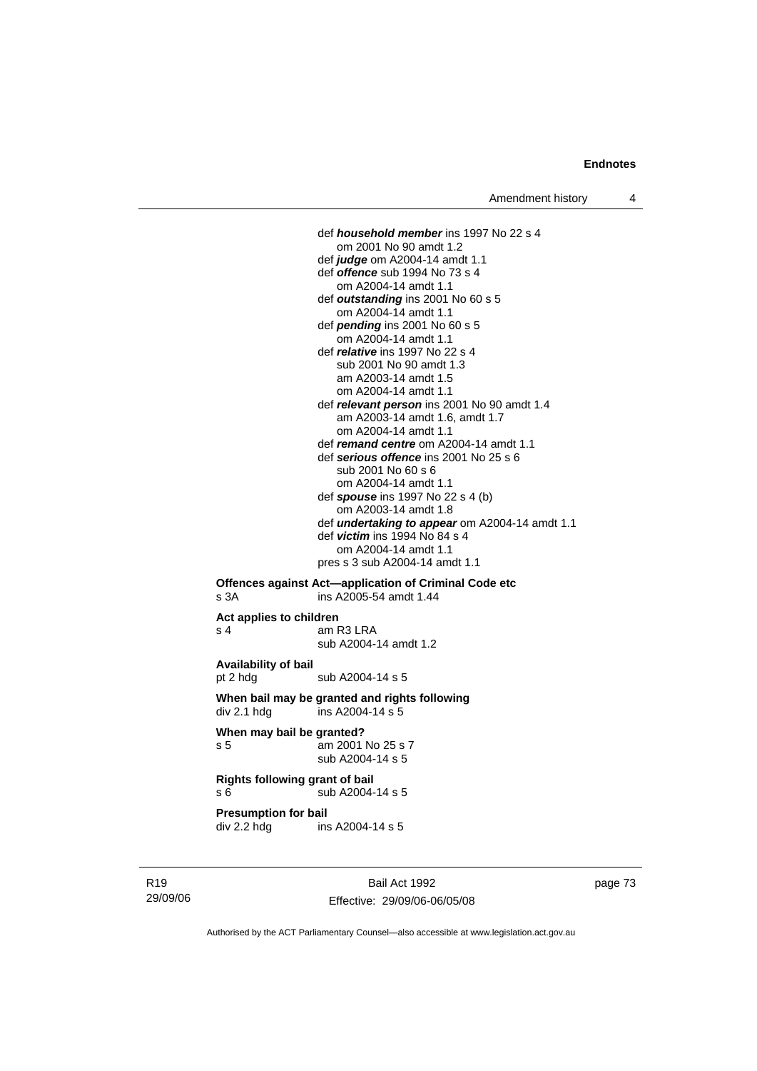def ***household member*** ins 1997 No 22 s 4
om 2001 No 90 amdt 1.2
def ***judge*** om A2004-14 amdt 1.1
def ***offence*** sub 1994 No 73 s 4
om A2004-14 amdt 1.1
def ***outstanding*** ins 2001 No 60 s 5
om A2004-14 amdt 1.1
def ***pending*** ins 2001 No 60 s 5
om A2004-14 amdt 1.1
def ***relative*** ins 1997 No 22 s 4
sub 2001 No 90 amdt 1.3
am A2003-14 amdt 1.5
om A2004-14 amdt 1.1
def ***relevant person*** ins 2001 No 90 amdt 1.4
am A2003-14 amdt 1.6, amdt 1.7
om A2004-14 amdt 1.1
def ***remand centre*** om A2004-14 amdt 1.1
def ***serious offence*** ins 2001 No 25 s 6
sub 2001 No 60 s 6
om A2004-14 amdt 1.1
def ***spouse*** ins 1997 No 22 s 4 (b)
om A2003-14 amdt 1.8
def ***undertaking to appear*** om A2004-14 amdt 1.1
def ***victim*** ins 1994 No 84 s 4
om A2004-14 amdt 1.1
pres s 3 sub A2004-14 amdt 1.1

**Offences against Act—application of Criminal Code etc**
s 3A ins A2005-54 amdt 1.44

**Act applies to children**
s 4 am R3 LRA
sub A2004-14 amdt 1.2

**Availability of bail**
pt 2 hdg sub A2004-14 s 5

**When bail may be granted and rights following**
div 2.1 hdg ins A2004-14 s 5

**When may bail be granted?**
s 5 am 2001 No 25 s 7
sub A2004-14 s 5

**Rights following grant of bail**
s 6 sub A2004-14 s 5

**Presumption for bail**
div 2.2 hdg ins A2004-14 s 5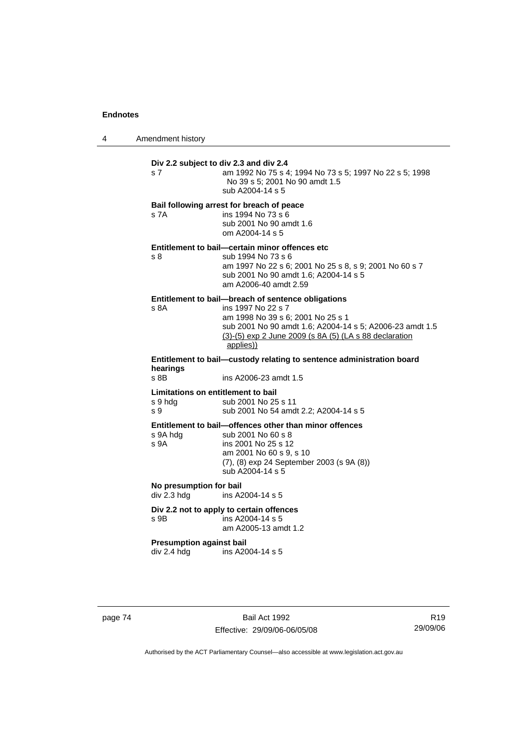**Div 2.2 subject to div 2.3 and div 2.4**

s 7 am 1992 No 75 s 4; 1994 No 73 s 5; 1997 No 22 s 5; 1998 No 39 s 5; 2001 No 90 amdt 1.5
sub A2004-14 s 5

**Bail following arrest for breach of peace**

s 7A ins 1994 No 73 s 6
sub 2001 No 90 amdt 1.6
om A2004-14 s 5

**Entitlement to bail—certain minor offences etc**

s 8 sub 1994 No 73 s 6
am 1997 No 22 s 6; 2001 No 25 s 8, s 9; 2001 No 60 s 7
sub 2001 No 90 amdt 1.6; A2004-14 s 5
am A2006-40 amdt 2.59

**Entitlement to bail—breach of sentence obligations**

s 8A ins 1997 No 22 s 7
am 1998 No 39 s 6; 2001 No 25 s 1
sub 2001 No 90 amdt 1.6; A2004-14 s 5; A2006-23 amdt 1.5
(3)-(5) exp 2 June 2009 (s 8A (5) (LA s 88 declaration applies))

**Entitlement to bail—custody relating to sentence administration board hearings**

s 8B ins A2006-23 amdt 1.5

**Limitations on entitlement to bail**

s 9 hdg sub 2001 No 25 s 11
s 9 sub 2001 No 54 amdt 2.2; A2004-14 s 5

**Entitlement to bail—offences other than minor offences**

s 9A hdg sub 2001 No 60 s 8
s 9A ins 2001 No 25 s 12
am 2001 No 60 s 9, s 10
(7), (8) exp 24 September 2003 (s 9A (8))
sub A2004-14 s 5

**No presumption for bail**

div 2.3 hdg ins A2004-14 s 5

**Div 2.2 not to apply to certain offences**

s 9B ins A2004-14 s 5
am A2005-13 amdt 1.2

**Presumption against bail**

div 2.4 hdg ins A2004-14 s 5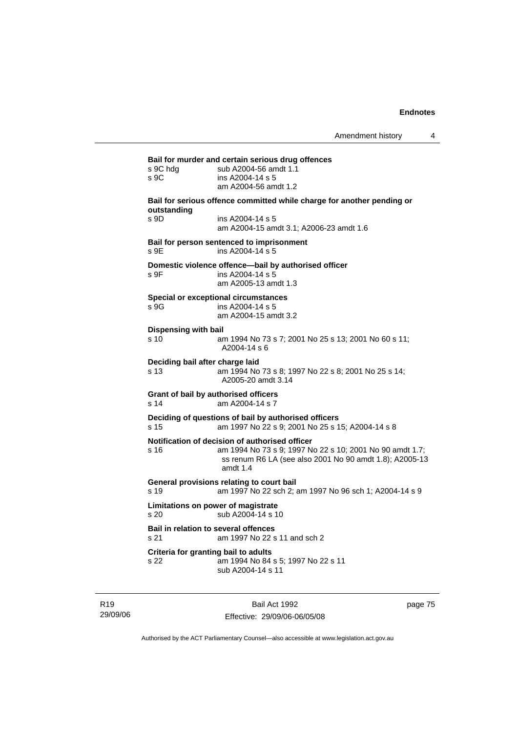**Bail for murder and certain serious drug offences**

s 9C hdg sub A2004-56 amdt 1.1

s 9C ins A2004-14 s 5
am A2004-56 amdt 1.2

**Bail for serious offence committed while charge for another pending or outstanding**

s 9D ins A2004-14 s 5
am A2004-15 amdt 3.1; A2006-23 amdt 1.6

**Bail for person sentenced to imprisonment**

s 9E ins A2004-14 s 5

**Domestic violence offence—bail by authorised officer**

s 9F ins A2004-14 s 5
am A2005-13 amdt 1.3

**Special or exceptional circumstances**

s 9G ins A2004-14 s 5
am A2004-15 amdt 3.2

**Dispensing with bail**

s 10 am 1994 No 73 s 7; 2001 No 25 s 13; 2001 No 60 s 11; A2004-14 s 6

**Deciding bail after charge laid**

s 13 am 1994 No 73 s 8; 1997 No 22 s 8; 2001 No 25 s 14; A2005-20 amdt 3.14

**Grant of bail by authorised officers**

s 14 am A2004-14 s 7

**Deciding of questions of bail by authorised officers**

s 15 am 1997 No 22 s 9; 2001 No 25 s 15; A2004-14 s 8

**Notification of decision of authorised officer**

s 16 am 1994 No 73 s 9; 1997 No 22 s 10; 2001 No 90 amdt 1.7; ss renum R6 LA (see also 2001 No 90 amdt 1.8); A2005-13 amdt 1.4

**General provisions relating to court bail**

s 19 am 1997 No 22 sch 2; am 1997 No 96 sch 1; A2004-14 s 9

**Limitations on power of magistrate**

s 20 sub A2004-14 s 10

**Bail in relation to several offences**

s 21 am 1997 No 22 s 11 and sch 2

**Criteria for granting bail to adults**

s 22 am 1994 No 84 s 5; 1997 No 22 s 11
sub A2004-14 s 11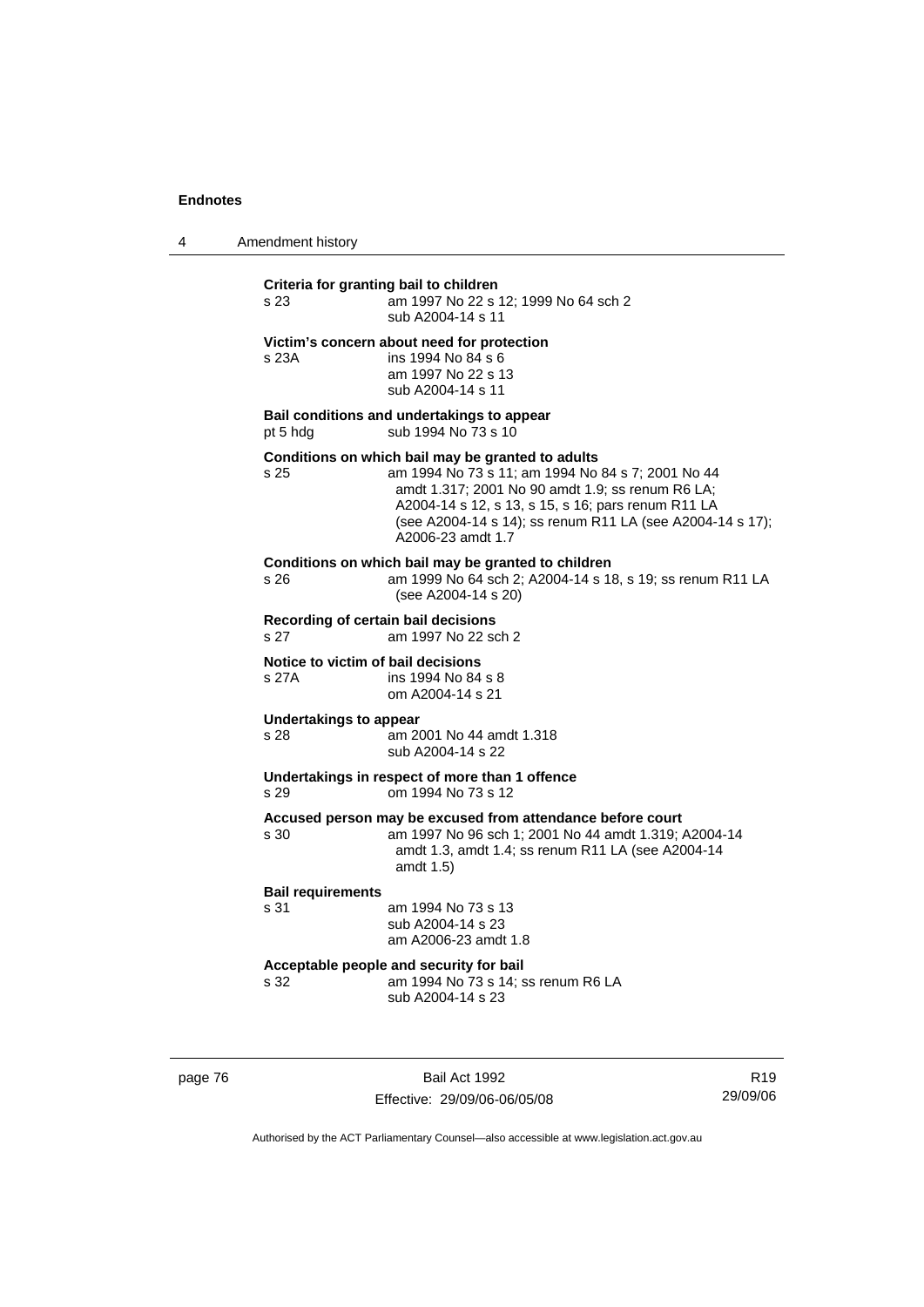**Criteria for granting bail to children**

s 23 am 1997 No 22 s 12; 1999 No 64 sch 2
sub A2004-14 s 11

**Victim's concern about need for protection**

s 23A ins 1994 No 84 s 6
am 1997 No 22 s 13
sub A2004-14 s 11

**Bail conditions and undertakings to appear**

pt 5 hdg sub 1994 No 73 s 10

**Conditions on which bail may be granted to adults**

s 25 am 1994 No 73 s 11; am 1994 No 84 s 7; 2001 No 44 amdt 1.317; 2001 No 90 amdt 1.9; ss renum R6 LA; A2004-14 s 12, s 13, s 15, s 16; pars renum R11 LA (see A2004-14 s 14); ss renum R11 LA (see A2004-14 s 17); A2006-23 amdt 1.7

**Conditions on which bail may be granted to children**

s 26 am 1999 No 64 sch 2; A2004-14 s 18, s 19; ss renum R11 LA (see A2004-14 s 20)

**Recording of certain bail decisions**

s 27 am 1997 No 22 sch 2

**Notice to victim of bail decisions**

s 27A ins 1994 No 84 s 8
om A2004-14 s 21

**Undertakings to appear**

s 28 am 2001 No 44 amdt 1.318
sub A2004-14 s 22

**Undertakings in respect of more than 1 offence**

s 29 om 1994 No 73 s 12

**Accused person may be excused from attendance before court**

s 30 am 1997 No 96 sch 1; 2001 No 44 amdt 1.319; A2004-14 amdt 1.3, amdt 1.4; ss renum R11 LA (see A2004-14 amdt 1.5)

**Bail requirements**

s 31 am 1994 No 73 s 13
sub A2004-14 s 23
am A2006-23 amdt 1.8

**Acceptable people and security for bail**

s 32 am 1994 No 73 s 14; ss renum R6 LA
sub A2004-14 s 23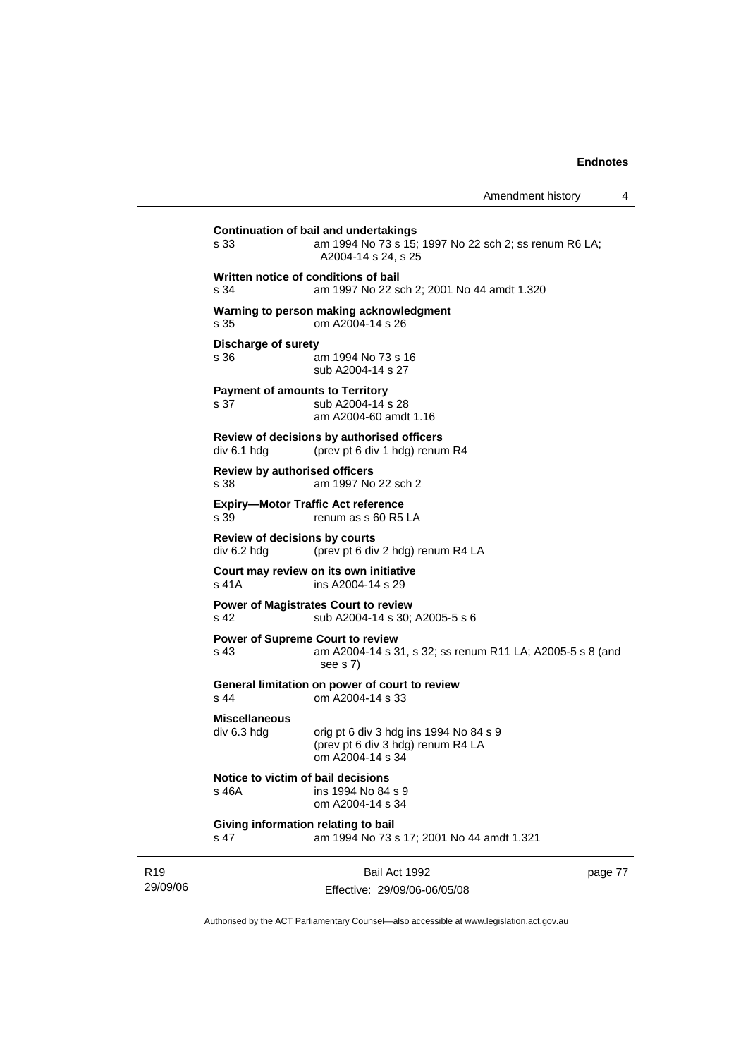**Continuation of bail and undertakings**
s 33 am 1994 No 73 s 15; 1997 No 22 sch 2; ss renum R6 LA; A2004-14 s 24, s 25

**Written notice of conditions of bail**
s 34 am 1997 No 22 sch 2; 2001 No 44 amdt 1.320

**Warning to person making acknowledgment**
s 35 om A2004-14 s 26

**Discharge of surety**
s 36 am 1994 No 73 s 16
sub A2004-14 s 27

**Payment of amounts to Territory**
s 37 sub A2004-14 s 28
am A2004-60 amdt 1.16

**Review of decisions by authorised officers**
div 6.1 hdg (prev pt 6 div 1 hdg) renum R4

**Review by authorised officers**
s 38 am 1997 No 22 sch 2

**Expiry—Motor Traffic Act reference**
s 39 renum as s 60 R5 LA

**Review of decisions by courts**
div 6.2 hdg (prev pt 6 div 2 hdg) renum R4 LA

**Court may review on its own initiative**
s 41A ins A2004-14 s 29

**Power of Magistrates Court to review**
s 42 sub A2004-14 s 30; A2005-5 s 6

**Power of Supreme Court to review**
s 43 am A2004-14 s 31, s 32; ss renum R11 LA; A2005-5 s 8 (and see s 7)

**General limitation on power of court to review**
s 44 om A2004-14 s 33

**Miscellaneous**
div 6.3 hdg orig pt 6 div 3 hdg ins 1994 No 84 s 9
(prev pt 6 div 3 hdg) renum R4 LA
om A2004-14 s 34

**Notice to victim of bail decisions**
s 46A ins 1994 No 84 s 9
om A2004-14 s 34

**Giving information relating to bail**
s 47 am 1994 No 73 s 17; 2001 No 44 amdt 1.321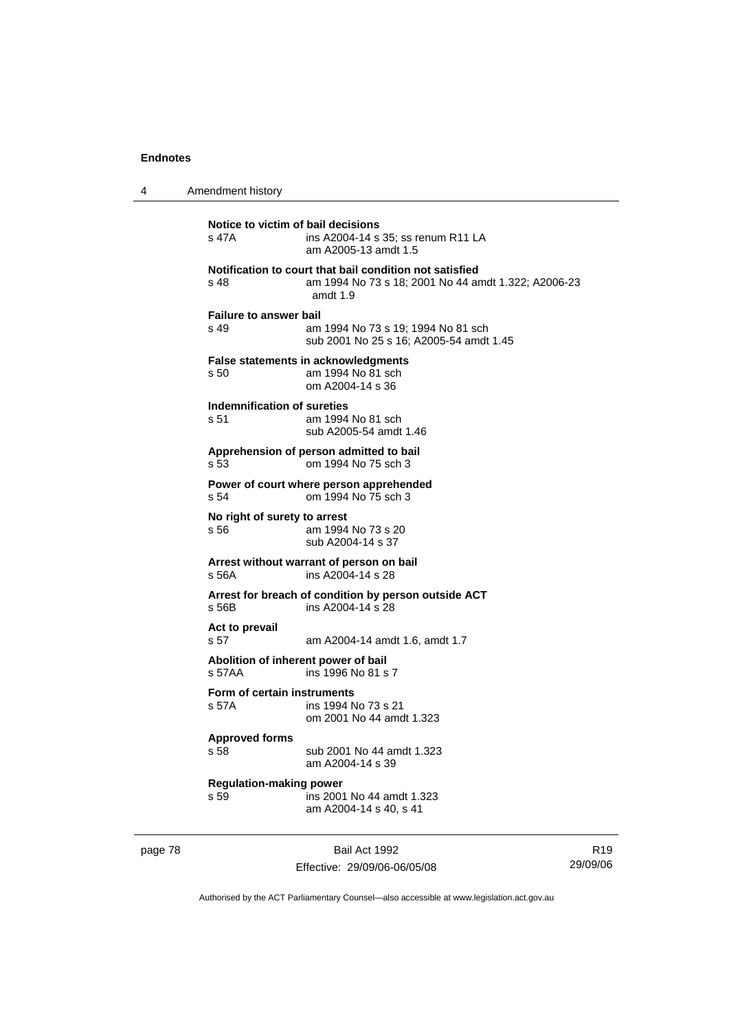**Notice to victim of bail decisions**

s 47A ins A2004-14 s 35; ss renum R11 LA
am A2005-13 amdt 1.5

**Notification to court that bail condition not satisfied**

s 48 am 1994 No 73 s 18; 2001 No 44 amdt 1.322; A2006-23 amdt 1.9

**Failure to answer bail**

s 49 am 1994 No 73 s 19; 1994 No 81 sch
sub 2001 No 25 s 16; A2005-54 amdt 1.45

**False statements in acknowledgments**

s 50 am 1994 No 81 sch
om A2004-14 s 36

**Indemnification of sureties**

s 51 am 1994 No 81 sch
sub A2005-54 amdt 1.46

**Apprehension of person admitted to bail**

s 53 om 1994 No 75 sch 3

**Power of court where person apprehended**

s 54 om 1994 No 75 sch 3

**No right of surety to arrest**

s 56 am 1994 No 73 s 20
sub A2004-14 s 37

**Arrest without warrant of person on bail**

s 56A ins A2004-14 s 28

**Arrest for breach of condition by person outside ACT**

s 56B ins A2004-14 s 28

**Act to prevail**

s 57 am A2004-14 amdt 1.6, amdt 1.7

**Abolition of inherent power of bail**

s 57AA ins 1996 No 81 s 7

**Form of certain instruments**

s 57A ins 1994 No 73 s 21
om 2001 No 44 amdt 1.323

**Approved forms**

s 58 sub 2001 No 44 amdt 1.323
am A2004-14 s 39

**Regulation-making power**

s 59 ins 2001 No 44 amdt 1.323
am A2004-14 s 40, s 41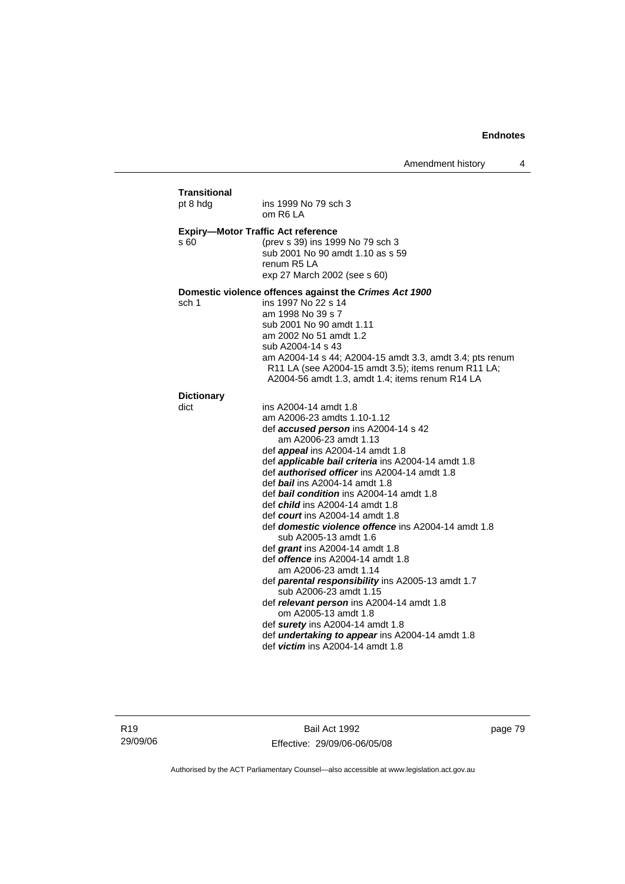**Transitional**

pt 8 hdg — ins 1999 No 79 sch 3
om R6 LA

**Expiry—Motor Traffic Act reference**

s 60 — (prev s 39) ins 1999 No 79 sch 3
sub 2001 No 90 amdt 1.10 as s 59
renum R5 LA
exp 27 March 2002 (see s 60)

**Domestic violence offences against the *Crimes Act 1900***

sch 1 — ins 1997 No 22 s 14
am 1998 No 39 s 7
sub 2001 No 90 amdt 1.11
am 2002 No 51 amdt 1.2
sub A2004-14 s 43
am A2004-14 s 44; A2004-15 amdt 3.3, amdt 3.4; pts renum R11 LA (see A2004-15 amdt 3.5); items renum R11 LA; A2004-56 amdt 1.3, amdt 1.4; items renum R14 LA

**Dictionary**

dict — ins A2004-14 amdt 1.8
am A2006-23 amdts 1.10-1.12
def ***accused person*** ins A2004-14 s 42
am A2006-23 amdt 1.13
def ***appeal*** ins A2004-14 amdt 1.8
def ***applicable bail criteria*** ins A2004-14 amdt 1.8
def ***authorised officer*** ins A2004-14 amdt 1.8
def ***bail*** ins A2004-14 amdt 1.8
def ***bail condition*** ins A2004-14 amdt 1.8
def ***child*** ins A2004-14 amdt 1.8
def ***court*** ins A2004-14 amdt 1.8
def ***domestic violence offence*** ins A2004-14 amdt 1.8
sub A2005-13 amdt 1.6
def ***grant*** ins A2004-14 amdt 1.8
def ***offence*** ins A2004-14 amdt 1.8
am A2006-23 amdt 1.14
def ***parental responsibility*** ins A2005-13 amdt 1.7
sub A2006-23 amdt 1.15
def ***relevant person*** ins A2004-14 amdt 1.8
om A2005-13 amdt 1.8
def ***surety*** ins A2004-14 amdt 1.8
def ***undertaking to appear*** ins A2004-14 amdt 1.8
def ***victim*** ins A2004-14 amdt 1.8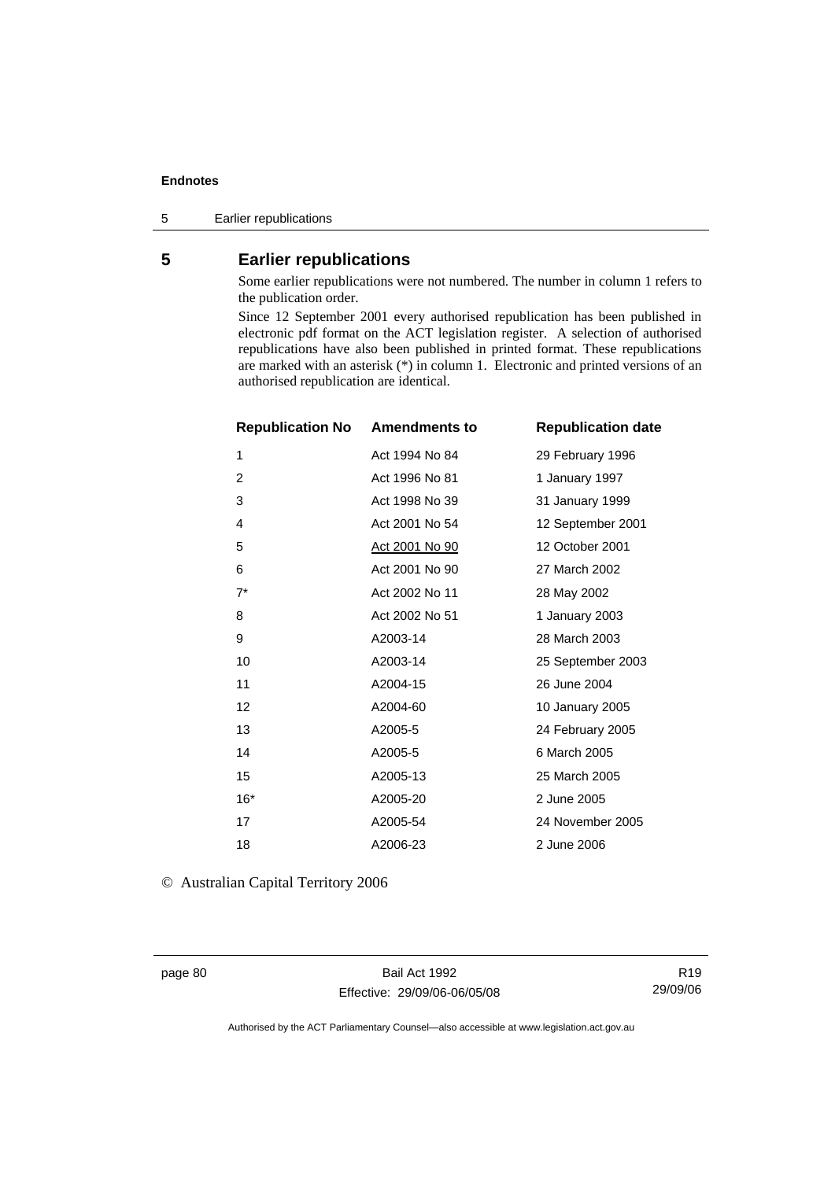## 5 Earlier republications

Some earlier republications were not numbered. The number in column 1 refers to the publication order.

Since 12 September 2001 every authorised republication has been published in electronic pdf format on the ACT legislation register. A selection of authorised republications have also been published in printed format. These republications are marked with an asterisk (*) in column 1. Electronic and printed versions of an authorised republication are identical.

| Republication No | Amendments to | Republication date |
|---|---|---|
| 1 | Act 1994 No 84 | 29 February 1996 |
| 2 | Act 1996 No 81 | 1 January 1997 |
| 3 | Act 1998 No 39 | 31 January 1999 |
| 4 | Act 2001 No 54 | 12 September 2001 |
| 5 | Act 2001 No 90 | 12 October 2001 |
| 6 | Act 2001 No 90 | 27 March 2002 |
| 7* | Act 2002 No 11 | 28 May 2002 |
| 8 | Act 2002 No 51 | 1 January 2003 |
| 9 | A2003-14 | 28 March 2003 |
| 10 | A2003-14 | 25 September 2003 |
| 11 | A2004-15 | 26 June 2004 |
| 12 | A2004-60 | 10 January 2005 |
| 13 | A2005-5 | 24 February 2005 |
| 14 | A2005-5 | 6 March 2005 |
| 15 | A2005-13 | 25 March 2005 |
| 16* | A2005-20 | 2 June 2005 |
| 17 | A2005-54 | 24 November 2005 |
| 18 | A2006-23 | 2 June 2006 |

© Australian Capital Territory 2006